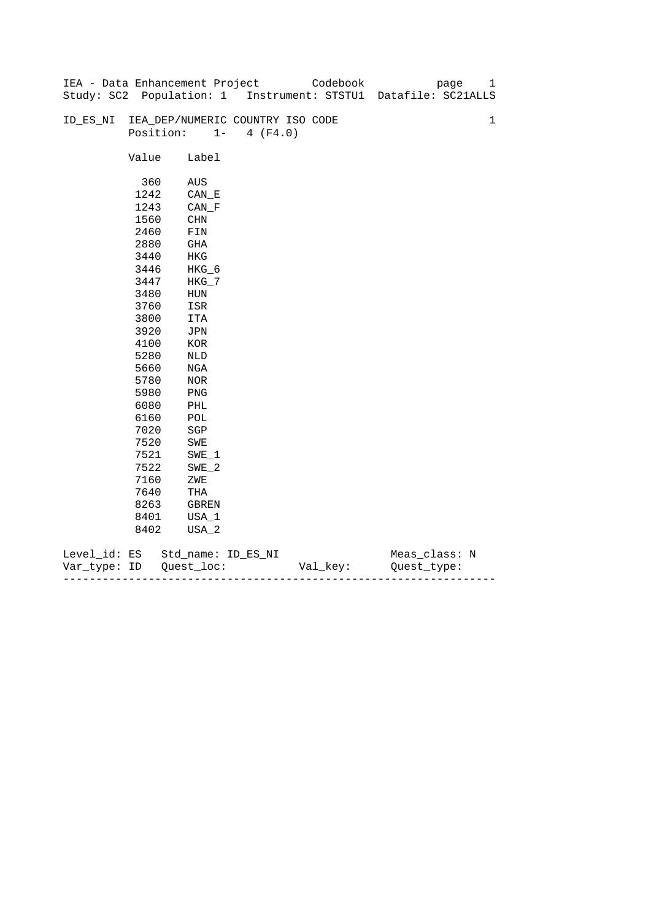IEA - Data Enhancement Project Codebook
Study: SC2 Population: 1 Instrument: STSTU1 Datafile: SC21ALLS

ID_ES_NI IEA_DEP/NUMERIC COUNTRY ISO CODE 1
Position: 1- 4 (F4.0)

| Value | Label |
|---|---|
| 360 | AUS |
| 1242 | CAN_E |
| 1243 | CAN_F |
| 1560 | CHN |
| 2460 | FIN |
| 2880 | GHA |
| 3440 | HKG |
| 3446 | HKG_6 |
| 3447 | HKG_7 |
| 3480 | HUN |
| 3760 | ISR |
| 3800 | ITA |
| 3920 | JPN |
| 4100 | KOR |
| 5280 | NLD |
| 5660 | NGA |
| 5780 | NOR |
| 5980 | PNG |
| 6080 | PHL |
| 6160 | POL |
| 7020 | SGP |
| 7520 | SWE |
| 7521 | SWE_1 |
| 7522 | SWE_2 |
| 7160 | ZWE |
| 7640 | THA |
| 8263 | GBREN |
| 8401 | USA_1 |
| 8402 | USA_2 |

Level_id: ES Std_name: ID_ES_NI Meas_class: N
Var_type: ID Quest_loc: Val_key: Quest_type:

---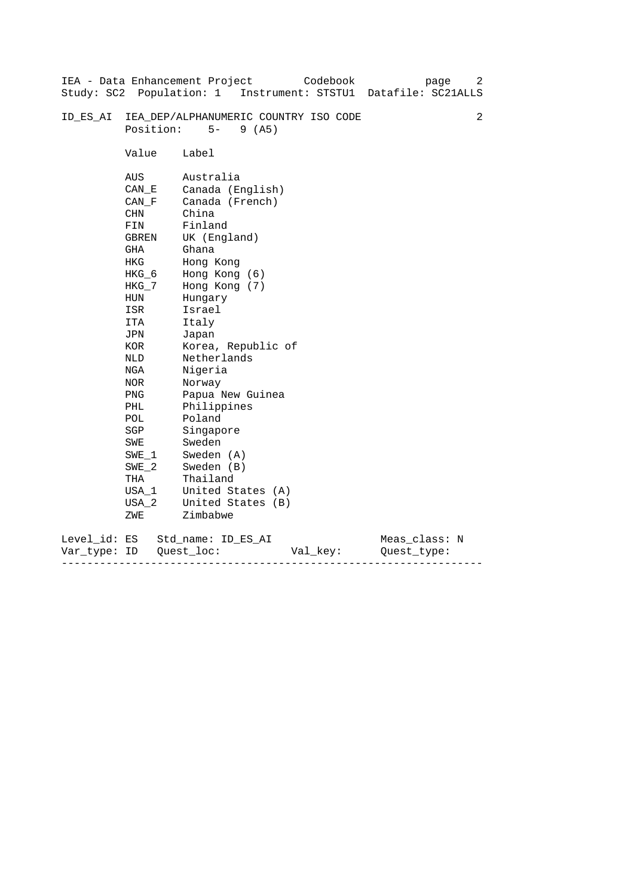ID_ES_AI IEA_DEP/ALPHANUMERIC COUNTRY ISO CODE 2

Position: 5- 9 (A5)

| Value | Label |
|---|---|
| AUS | Australia |
| CAN_E | Canada (English) |
| CAN_F | Canada (French) |
| CHN | China |
| FIN | Finland |
| GBREN | UK (England) |
| GHA | Ghana |
| HKG | Hong Kong |
| HKG_6 | Hong Kong (6) |
| HKG_7 | Hong Kong (7) |
| HUN | Hungary |
| ISR | Israel |
| ITA | Italy |
| JPN | Japan |
| KOR | Korea, Republic of |
| NLD | Netherlands |
| NGA | Nigeria |
| NOR | Norway |
| PNG | Papua New Guinea |
| PHL | Philippines |
| POL | Poland |
| SGP | Singapore |
| SWE | Sweden |
| SWE_1 | Sweden (A) |
| SWE_2 | Sweden (B) |
| THA | Thailand |
| USA_1 | United States (A) |
| USA_2 | United States (B) |
| ZWE | Zimbabwe |

Level_id: ES Std_name: ID_ES_AI Meas_class: N
Var_type: ID Quest_loc: Val_key: Quest_type: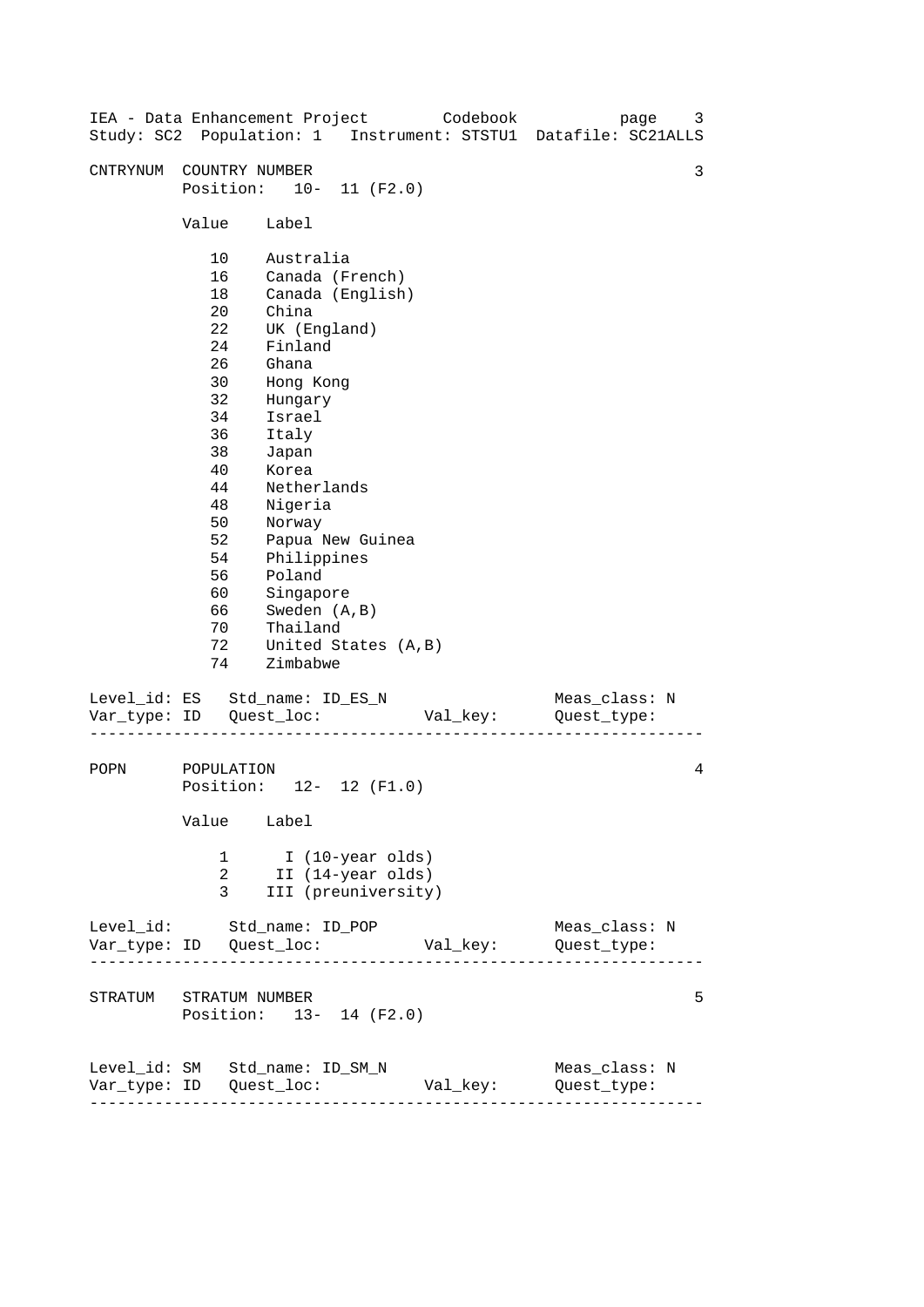IEA - Data Enhancement Project Codebook
Study: SC2 Population: 1 Instrument: STSTU1 Datafile: SC21ALLS

```
CNTRYNUM  COUNTRY NUMBER                                           3
          Position:   10-  11 (F2.0)

          Value    Label

             10    Australia
             16    Canada (French)
             18    Canada (English)
             20    China
             22    UK (England)
             24    Finland
             26    Ghana
             30    Hong Kong
             32    Hungary
             34    Israel
             36    Italy
             38    Japan
             40    Korea
             44    Netherlands
             48    Nigeria
             50    Norway
             52    Papua New Guinea
             54    Philippines
             56    Poland
             60    Singapore
             66    Sweden (A,B)
             70    Thailand
             72    United States (A,B)
             74    Zimbabwe

Level_id: ES   Std_name: ID_ES_N                  Meas_class: N
Var_type: ID   Quest_loc:           Val_key:      Quest_type:
------------------------------------------------------------------

POPN      POPULATION                                               4
          Position:   12-  12 (F1.0)

          Value    Label

              1      I (10-year olds)
              2     II (14-year olds)
              3    III (preuniversity)

Level_id:      Std_name: ID_POP                   Meas_class: N
Var_type: ID   Quest_loc:           Val_key:      Quest_type:
------------------------------------------------------------------

STRATUM   STRATUM NUMBER                                           5
          Position:   13-  14 (F2.0)


Level_id: SM   Std_name: ID_SM_N                  Meas_class: N
Var_type: ID   Quest_loc:           Val_key:      Quest_type:
------------------------------------------------------------------
```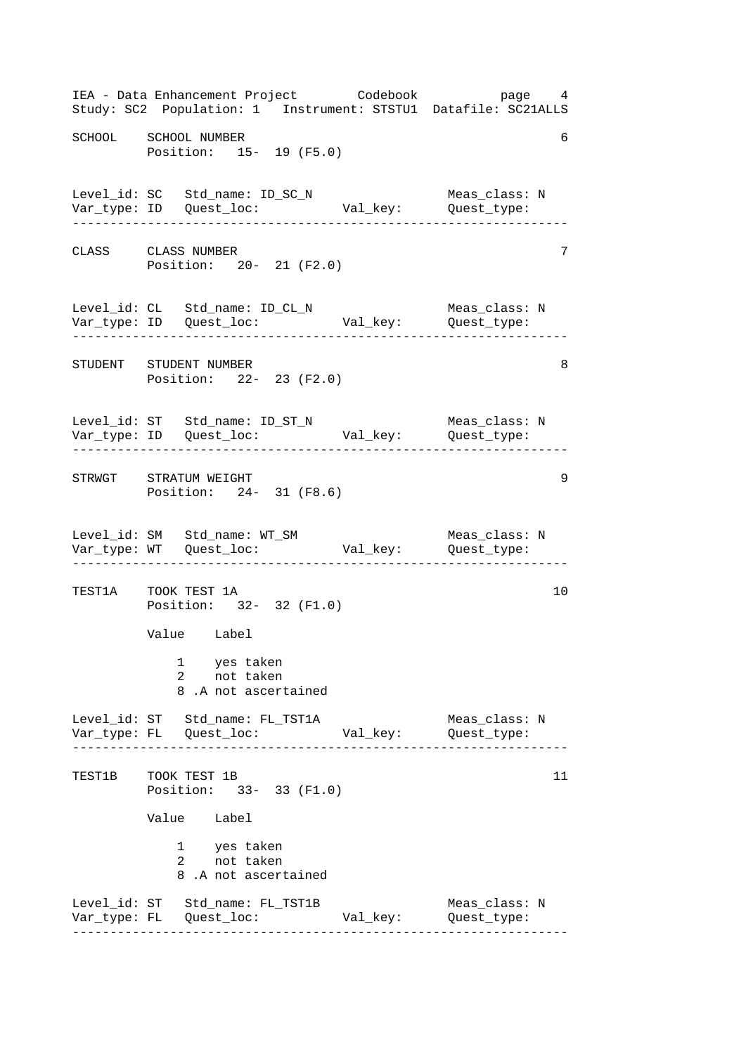```
SCHOOL    SCHOOL NUMBER                                            6
          Position:   15-  19 (F5.0)


Level_id: SC   Std_name: ID_SC_N                  Meas_class: N
Var_type: ID   Quest_loc:          Val_key:       Quest_type:
----------------------------------------------------------------

CLASS     CLASS NUMBER                                             7
          Position:   20-  21 (F2.0)


Level_id: CL   Std_name: ID_CL_N                  Meas_class: N
Var_type: ID   Quest_loc:          Val_key:       Quest_type:
----------------------------------------------------------------

STUDENT   STUDENT NUMBER                                           8
          Position:   22-  23 (F2.0)


Level_id: ST   Std_name: ID_ST_N                  Meas_class: N
Var_type: ID   Quest_loc:          Val_key:       Quest_type:
----------------------------------------------------------------

STRWGT    STRATUM WEIGHT                                           9
          Position:   24-  31 (F8.6)


Level_id: SM   Std_name: WT_SM                    Meas_class: N
Var_type: WT   Quest_loc:          Val_key:       Quest_type:
----------------------------------------------------------------

TEST1A    TOOK TEST 1A                                            10
          Position:   32-  32 (F1.0)

          Value    Label

              1    yes taken
              2    not taken
              8 .A not ascertained

Level_id: ST   Std_name: FL_TST1A                 Meas_class: N
Var_type: FL   Quest_loc:          Val_key:       Quest_type:
----------------------------------------------------------------

TEST1B    TOOK TEST 1B                                            11
          Position:   33-  33 (F1.0)

          Value    Label

              1    yes taken
              2    not taken
              8 .A not ascertained

Level_id: ST   Std_name: FL_TST1B                 Meas_class: N
Var_type: FL   Quest_loc:          Val_key:       Quest_type:
----------------------------------------------------------------
```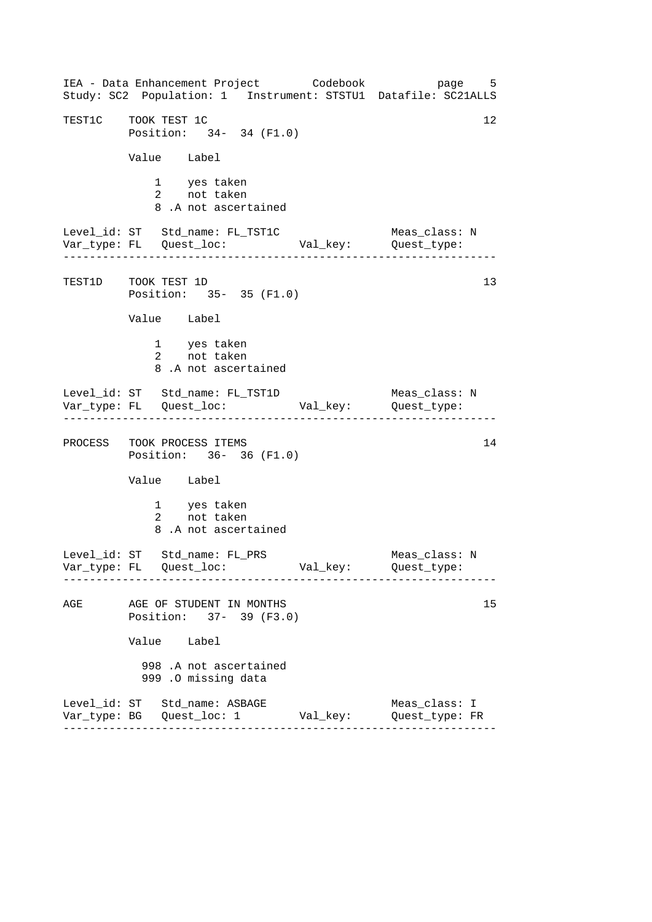```
TEST1C    TOOK TEST 1C                                              12
          Position:   34-  34 (F1.0)

          Value    Label

              1    yes taken
              2    not taken
              8 .A not ascertained

Level_id: ST   Std_name: FL_TST1C                    Meas_class: N
Var_type: FL   Quest_loc:           Val_key:        Quest_type:
-------------------------------------------------------------------

TEST1D    TOOK TEST 1D                                              13
          Position:   35-  35 (F1.0)

          Value    Label

              1    yes taken
              2    not taken
              8 .A not ascertained

Level_id: ST   Std_name: FL_TST1D                    Meas_class: N
Var_type: FL   Quest_loc:           Val_key:        Quest_type:
-------------------------------------------------------------------

PROCESS   TOOK PROCESS ITEMS                                        14
          Position:   36-  36 (F1.0)

          Value    Label

              1    yes taken
              2    not taken
              8 .A not ascertained

Level_id: ST   Std_name: FL_PRS                      Meas_class: N
Var_type: FL   Quest_loc:           Val_key:        Quest_type:
-------------------------------------------------------------------

AGE       AGE OF STUDENT IN MONTHS                                  15
          Position:   37-  39 (F3.0)

          Value    Label

            998 .A not ascertained
            999 .O missing data

Level_id: ST   Std_name: ASBAGE                      Meas_class: I
Var_type: BG   Quest_loc: 1         Val_key:        Quest_type: FR
-------------------------------------------------------------------
```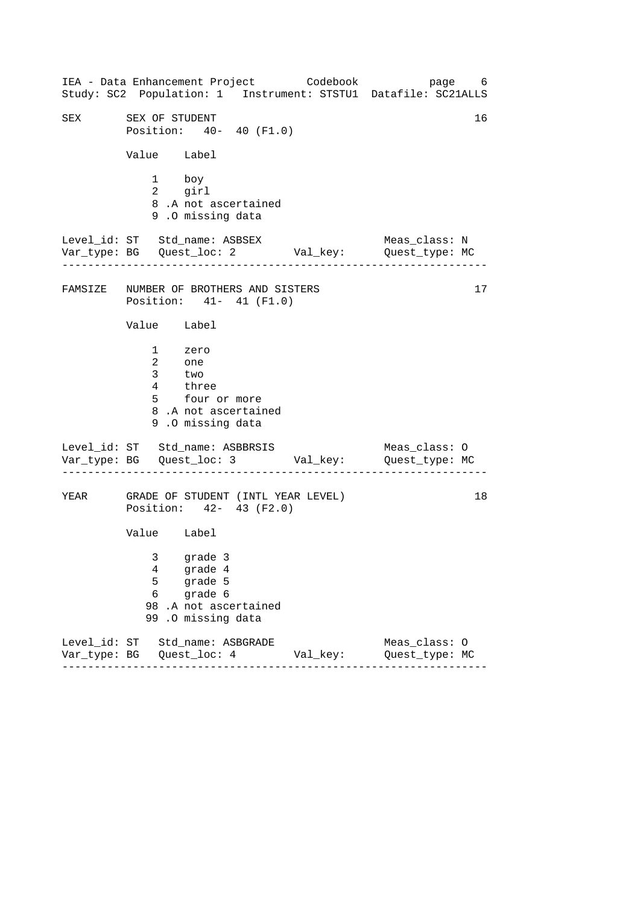```
SEX       SEX OF STUDENT                                            16
          Position:   40-  40 (F1.0)

          Value    Label

              1    boy
              2    girl
              8 .A not ascertained
              9 .O missing data

Level_id: ST   Std_name: ASBSEX                      Meas_class: N
Var_type: BG   Quest_loc: 2        Val_key:          Quest_type: MC
----------------------------------------------------------------------

FAMSIZE   NUMBER OF BROTHERS AND SISTERS                            17
          Position:   41-  41 (F1.0)

          Value    Label

              1    zero
              2    one
              3    two
              4    three
              5    four or more
              8 .A not ascertained
              9 .O missing data

Level_id: ST   Std_name: ASBBRSIS                    Meas_class: O
Var_type: BG   Quest_loc: 3        Val_key:          Quest_type: MC
----------------------------------------------------------------------

YEAR      GRADE OF STUDENT (INTL YEAR LEVEL)                        18
          Position:   42-  43 (F2.0)

          Value    Label

              3    grade 3
              4    grade 4
              5    grade 5
              6    grade 6
             98 .A not ascertained
             99 .O missing data

Level_id: ST   Std_name: ASBGRADE                    Meas_class: O
Var_type: BG   Quest_loc: 4        Val_key:          Quest_type: MC
----------------------------------------------------------------------
```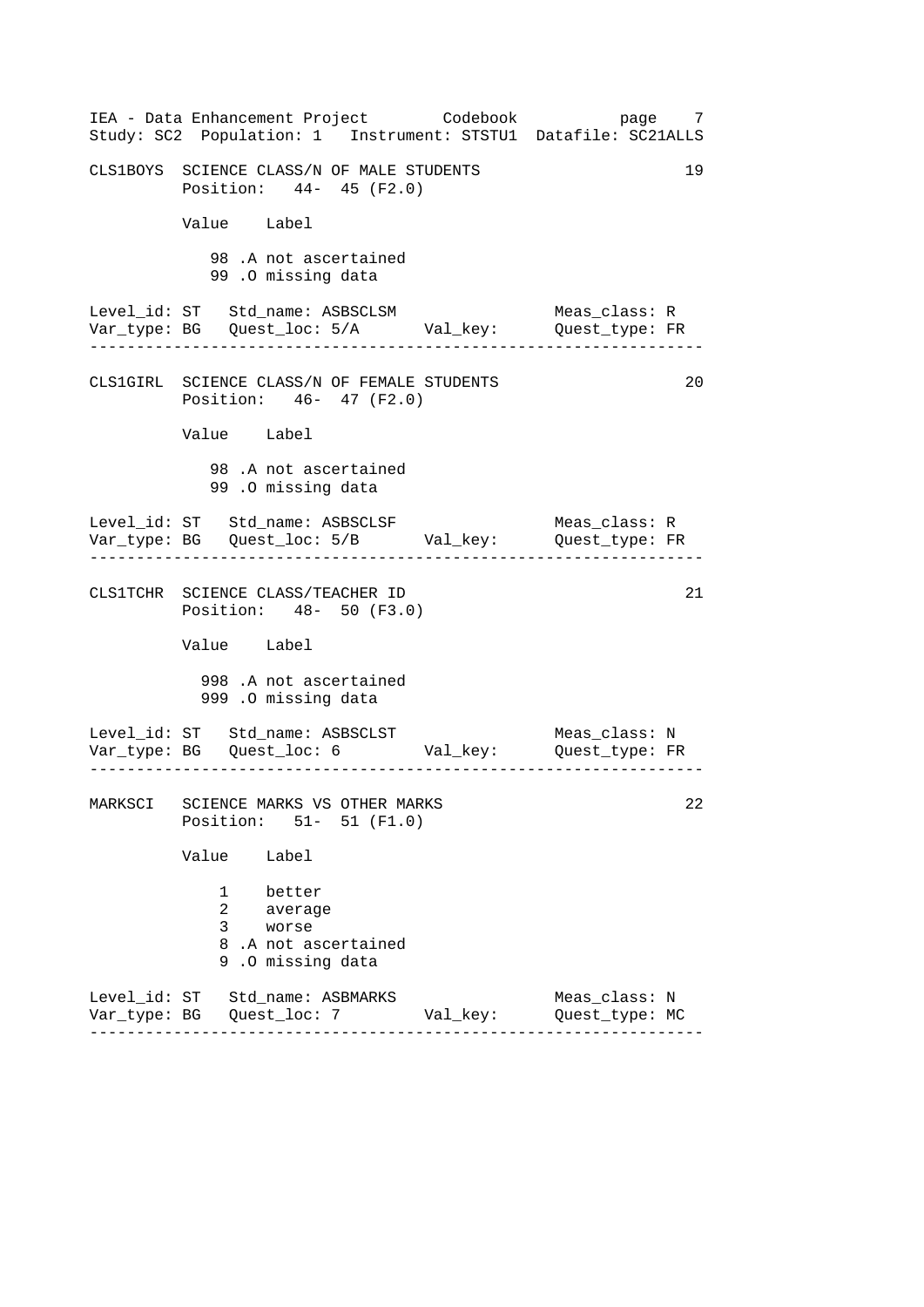```
CLS1BOYS  SCIENCE CLASS/N OF MALE STUDENTS                          19
          Position:   44-  45 (F2.0)

          Value   Label

             98 .A not ascertained
             99 .O missing data

Level_id: ST   Std_name: ASBSCLSM                  Meas_class: R
Var_type: BG   Quest_loc: 5/A       Val_key:       Quest_type: FR
------------------------------------------------------------------

CLS1GIRL  SCIENCE CLASS/N OF FEMALE STUDENTS                        20
          Position:   46-  47 (F2.0)

          Value   Label

             98 .A not ascertained
             99 .O missing data

Level_id: ST   Std_name: ASBSCLSF                  Meas_class: R
Var_type: BG   Quest_loc: 5/B       Val_key:       Quest_type: FR
------------------------------------------------------------------

CLS1TCHR  SCIENCE CLASS/TEACHER ID                                  21
          Position:   48-  50 (F3.0)

          Value   Label

            998 .A not ascertained
            999 .O missing data

Level_id: ST   Std_name: ASBSCLST                  Meas_class: N
Var_type: BG   Quest_loc: 6         Val_key:       Quest_type: FR
------------------------------------------------------------------

MARKSCI   SCIENCE MARKS VS OTHER MARKS                              22
          Position:   51-  51 (F1.0)

          Value   Label

              1    better
              2    average
              3    worse
              8 .A not ascertained
              9 .O missing data

Level_id: ST   Std_name: ASBMARKS                  Meas_class: N
Var_type: BG   Quest_loc: 7         Val_key:       Quest_type: MC
------------------------------------------------------------------
```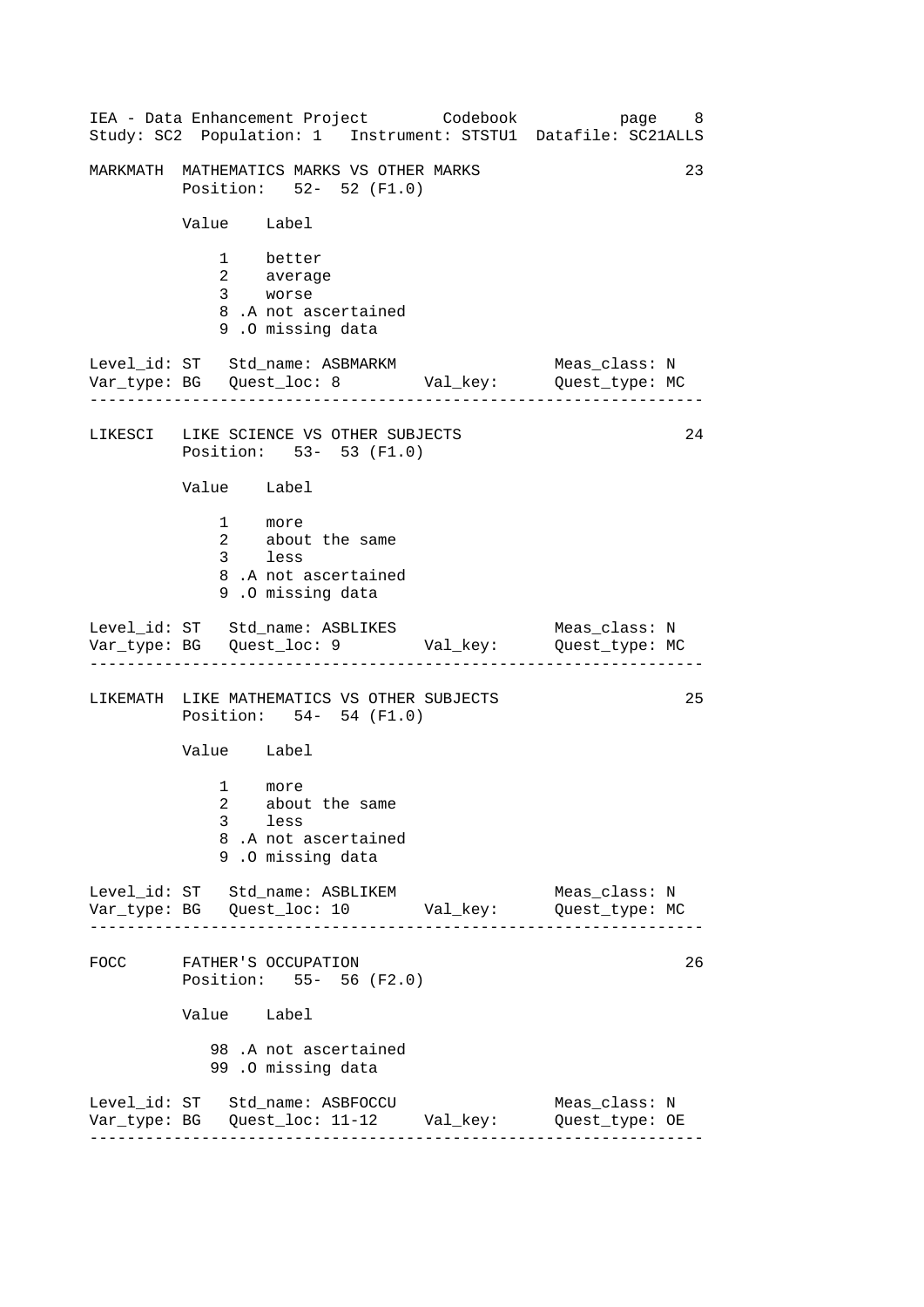```
MARKMATH  MATHEMATICS MARKS VS OTHER MARKS                          23
          Position:   52-  52 (F1.0)

          Value    Label

              1    better
              2    average
              3    worse
              8 .A not ascertained
              9 .O missing data

Level_id: ST   Std_name: ASBMARKM                  Meas_class: N
Var_type: BG   Quest_loc: 8         Val_key:       Quest_type: MC
------------------------------------------------------------------
```

```
LIKESCI   LIKE SCIENCE VS OTHER SUBJECTS                            24
          Position:   53-  53 (F1.0)

          Value    Label

              1    more
              2    about the same
              3    less
              8 .A not ascertained
              9 .O missing data

Level_id: ST   Std_name: ASBLIKES                  Meas_class: N
Var_type: BG   Quest_loc: 9         Val_key:       Quest_type: MC
------------------------------------------------------------------
```

```
LIKEMATH  LIKE MATHEMATICS VS OTHER SUBJECTS                        25
          Position:   54-  54 (F1.0)

          Value    Label

              1    more
              2    about the same
              3    less
              8 .A not ascertained
              9 .O missing data

Level_id: ST   Std_name: ASBLIKEM                  Meas_class: N
Var_type: BG   Quest_loc: 10        Val_key:       Quest_type: MC
------------------------------------------------------------------
```

```
FOCC      FATHER'S OCCUPATION                                       26
          Position:   55-  56 (F2.0)

          Value    Label

             98 .A not ascertained
             99 .O missing data

Level_id: ST   Std_name: ASBFOCCU                  Meas_class: N
Var_type: BG   Quest_loc: 11-12     Val_key:       Quest_type: OE
------------------------------------------------------------------
```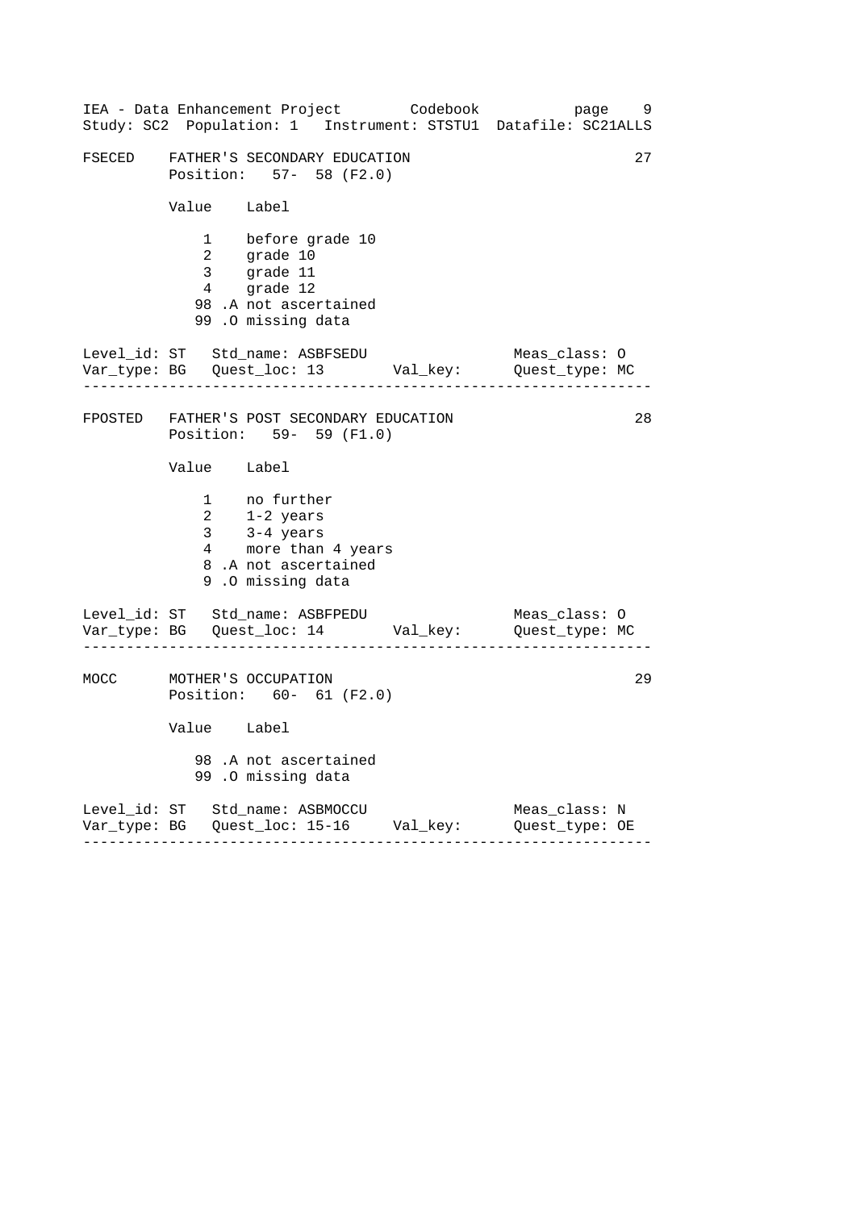```
FSECED    FATHER'S SECONDARY EDUCATION                               27
          Position:   57-  58 (F2.0)

          Value    Label

              1    before grade 10
              2    grade 10
              3    grade 11
              4    grade 12
             98 .A not ascertained
             99 .O missing data

Level_id: ST   Std_name: ASBFSEDU                     Meas_class: O
Var_type: BG   Quest_loc: 13        Val_key:          Quest_type: MC
-----------------------------------------------------------------------

FPOSTED   FATHER'S POST SECONDARY EDUCATION                          28
          Position:   59-  59 (F1.0)

          Value    Label

              1    no further
              2    1-2 years
              3    3-4 years
              4    more than 4 years
              8 .A not ascertained
              9 .O missing data

Level_id: ST   Std_name: ASBFPEDU                     Meas_class: O
Var_type: BG   Quest_loc: 14        Val_key:          Quest_type: MC
-----------------------------------------------------------------------

MOCC      MOTHER'S OCCUPATION                                        29
          Position:   60-  61 (F2.0)

          Value    Label

             98 .A not ascertained
             99 .O missing data

Level_id: ST   Std_name: ASBMOCCU                     Meas_class: N
Var_type: BG   Quest_loc: 15-16     Val_key:          Quest_type: OE
-----------------------------------------------------------------------
```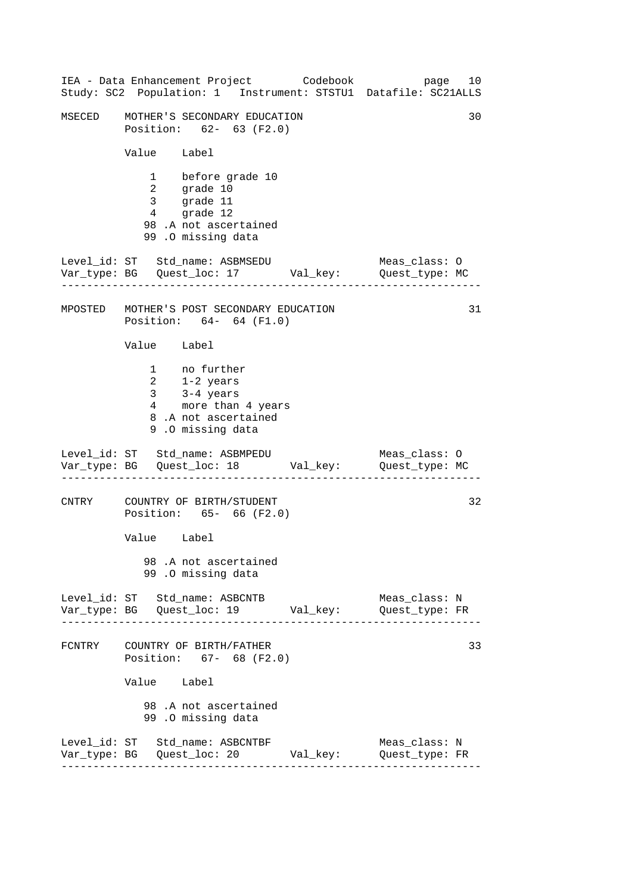MSECED    MOTHER'S SECONDARY EDUCATION                                        30
          Position:   62-  63 (F2.0)

          Value    Label

             1    before grade 10
             2    grade 10
             3    grade 11
             4    grade 12
            98 .A not ascertained
            99 .O missing data

Level_id: ST   Std_name: ASBMSEDU                     Meas_class: O
Var_type: BG   Quest_loc: 17        Val_key:          Quest_type: MC

---

MPOSTED   MOTHER'S POST SECONDARY EDUCATION                                   31
          Position:   64-  64 (F1.0)

          Value    Label

             1    no further
             2    1-2 years
             3    3-4 years
             4    more than 4 years
             8 .A not ascertained
             9 .O missing data

Level_id: ST   Std_name: ASBMPEDU                     Meas_class: O
Var_type: BG   Quest_loc: 18        Val_key:          Quest_type: MC

---

CNTRY     COUNTRY OF BIRTH/STUDENT                                            32
          Position:   65-  66 (F2.0)

          Value    Label

            98 .A not ascertained
            99 .O missing data

Level_id: ST   Std_name: ASBCNTB                      Meas_class: N
Var_type: BG   Quest_loc: 19        Val_key:          Quest_type: FR

---

FCNTRY    COUNTRY OF BIRTH/FATHER                                             33
          Position:   67-  68 (F2.0)

          Value    Label

            98 .A not ascertained
            99 .O missing data

Level_id: ST   Std_name: ASBCNTBF                     Meas_class: N
Var_type: BG   Quest_loc: 20        Val_key:          Quest_type: FR

---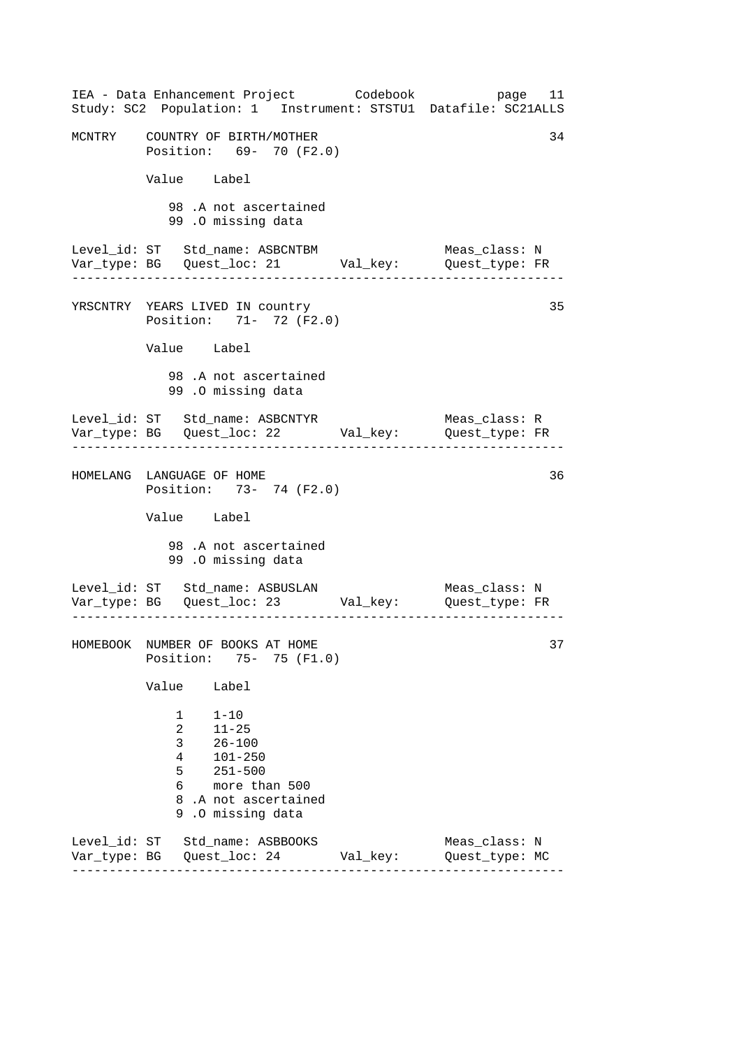```
MCNTRY    COUNTRY OF BIRTH/MOTHER                                   34
          Position:   69-  70 (F2.0)

          Value    Label

             98 .A not ascertained
             99 .O missing data

Level_id: ST   Std_name: ASBCNTBM                     Meas_class: N
Var_type: BG   Quest_loc: 21        Val_key:          Quest_type: FR
------------------------------------------------------------------------

YRSCNTRY  YEARS LIVED IN country                                    35
          Position:   71-  72 (F2.0)

          Value    Label

             98 .A not ascertained
             99 .O missing data

Level_id: ST   Std_name: ASBCNTYR                     Meas_class: R
Var_type: BG   Quest_loc: 22        Val_key:          Quest_type: FR
------------------------------------------------------------------------

HOMELANG  LANGUAGE OF HOME                                          36
          Position:   73-  74 (F2.0)

          Value    Label

             98 .A not ascertained
             99 .O missing data

Level_id: ST   Std_name: ASBUSLAN                     Meas_class: N
Var_type: BG   Quest_loc: 23        Val_key:          Quest_type: FR
------------------------------------------------------------------------

HOMEBOOK  NUMBER OF BOOKS AT HOME                                   37
          Position:   75-  75 (F1.0)

          Value    Label

              1    1-10
              2    11-25
              3    26-100
              4    101-250
              5    251-500
              6    more than 500
              8 .A not ascertained
              9 .O missing data

Level_id: ST   Std_name: ASBBOOKS                     Meas_class: N
Var_type: BG   Quest_loc: 24        Val_key:          Quest_type: MC
------------------------------------------------------------------------
```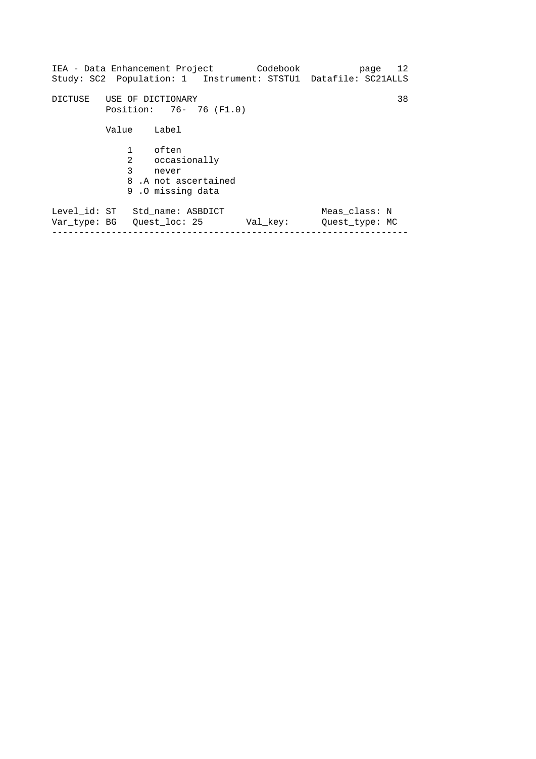DICTUSE USE OF DICTIONARY 38

Position: 76- 76 (F1.0)

| Value | Label |
|---|---|
| 1 | often |
| 2 | occasionally |
| 3 | never |
| 8 .A | not ascertained |
| 9 .O | missing data |

Level_id: ST Std_name: ASBDICT Meas_class: N

Var_type: BG Quest_loc: 25 Val_key: Quest_type: MC

---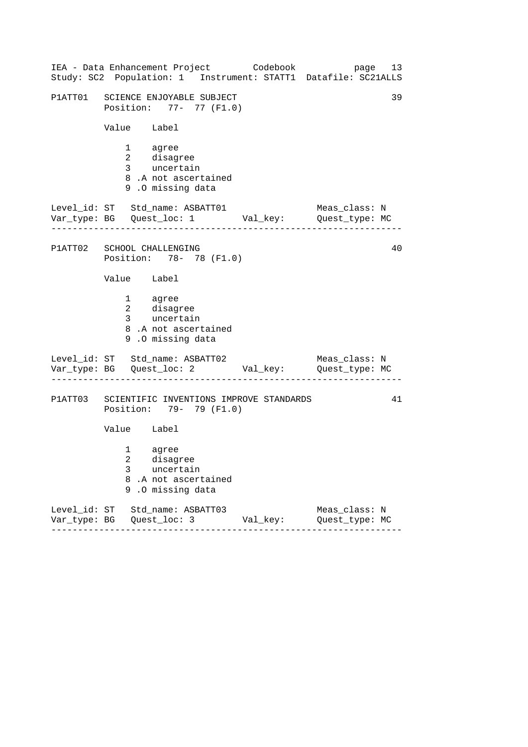IEA - Data Enhancement Project        Codebook
Study: SC2  Population: 1   Instrument: STATT1  Datafile: SC21ALLS

```
P1ATT01   SCIENCE ENJOYABLE SUBJECT                               39
          Position:   77-  77 (F1.0)

          Value    Label

              1    agree
              2    disagree
              3    uncertain
              8 .A not ascertained
              9 .O missing data

Level_id: ST   Std_name: ASBATT01                 Meas_class: N
Var_type: BG   Quest_loc: 1        Val_key:      Quest_type: MC
-----------------------------------------------------------------

P1ATT02   SCHOOL CHALLENGING                                      40
          Position:   78-  78 (F1.0)

          Value    Label

              1    agree
              2    disagree
              3    uncertain
              8 .A not ascertained
              9 .O missing data

Level_id: ST   Std_name: ASBATT02                 Meas_class: N
Var_type: BG   Quest_loc: 2        Val_key:      Quest_type: MC
-----------------------------------------------------------------

P1ATT03   SCIENTIFIC INVENTIONS IMPROVE STANDARDS                 41
          Position:   79-  79 (F1.0)

          Value    Label

              1    agree
              2    disagree
              3    uncertain
              8 .A not ascertained
              9 .O missing data

Level_id: ST   Std_name: ASBATT03                 Meas_class: N
Var_type: BG   Quest_loc: 3        Val_key:      Quest_type: MC
-----------------------------------------------------------------
```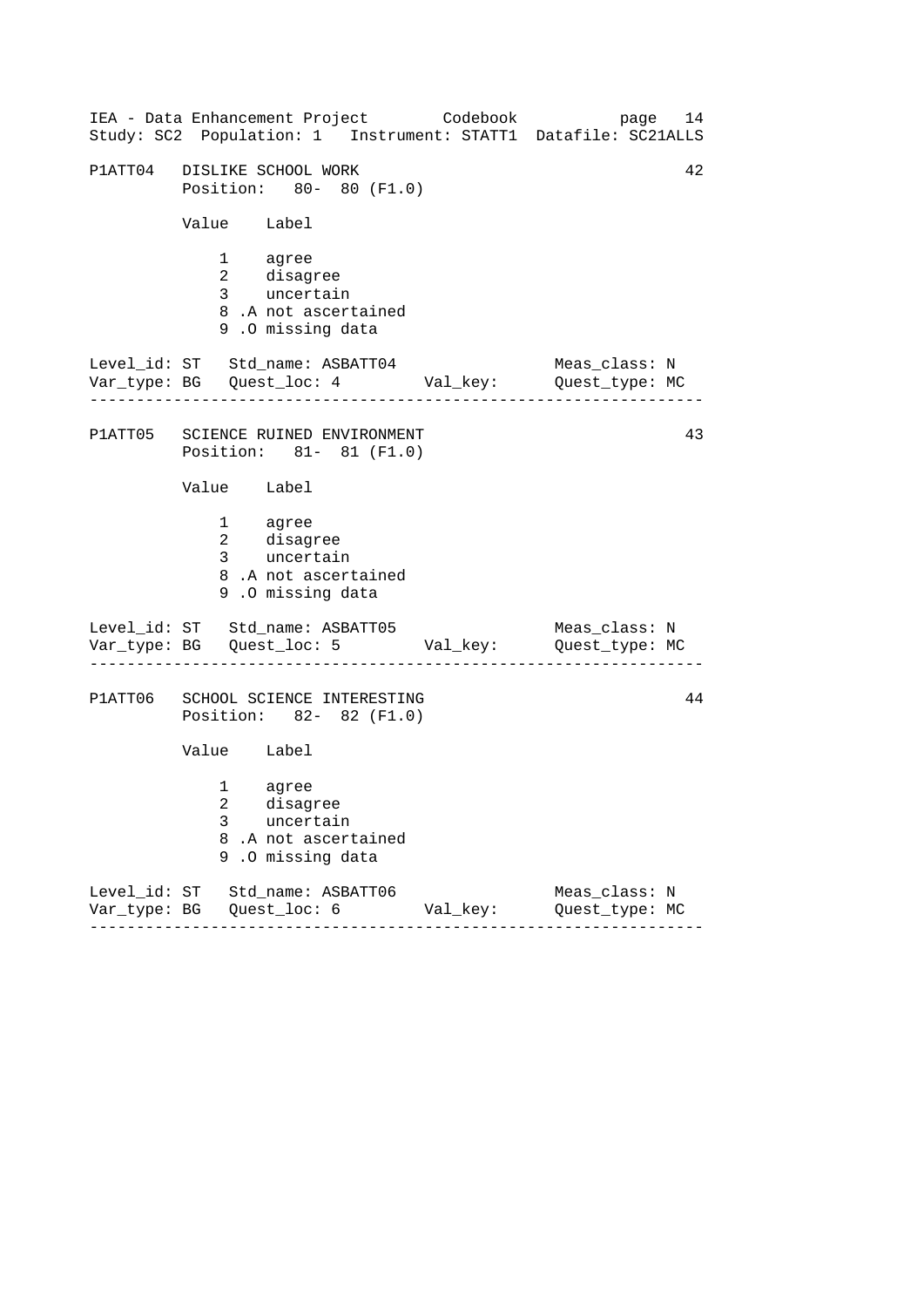P1ATT04   DISLIKE SCHOOL WORK                                    42
          Position:   80-  80 (F1.0)

| Value | Label |
|---|---|
| 1 | agree |
| 2 | disagree |
| 3 | uncertain |
| 8 .A | not ascertained |
| 9 .O | missing data |

Level_id: ST   Std_name: ASBATT04   Meas_class: N
Var_type: BG   Quest_loc: 4   Val_key:   Quest_type: MC

---

P1ATT05   SCIENCE RUINED ENVIRONMENT                                    43
          Position:   81-  81 (F1.0)

| Value | Label |
|---|---|
| 1 | agree |
| 2 | disagree |
| 3 | uncertain |
| 8 .A | not ascertained |
| 9 .O | missing data |

Level_id: ST   Std_name: ASBATT05   Meas_class: N
Var_type: BG   Quest_loc: 5   Val_key:   Quest_type: MC

---

P1ATT06   SCHOOL SCIENCE INTERESTING                                    44
          Position:   82-  82 (F1.0)

| Value | Label |
|---|---|
| 1 | agree |
| 2 | disagree |
| 3 | uncertain |
| 8 .A | not ascertained |
| 9 .O | missing data |

Level_id: ST   Std_name: ASBATT06   Meas_class: N
Var_type: BG   Quest_loc: 6   Val_key:   Quest_type: MC

---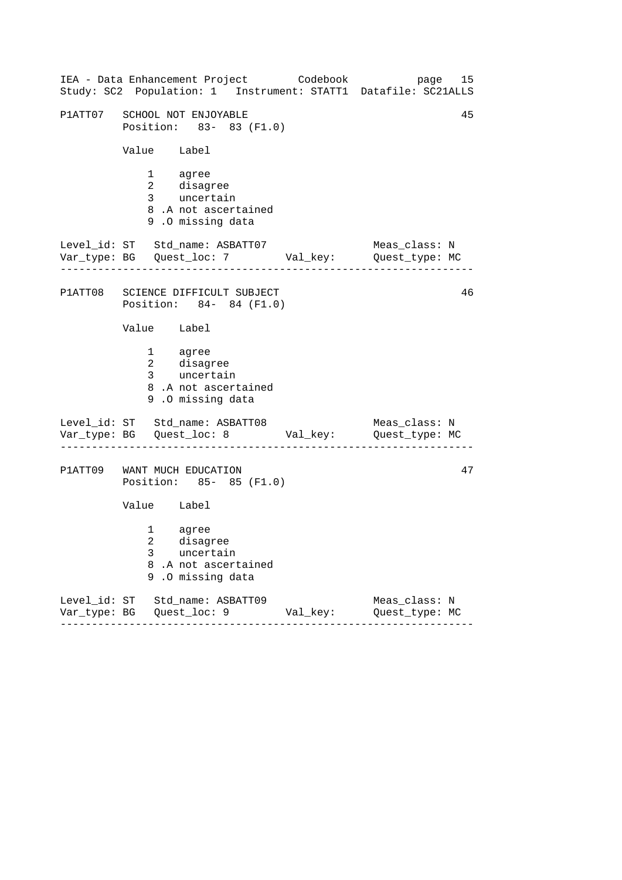P1ATT07 SCHOOL NOT ENJOYABLE 45
Position: 83- 83 (F1.0)

| Value | Label |
|---|---|
| 1 | agree |
| 2 | disagree |
| 3 | uncertain |
| 8 .A | not ascertained |
| 9 .O | missing data |

Level_id: ST Std_name: ASBATT07 Meas_class: N
Var_type: BG Quest_loc: 7 Val_key: Quest_type: MC

---

P1ATT08 SCIENCE DIFFICULT SUBJECT 46
Position: 84- 84 (F1.0)

| Value | Label |
|---|---|
| 1 | agree |
| 2 | disagree |
| 3 | uncertain |
| 8 .A | not ascertained |
| 9 .O | missing data |

Level_id: ST Std_name: ASBATT08 Meas_class: N
Var_type: BG Quest_loc: 8 Val_key: Quest_type: MC

---

P1ATT09 WANT MUCH EDUCATION 47
Position: 85- 85 (F1.0)

| Value | Label |
|---|---|
| 1 | agree |
| 2 | disagree |
| 3 | uncertain |
| 8 .A | not ascertained |
| 9 .O | missing data |

Level_id: ST Std_name: ASBATT09 Meas_class: N
Var_type: BG Quest_loc: 9 Val_key: Quest_type: MC

---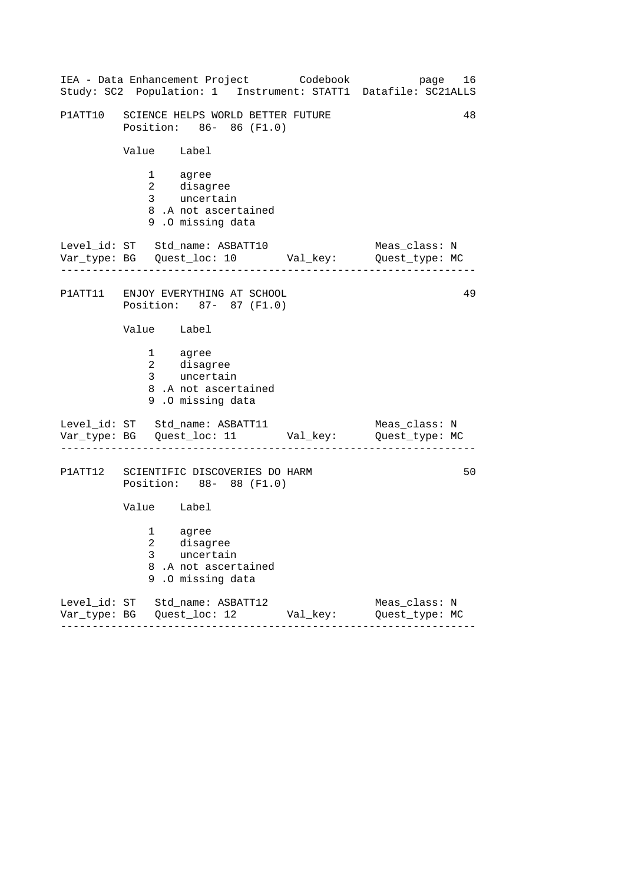P1ATT10 SCIENCE HELPS WORLD BETTER FUTURE 48
Position: 86- 86 (F1.0)

| Value | Label |
|---|---|
| 1 | agree |
| 2 | disagree |
| 3 | uncertain |
| 8 .A | not ascertained |
| 9 .O | missing data |

Level_id: ST Std_name: ASBATT10 Meas_class: N
Var_type: BG Quest_loc: 10 Val_key: Quest_type: MC

---

P1ATT11 ENJOY EVERYTHING AT SCHOOL 49
Position: 87- 87 (F1.0)

| Value | Label |
|---|---|
| 1 | agree |
| 2 | disagree |
| 3 | uncertain |
| 8 .A | not ascertained |
| 9 .O | missing data |

Level_id: ST Std_name: ASBATT11 Meas_class: N
Var_type: BG Quest_loc: 11 Val_key: Quest_type: MC

---

P1ATT12 SCIENTIFIC DISCOVERIES DO HARM 50
Position: 88- 88 (F1.0)

| Value | Label |
|---|---|
| 1 | agree |
| 2 | disagree |
| 3 | uncertain |
| 8 .A | not ascertained |
| 9 .O | missing data |

Level_id: ST Std_name: ASBATT12 Meas_class: N
Var_type: BG Quest_loc: 12 Val_key: Quest_type: MC

---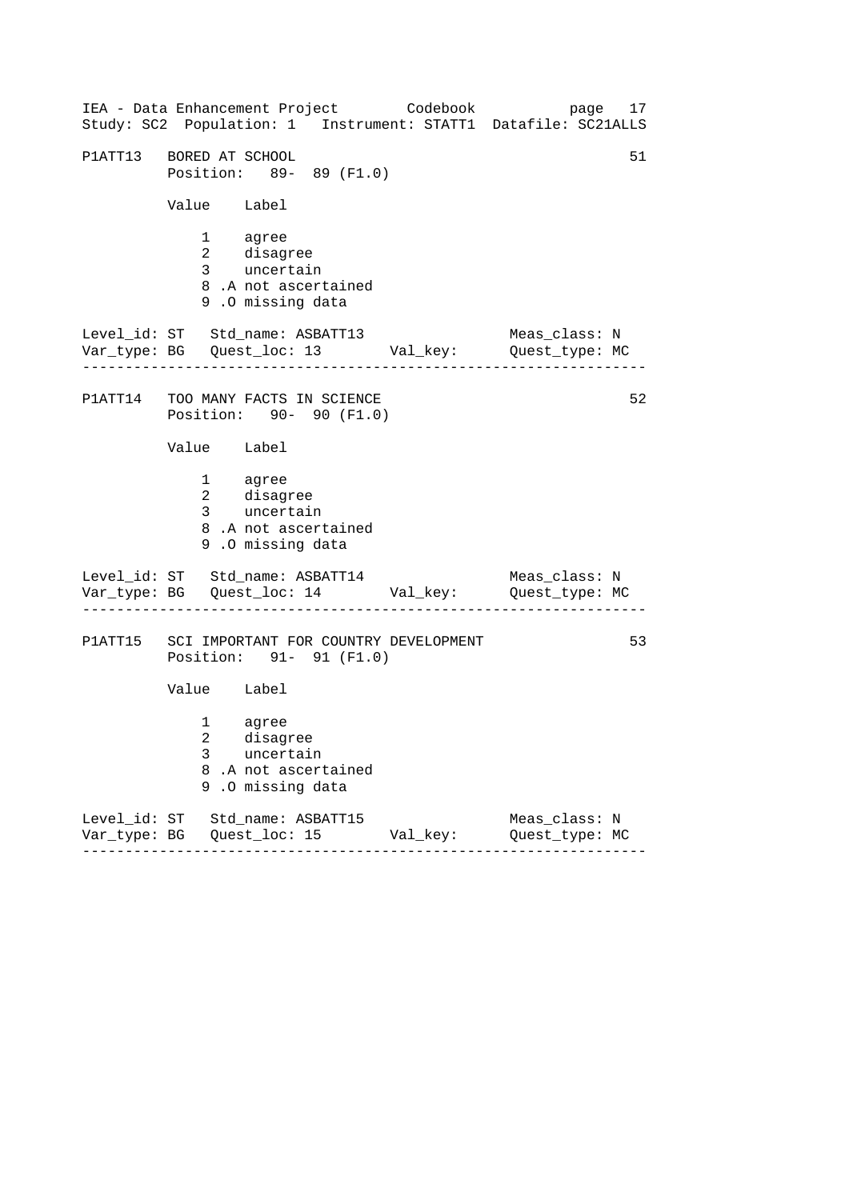P1ATT13   BORED AT SCHOOL                                          51
          Position:   89-  89 (F1.0)

| Value | Label |
|---|---|
| 1 | agree |
| 2 | disagree |
| 3 | uncertain |
| 8 .A | not ascertained |
| 9 .O | missing data |

Level_id: ST   Std_name: ASBATT13                Meas_class: N
Var_type: BG   Quest_loc: 13       Val_key:      Quest_type: MC

---

P1ATT14   TOO MANY FACTS IN SCIENCE                                52
          Position:   90-  90 (F1.0)

| Value | Label |
|---|---|
| 1 | agree |
| 2 | disagree |
| 3 | uncertain |
| 8 .A | not ascertained |
| 9 .O | missing data |

Level_id: ST   Std_name: ASBATT14                Meas_class: N
Var_type: BG   Quest_loc: 14       Val_key:      Quest_type: MC

---

P1ATT15   SCI IMPORTANT FOR COUNTRY DEVELOPMENT                    53
          Position:   91-  91 (F1.0)

| Value | Label |
|---|---|
| 1 | agree |
| 2 | disagree |
| 3 | uncertain |
| 8 .A | not ascertained |
| 9 .O | missing data |

Level_id: ST   Std_name: ASBATT15                Meas_class: N
Var_type: BG   Quest_loc: 15       Val_key:      Quest_type: MC

---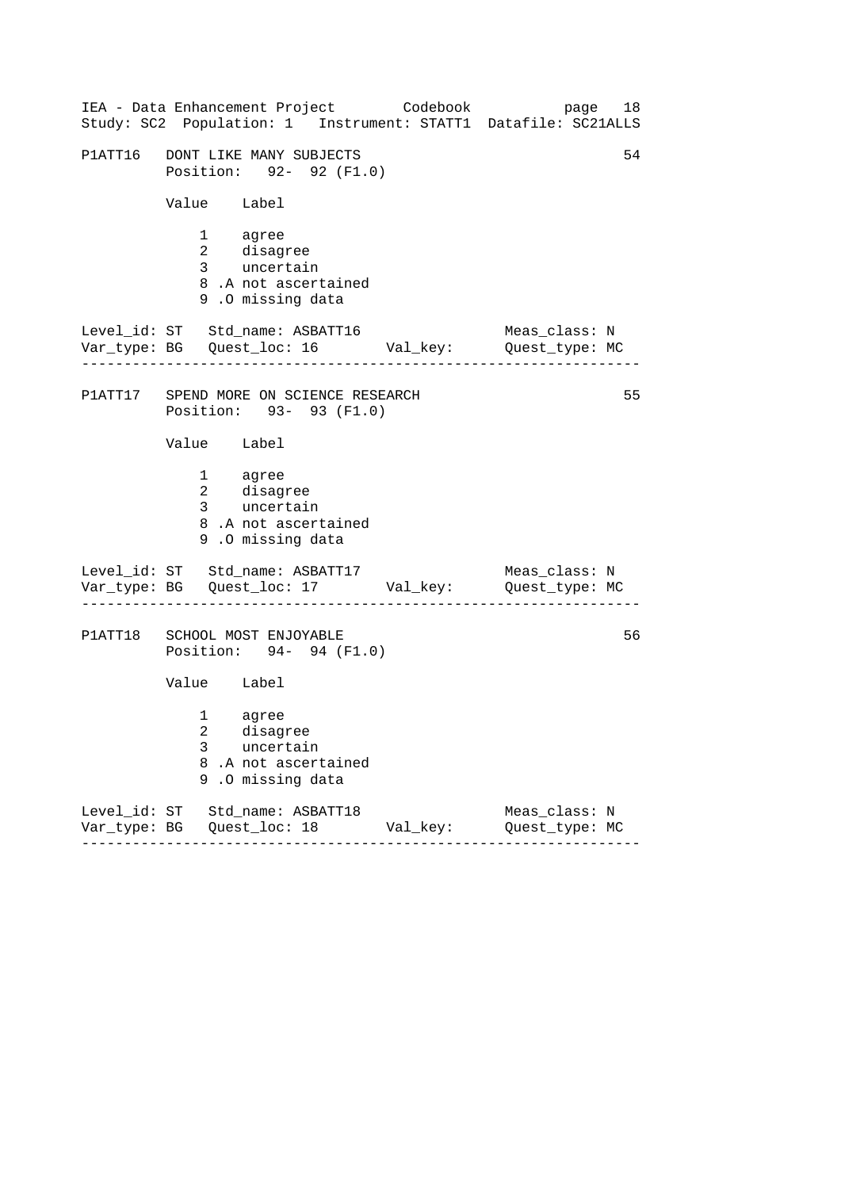IEA - Data Enhancement Project Codebook
Study: SC2 Population: 1 Instrument: STATT1 Datafile: SC21ALLS

```
P1ATT16   DONT LIKE MANY SUBJECTS                                  54
          Position:   92-  92 (F1.0)

          Value    Label

              1    agree
              2    disagree
              3    uncertain
              8 .A not ascertained
              9 .O missing data

Level_id: ST   Std_name: ASBATT16                 Meas_class: N
Var_type: BG   Quest_loc: 16       Val_key:       Quest_type: MC
-----------------------------------------------------------------

P1ATT17   SPEND MORE ON SCIENCE RESEARCH                           55
          Position:   93-  93 (F1.0)

          Value    Label

              1    agree
              2    disagree
              3    uncertain
              8 .A not ascertained
              9 .O missing data

Level_id: ST   Std_name: ASBATT17                 Meas_class: N
Var_type: BG   Quest_loc: 17       Val_key:       Quest_type: MC
-----------------------------------------------------------------

P1ATT18   SCHOOL MOST ENJOYABLE                                    56
          Position:   94-  94 (F1.0)

          Value    Label

              1    agree
              2    disagree
              3    uncertain
              8 .A not ascertained
              9 .O missing data

Level_id: ST   Std_name: ASBATT18                 Meas_class: N
Var_type: BG   Quest_loc: 18       Val_key:       Quest_type: MC
-----------------------------------------------------------------
```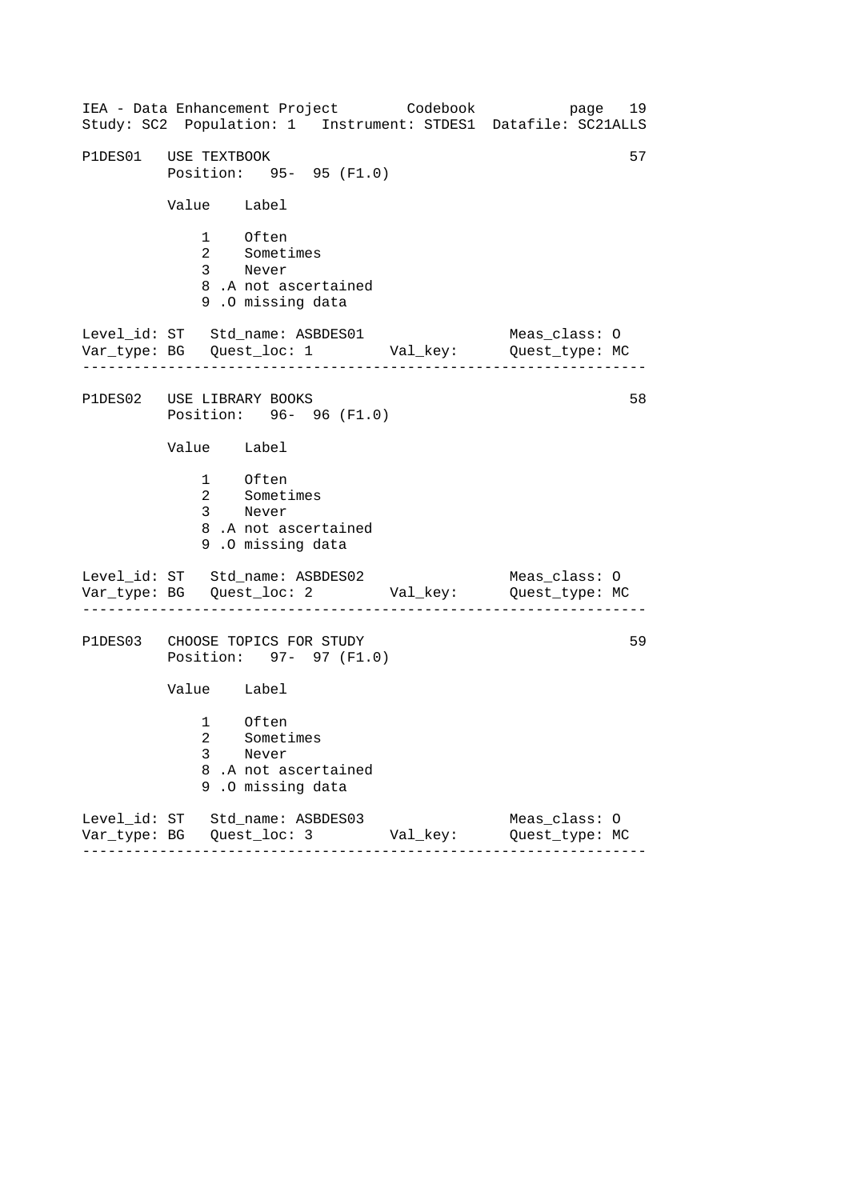```
P1DES01   USE TEXTBOOK                                                 57
          Position:   95-  95 (F1.0)

          Value    Label

              1    Often
              2    Sometimes
              3    Never
              8 .A not ascertained
              9 .O missing data

Level_id: ST   Std_name: ASBDES01                  Meas_class: O
Var_type: BG   Quest_loc: 1        Val_key:        Quest_type: MC
-------------------------------------------------------------------

P1DES02   USE LIBRARY BOOKS                                            58
          Position:   96-  96 (F1.0)

          Value    Label

              1    Often
              2    Sometimes
              3    Never
              8 .A not ascertained
              9 .O missing data

Level_id: ST   Std_name: ASBDES02                  Meas_class: O
Var_type: BG   Quest_loc: 2        Val_key:        Quest_type: MC
-------------------------------------------------------------------

P1DES03   CHOOSE TOPICS FOR STUDY                                      59
          Position:   97-  97 (F1.0)

          Value    Label

              1    Often
              2    Sometimes
              3    Never
              8 .A not ascertained
              9 .O missing data

Level_id: ST   Std_name: ASBDES03                  Meas_class: O
Var_type: BG   Quest_loc: 3        Val_key:        Quest_type: MC
-------------------------------------------------------------------
```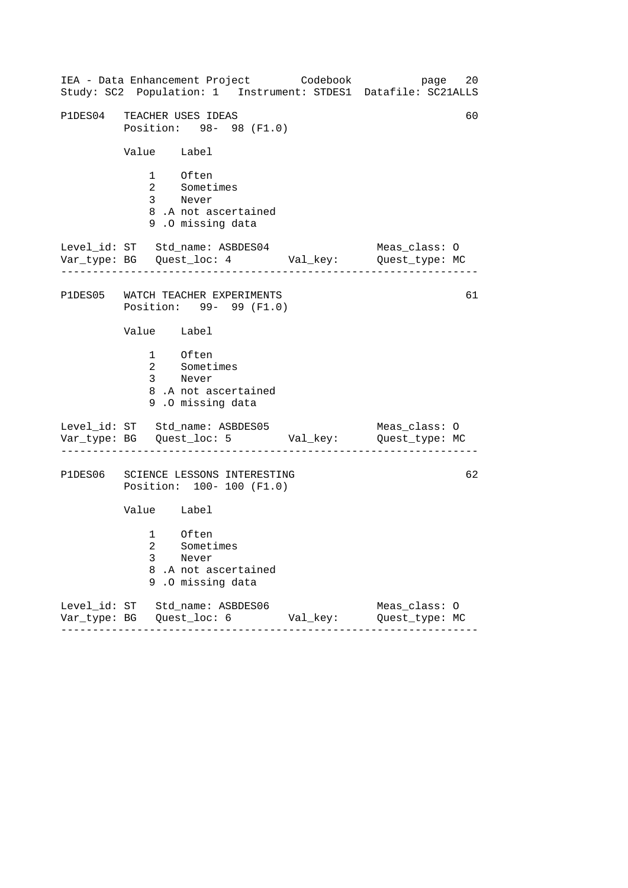P1DES04 TEACHER USES IDEAS 60
Position: 98- 98 (F1.0)

| Value | Label |
|---|---|
| 1 | Often |
| 2 | Sometimes |
| 3 | Never |
| 8 | .A not ascertained |
| 9 | .O missing data |

Level_id: ST Std_name: ASBDES04 Meas_class: O
Var_type: BG Quest_loc: 4 Val_key: Quest_type: MC

---

P1DES05 WATCH TEACHER EXPERIMENTS 61
Position: 99- 99 (F1.0)

| Value | Label |
|---|---|
| 1 | Often |
| 2 | Sometimes |
| 3 | Never |
| 8 | .A not ascertained |
| 9 | .O missing data |

Level_id: ST Std_name: ASBDES05 Meas_class: O
Var_type: BG Quest_loc: 5 Val_key: Quest_type: MC

---

P1DES06 SCIENCE LESSONS INTERESTING 62
Position: 100- 100 (F1.0)

| Value | Label |
|---|---|
| 1 | Often |
| 2 | Sometimes |
| 3 | Never |
| 8 | .A not ascertained |
| 9 | .O missing data |

Level_id: ST Std_name: ASBDES06 Meas_class: O
Var_type: BG Quest_loc: 6 Val_key: Quest_type: MC

---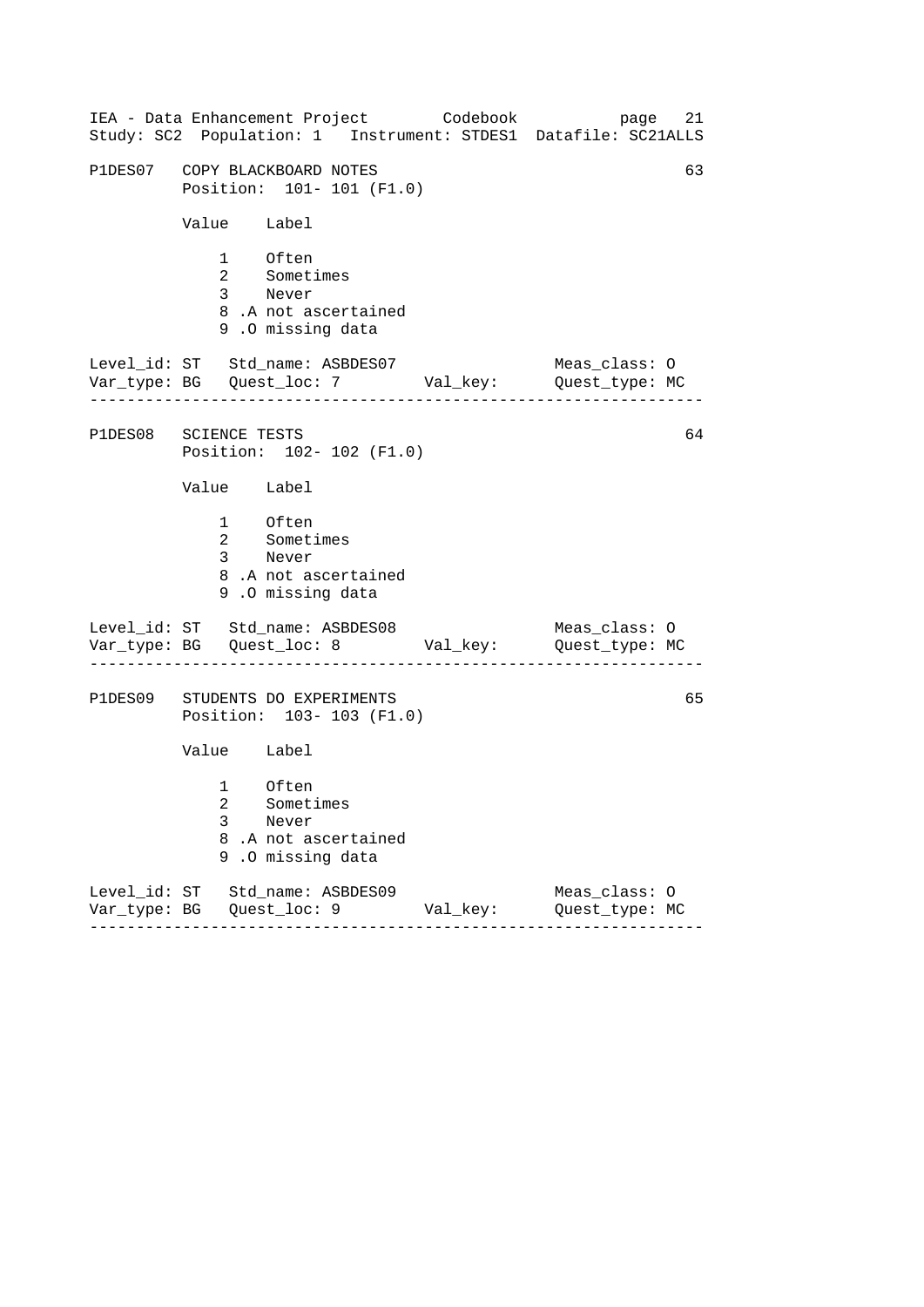P1DES07 COPY BLACKBOARD NOTES 63
Position: 101- 101 (F1.0)

| Value | Label |
|---|---|
| 1 | Often |
| 2 | Sometimes |
| 3 | Never |
| 8 | .A not ascertained |
| 9 | .O missing data |

Level_id: ST Std_name: ASBDES07 Meas_class: O
Var_type: BG Quest_loc: 7 Val_key: Quest_type: MC

---

P1DES08 SCIENCE TESTS 64
Position: 102- 102 (F1.0)

| Value | Label |
|---|---|
| 1 | Often |
| 2 | Sometimes |
| 3 | Never |
| 8 | .A not ascertained |
| 9 | .O missing data |

Level_id: ST Std_name: ASBDES08 Meas_class: O
Var_type: BG Quest_loc: 8 Val_key: Quest_type: MC

---

P1DES09 STUDENTS DO EXPERIMENTS 65
Position: 103- 103 (F1.0)

| Value | Label |
|---|---|
| 1 | Often |
| 2 | Sometimes |
| 3 | Never |
| 8 | .A not ascertained |
| 9 | .O missing data |

Level_id: ST Std_name: ASBDES09 Meas_class: O
Var_type: BG Quest_loc: 9 Val_key: Quest_type: MC

---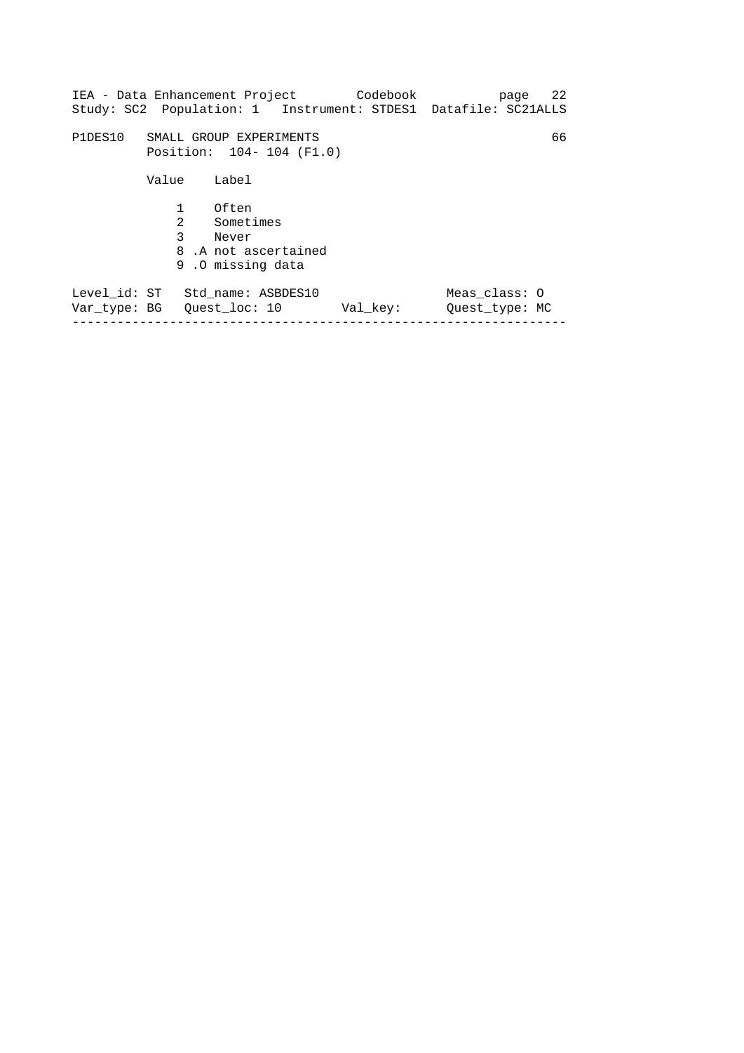P1DES10 SMALL GROUP EXPERIMENTS 66

Position: 104- 104 (F1.0)

| Value | Label |
| --- | --- |
| 1 | Often |
| 2 | Sometimes |
| 3 | Never |
| 8 .A | not ascertained |
| 9 .O | missing data |

Level_id: ST Std_name: ASBDES10 Meas_class: O

Var_type: BG Quest_loc: 10 Val_key: Quest_type: MC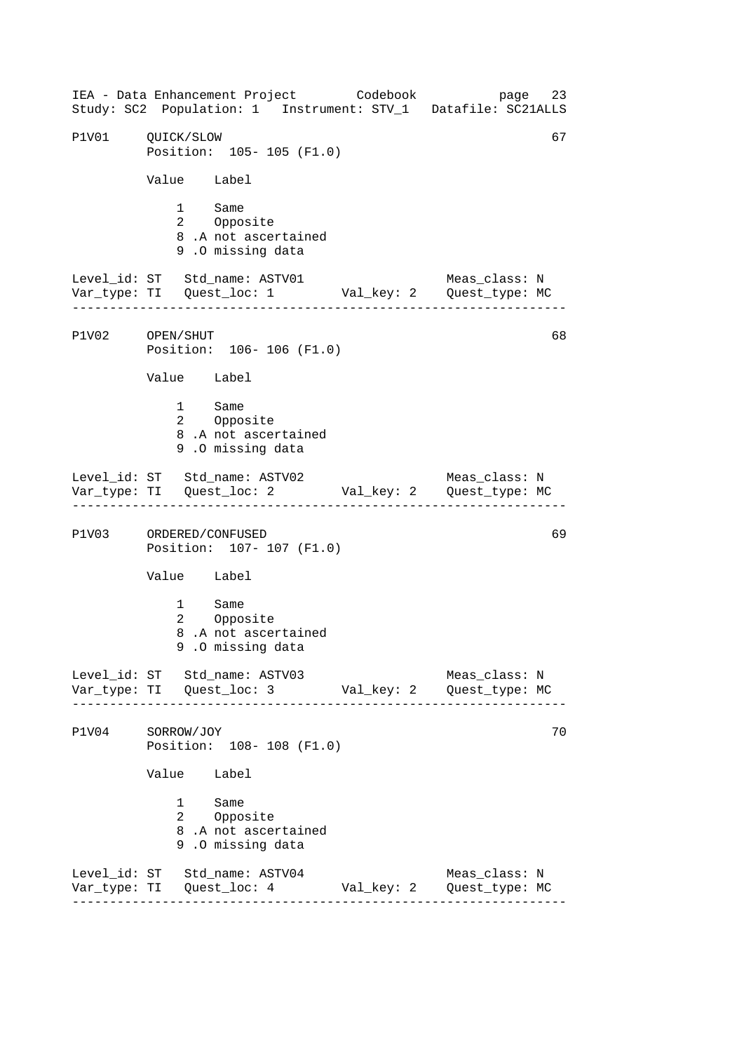```
P1V01     QUICK/SLOW                                                67
          Position:  105- 105 (F1.0)

          Value    Label

              1    Same
              2    Opposite
              8 .A not ascertained
              9 .O missing data

Level_id: ST   Std_name: ASTV01                      Meas_class: N
Var_type: TI   Quest_loc: 1         Val_key: 2    Quest_type: MC
------------------------------------------------------------------

P1V02     OPEN/SHUT                                                 68
          Position:  106- 106 (F1.0)

          Value    Label

              1    Same
              2    Opposite
              8 .A not ascertained
              9 .O missing data

Level_id: ST   Std_name: ASTV02                      Meas_class: N
Var_type: TI   Quest_loc: 2         Val_key: 2    Quest_type: MC
------------------------------------------------------------------

P1V03     ORDERED/CONFUSED                                          69
          Position:  107- 107 (F1.0)

          Value    Label

              1    Same
              2    Opposite
              8 .A not ascertained
              9 .O missing data

Level_id: ST   Std_name: ASTV03                      Meas_class: N
Var_type: TI   Quest_loc: 3         Val_key: 2    Quest_type: MC
------------------------------------------------------------------

P1V04     SORROW/JOY                                                70
          Position:  108- 108 (F1.0)

          Value    Label

              1    Same
              2    Opposite
              8 .A not ascertained
              9 .O missing data

Level_id: ST   Std_name: ASTV04                      Meas_class: N
Var_type: TI   Quest_loc: 4         Val_key: 2    Quest_type: MC
------------------------------------------------------------------
```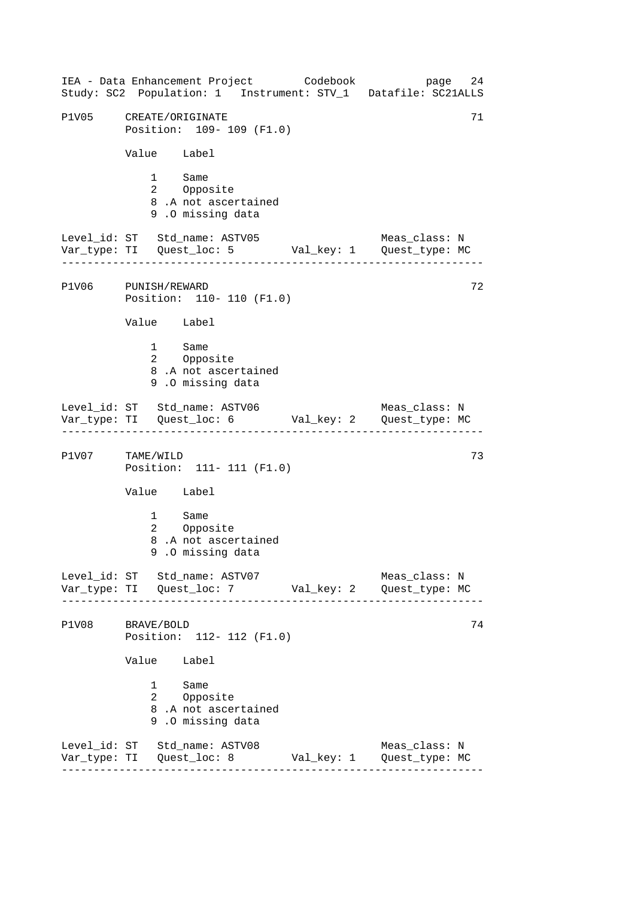```
P1V05     CREATE/ORIGINATE                                         71
          Position:  109- 109 (F1.0)

          Value    Label

              1    Same
              2    Opposite
              8 .A not ascertained
              9 .O missing data

Level_id: ST   Std_name: ASTV05                      Meas_class: N
Var_type: TI   Quest_loc: 5         Val_key: 1    Quest_type: MC
-------------------------------------------------------------------

P1V06     PUNISH/REWARD                                            72
          Position:  110- 110 (F1.0)

          Value    Label

              1    Same
              2    Opposite
              8 .A not ascertained
              9 .O missing data

Level_id: ST   Std_name: ASTV06                      Meas_class: N
Var_type: TI   Quest_loc: 6         Val_key: 2    Quest_type: MC
-------------------------------------------------------------------

P1V07     TAME/WILD                                                73
          Position:  111- 111 (F1.0)

          Value    Label

              1    Same
              2    Opposite
              8 .A not ascertained
              9 .O missing data

Level_id: ST   Std_name: ASTV07                      Meas_class: N
Var_type: TI   Quest_loc: 7         Val_key: 2    Quest_type: MC
-------------------------------------------------------------------

P1V08     BRAVE/BOLD                                               74
          Position:  112- 112 (F1.0)

          Value    Label

              1    Same
              2    Opposite
              8 .A not ascertained
              9 .O missing data

Level_id: ST   Std_name: ASTV08                      Meas_class: N
Var_type: TI   Quest_loc: 8         Val_key: 1    Quest_type: MC
-------------------------------------------------------------------
```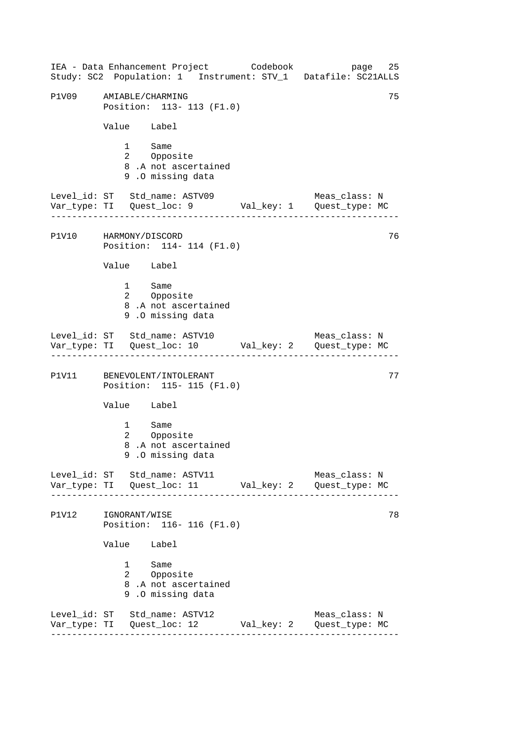P1V09 AMIABLE/CHARMING 75
Position: 113- 113 (F1.0)

| Value | Label |
|---|---|
| 1 | Same |
| 2 | Opposite |
| 8 | .A not ascertained |
| 9 | .O missing data |

Level_id: ST   Std_name: ASTV09   Meas_class: N
Var_type: TI   Quest_loc: 9   Val_key: 1   Quest_type: MC

---

P1V10 HARMONY/DISCORD 76
Position: 114- 114 (F1.0)

| Value | Label |
|---|---|
| 1 | Same |
| 2 | Opposite |
| 8 | .A not ascertained |
| 9 | .O missing data |

Level_id: ST   Std_name: ASTV10   Meas_class: N
Var_type: TI   Quest_loc: 10   Val_key: 2   Quest_type: MC

---

P1V11 BENEVOLENT/INTOLERANT 77
Position: 115- 115 (F1.0)

| Value | Label |
|---|---|
| 1 | Same |
| 2 | Opposite |
| 8 | .A not ascertained |
| 9 | .O missing data |

Level_id: ST   Std_name: ASTV11   Meas_class: N
Var_type: TI   Quest_loc: 11   Val_key: 2   Quest_type: MC

---

P1V12 IGNORANT/WISE 78
Position: 116- 116 (F1.0)

| Value | Label |
|---|---|
| 1 | Same |
| 2 | Opposite |
| 8 | .A not ascertained |
| 9 | .O missing data |

Level_id: ST   Std_name: ASTV12   Meas_class: N
Var_type: TI   Quest_loc: 12   Val_key: 2   Quest_type: MC

---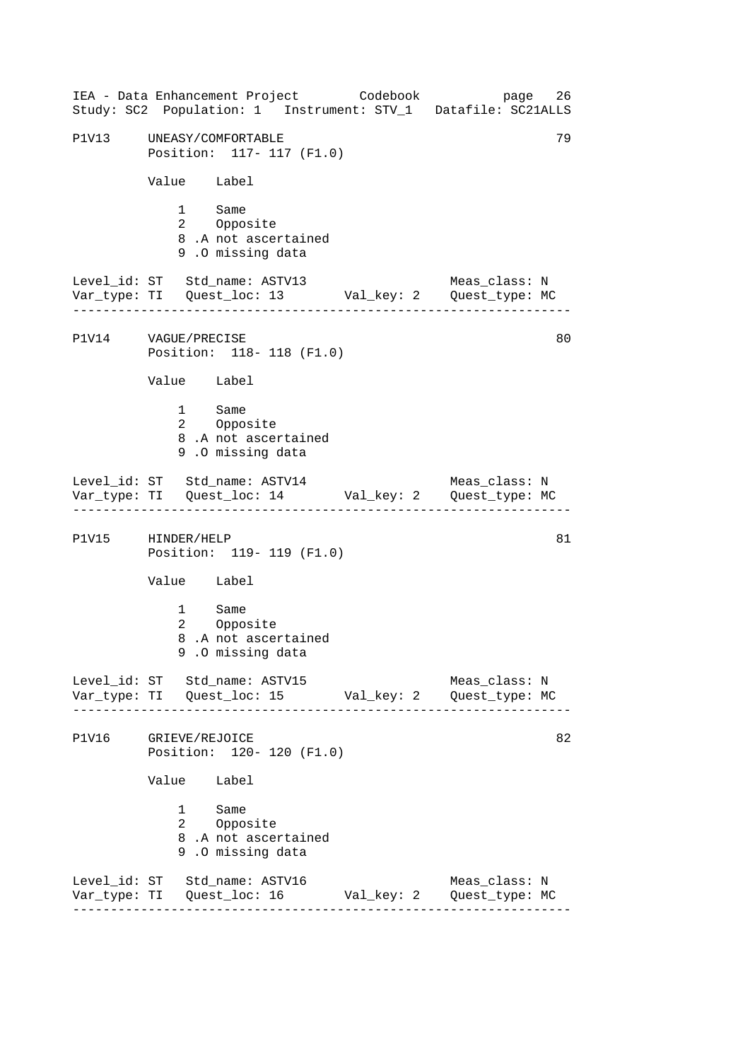```
P1V13     UNEASY/COMFORTABLE                                        79
          Position:  117- 117 (F1.0)

          Value    Label

              1    Same
              2    Opposite
              8 .A not ascertained
              9 .O missing data

Level_id: ST   Std_name: ASTV13                   Meas_class: N
Var_type: TI   Quest_loc: 13       Val_key: 2    Quest_type: MC
-------------------------------------------------------------------

P1V14     VAGUE/PRECISE                                             80
          Position:  118- 118 (F1.0)

          Value    Label

              1    Same
              2    Opposite
              8 .A not ascertained
              9 .O missing data

Level_id: ST   Std_name: ASTV14                   Meas_class: N
Var_type: TI   Quest_loc: 14       Val_key: 2    Quest_type: MC
-------------------------------------------------------------------

P1V15     HINDER/HELP                                               81
          Position:  119- 119 (F1.0)

          Value    Label

              1    Same
              2    Opposite
              8 .A not ascertained
              9 .O missing data

Level_id: ST   Std_name: ASTV15                   Meas_class: N
Var_type: TI   Quest_loc: 15       Val_key: 2    Quest_type: MC
-------------------------------------------------------------------

P1V16     GRIEVE/REJOICE                                            82
          Position:  120- 120 (F1.0)

          Value    Label

              1    Same
              2    Opposite
              8 .A not ascertained
              9 .O missing data

Level_id: ST   Std_name: ASTV16                   Meas_class: N
Var_type: TI   Quest_loc: 16       Val_key: 2    Quest_type: MC
-------------------------------------------------------------------
```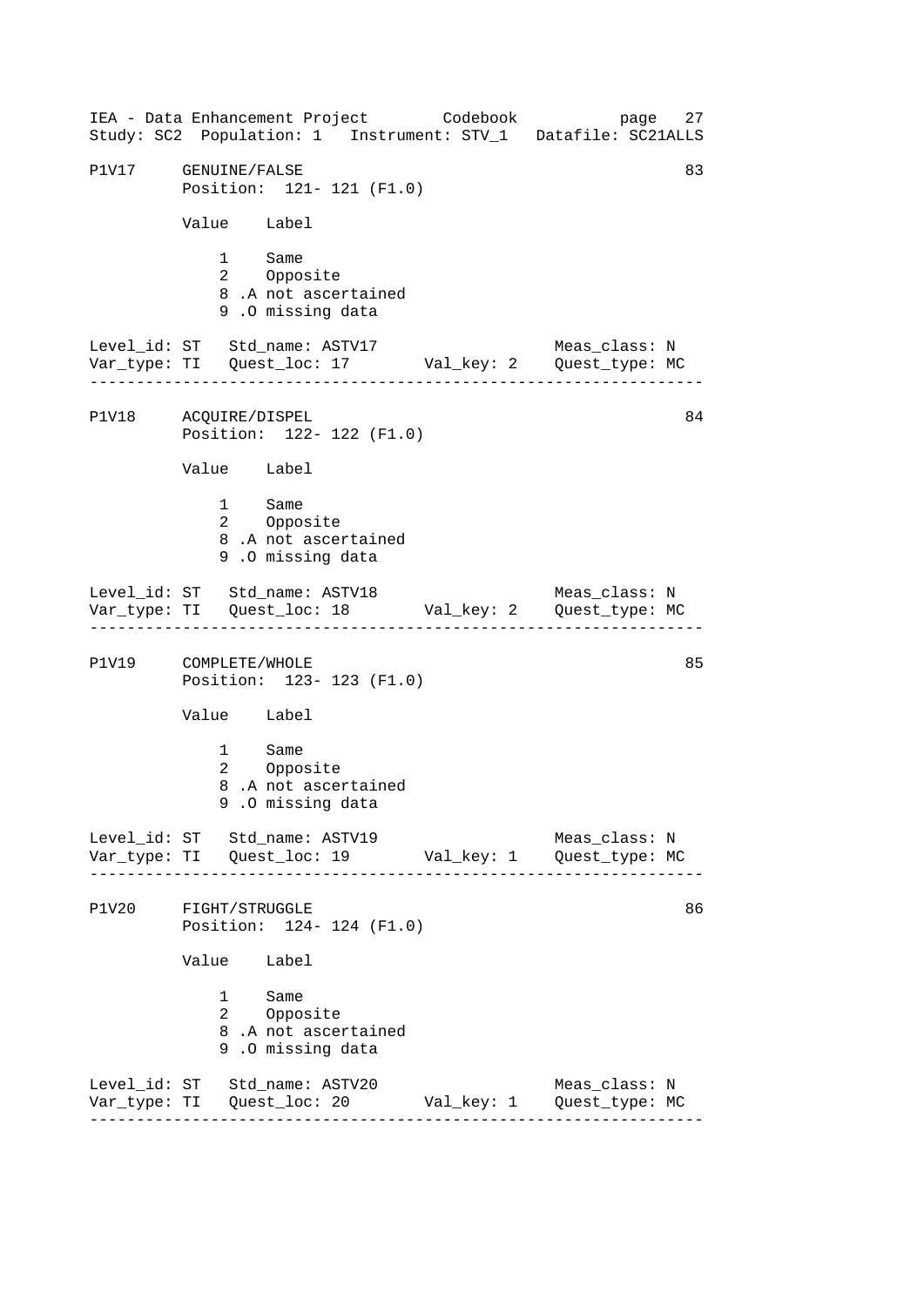```
P1V17     GENUINE/FALSE                                          83
          Position:  121- 121 (F1.0)

          Value    Label

              1    Same
              2    Opposite
              8 .A not ascertained
              9 .O missing data

Level_id: ST   Std_name: ASTV17                    Meas_class: N
Var_type: TI   Quest_loc: 17       Val_key: 2    Quest_type: MC
------------------------------------------------------------------

P1V18     ACQUIRE/DISPEL                                         84
          Position:  122- 122 (F1.0)

          Value    Label

              1    Same
              2    Opposite
              8 .A not ascertained
              9 .O missing data

Level_id: ST   Std_name: ASTV18                    Meas_class: N
Var_type: TI   Quest_loc: 18       Val_key: 2    Quest_type: MC
------------------------------------------------------------------

P1V19     COMPLETE/WHOLE                                         85
          Position:  123- 123 (F1.0)

          Value    Label

              1    Same
              2    Opposite
              8 .A not ascertained
              9 .O missing data

Level_id: ST   Std_name: ASTV19                    Meas_class: N
Var_type: TI   Quest_loc: 19       Val_key: 1    Quest_type: MC
------------------------------------------------------------------

P1V20     FIGHT/STRUGGLE                                         86
          Position:  124- 124 (F1.0)

          Value    Label

              1    Same
              2    Opposite
              8 .A not ascertained
              9 .O missing data

Level_id: ST   Std_name: ASTV20                    Meas_class: N
Var_type: TI   Quest_loc: 20       Val_key: 1    Quest_type: MC
------------------------------------------------------------------
```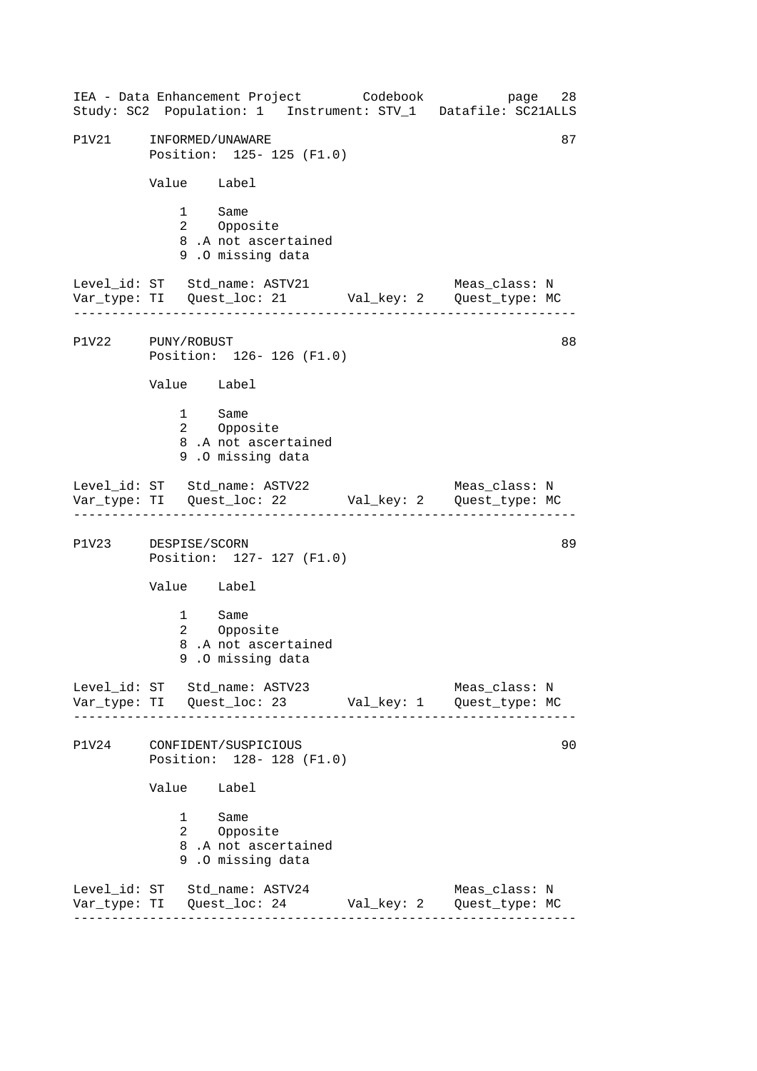```
P1V21     INFORMED/UNAWARE                                          87
          Position:  125- 125 (F1.0)

          Value    Label

              1    Same
              2    Opposite
              8 .A not ascertained
              9 .O missing data

Level_id: ST   Std_name: ASTV21                       Meas_class: N
Var_type: TI   Quest_loc: 21       Val_key: 2    Quest_type: MC
-------------------------------------------------------------------

P1V22     PUNY/ROBUST                                               88
          Position:  126- 126 (F1.0)

          Value    Label

              1    Same
              2    Opposite
              8 .A not ascertained
              9 .O missing data

Level_id: ST   Std_name: ASTV22                       Meas_class: N
Var_type: TI   Quest_loc: 22       Val_key: 2    Quest_type: MC
-------------------------------------------------------------------

P1V23     DESPISE/SCORN                                             89
          Position:  127- 127 (F1.0)

          Value    Label

              1    Same
              2    Opposite
              8 .A not ascertained
              9 .O missing data

Level_id: ST   Std_name: ASTV23                       Meas_class: N
Var_type: TI   Quest_loc: 23       Val_key: 1    Quest_type: MC
-------------------------------------------------------------------

P1V24     CONFIDENT/SUSPICIOUS                                      90
          Position:  128- 128 (F1.0)

          Value    Label

              1    Same
              2    Opposite
              8 .A not ascertained
              9 .O missing data

Level_id: ST   Std_name: ASTV24                       Meas_class: N
Var_type: TI   Quest_loc: 24       Val_key: 2    Quest_type: MC
-------------------------------------------------------------------
```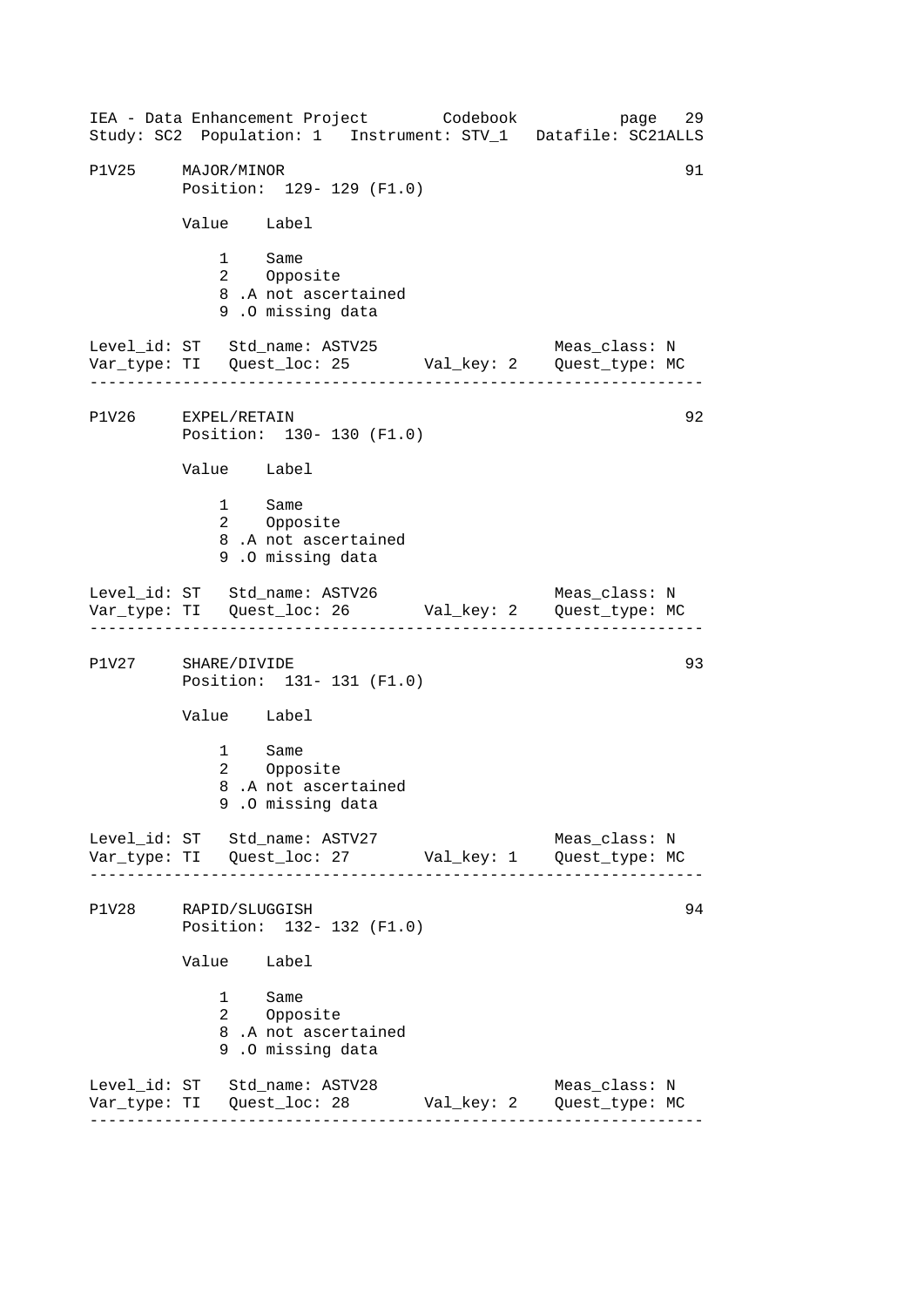```
P1V25     MAJOR/MINOR                                            91
          Position:  129- 129 (F1.0)

          Value    Label

              1    Same
              2    Opposite
              8 .A not ascertained
              9 .O missing data

Level_id: ST   Std_name: ASTV25                    Meas_class: N
Var_type: TI   Quest_loc: 25       Val_key: 2    Quest_type: MC
-------------------------------------------------------------------

P1V26     EXPEL/RETAIN                                           92
          Position:  130- 130 (F1.0)

          Value    Label

              1    Same
              2    Opposite
              8 .A not ascertained
              9 .O missing data

Level_id: ST   Std_name: ASTV26                    Meas_class: N
Var_type: TI   Quest_loc: 26       Val_key: 2    Quest_type: MC
-------------------------------------------------------------------

P1V27     SHARE/DIVIDE                                           93
          Position:  131- 131 (F1.0)

          Value    Label

              1    Same
              2    Opposite
              8 .A not ascertained
              9 .O missing data

Level_id: ST   Std_name: ASTV27                    Meas_class: N
Var_type: TI   Quest_loc: 27       Val_key: 1    Quest_type: MC
-------------------------------------------------------------------

P1V28     RAPID/SLUGGISH                                         94
          Position:  132- 132 (F1.0)

          Value    Label

              1    Same
              2    Opposite
              8 .A not ascertained
              9 .O missing data

Level_id: ST   Std_name: ASTV28                    Meas_class: N
Var_type: TI   Quest_loc: 28       Val_key: 2    Quest_type: MC
-------------------------------------------------------------------
```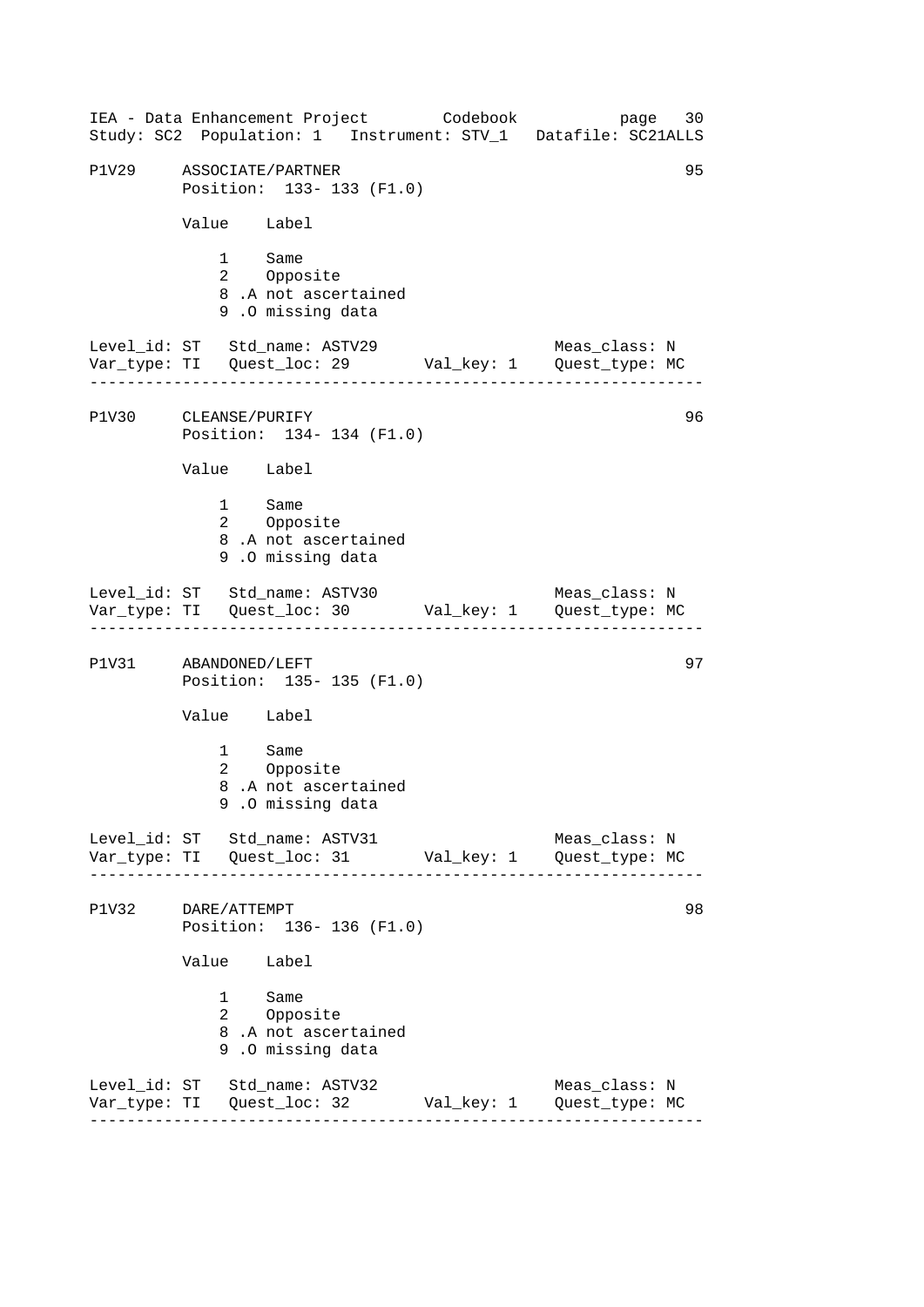```
P1V29     ASSOCIATE/PARTNER                                         95
          Position:  133- 133 (F1.0)

          Value    Label

              1    Same
              2    Opposite
              8 .A not ascertained
              9 .O missing data

Level_id: ST   Std_name: ASTV29                       Meas_class: N
Var_type: TI   Quest_loc: 29       Val_key: 1    Quest_type: MC
------------------------------------------------------------------

P1V30     CLEANSE/PURIFY                                            96
          Position:  134- 134 (F1.0)

          Value    Label

              1    Same
              2    Opposite
              8 .A not ascertained
              9 .O missing data

Level_id: ST   Std_name: ASTV30                       Meas_class: N
Var_type: TI   Quest_loc: 30       Val_key: 1    Quest_type: MC
------------------------------------------------------------------

P1V31     ABANDONED/LEFT                                            97
          Position:  135- 135 (F1.0)

          Value    Label

              1    Same
              2    Opposite
              8 .A not ascertained
              9 .O missing data

Level_id: ST   Std_name: ASTV31                       Meas_class: N
Var_type: TI   Quest_loc: 31       Val_key: 1    Quest_type: MC
------------------------------------------------------------------

P1V32     DARE/ATTEMPT                                              98
          Position:  136- 136 (F1.0)

          Value    Label

              1    Same
              2    Opposite
              8 .A not ascertained
              9 .O missing data

Level_id: ST   Std_name: ASTV32                       Meas_class: N
Var_type: TI   Quest_loc: 32       Val_key: 1    Quest_type: MC
------------------------------------------------------------------
```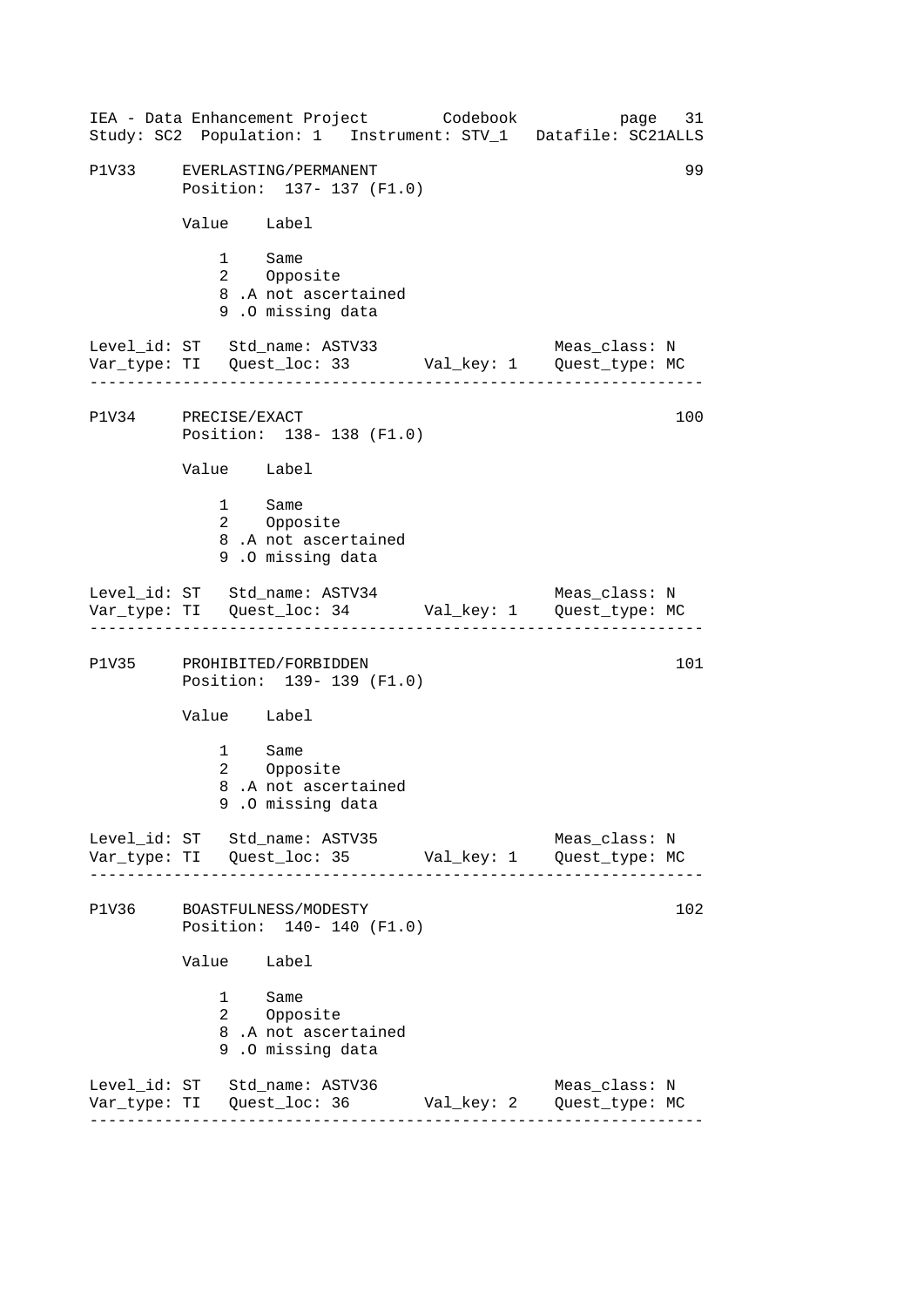P1V33 EVERLASTING/PERMANENT 99
Position: 137- 137 (F1.0)

| Value | Label |
|---|---|
| 1 | Same |
| 2 | Opposite |
| 8 | .A not ascertained |
| 9 | .O missing data |

Level_id: ST Std_name: ASTV33 Meas_class: N
Var_type: TI Quest_loc: 33 Val_key: 1 Quest_type: MC

---

P1V34 PRECISE/EXACT 100
Position: 138- 138 (F1.0)

| Value | Label |
|---|---|
| 1 | Same |
| 2 | Opposite |
| 8 | .A not ascertained |
| 9 | .O missing data |

Level_id: ST Std_name: ASTV34 Meas_class: N
Var_type: TI Quest_loc: 34 Val_key: 1 Quest_type: MC

---

P1V35 PROHIBITED/FORBIDDEN 101
Position: 139- 139 (F1.0)

| Value | Label |
|---|---|
| 1 | Same |
| 2 | Opposite |
| 8 | .A not ascertained |
| 9 | .O missing data |

Level_id: ST Std_name: ASTV35 Meas_class: N
Var_type: TI Quest_loc: 35 Val_key: 1 Quest_type: MC

---

P1V36 BOASTFULNESS/MODESTY 102
Position: 140- 140 (F1.0)

| Value | Label |
|---|---|
| 1 | Same |
| 2 | Opposite |
| 8 | .A not ascertained |
| 9 | .O missing data |

Level_id: ST Std_name: ASTV36 Meas_class: N
Var_type: TI Quest_loc: 36 Val_key: 2 Quest_type: MC

---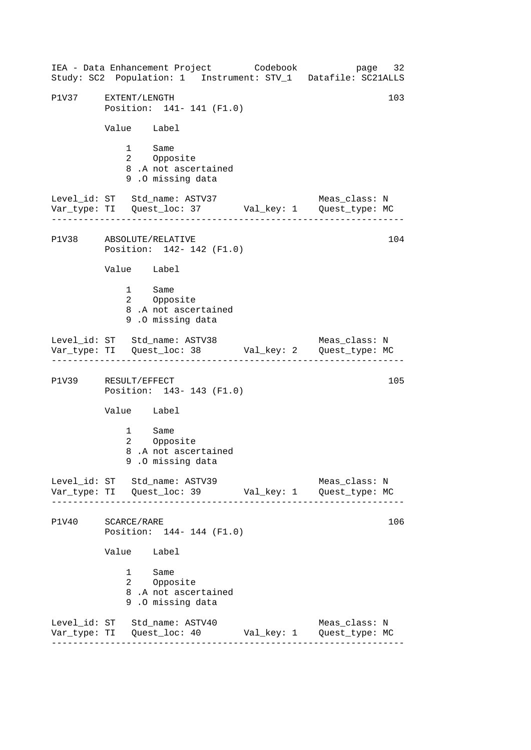P1V37 EXTENT/LENGTH 103
Position: 141- 141 (F1.0)

| Value | Label |
|---|---|
| 1 | Same |
| 2 | Opposite |
| 8 | .A not ascertained |
| 9 | .O missing data |

Level_id: ST Std_name: ASTV37 Meas_class: N
Var_type: TI Quest_loc: 37 Val_key: 1 Quest_type: MC

---

P1V38 ABSOLUTE/RELATIVE 104
Position: 142- 142 (F1.0)

| Value | Label |
|---|---|
| 1 | Same |
| 2 | Opposite |
| 8 | .A not ascertained |
| 9 | .O missing data |

Level_id: ST Std_name: ASTV38 Meas_class: N
Var_type: TI Quest_loc: 38 Val_key: 2 Quest_type: MC

---

P1V39 RESULT/EFFECT 105
Position: 143- 143 (F1.0)

| Value | Label |
|---|---|
| 1 | Same |
| 2 | Opposite |
| 8 | .A not ascertained |
| 9 | .O missing data |

Level_id: ST Std_name: ASTV39 Meas_class: N
Var_type: TI Quest_loc: 39 Val_key: 1 Quest_type: MC

---

P1V40 SCARCE/RARE 106
Position: 144- 144 (F1.0)

| Value | Label |
|---|---|
| 1 | Same |
| 2 | Opposite |
| 8 | .A not ascertained |
| 9 | .O missing data |

Level_id: ST Std_name: ASTV40 Meas_class: N
Var_type: TI Quest_loc: 40 Val_key: 1 Quest_type: MC

---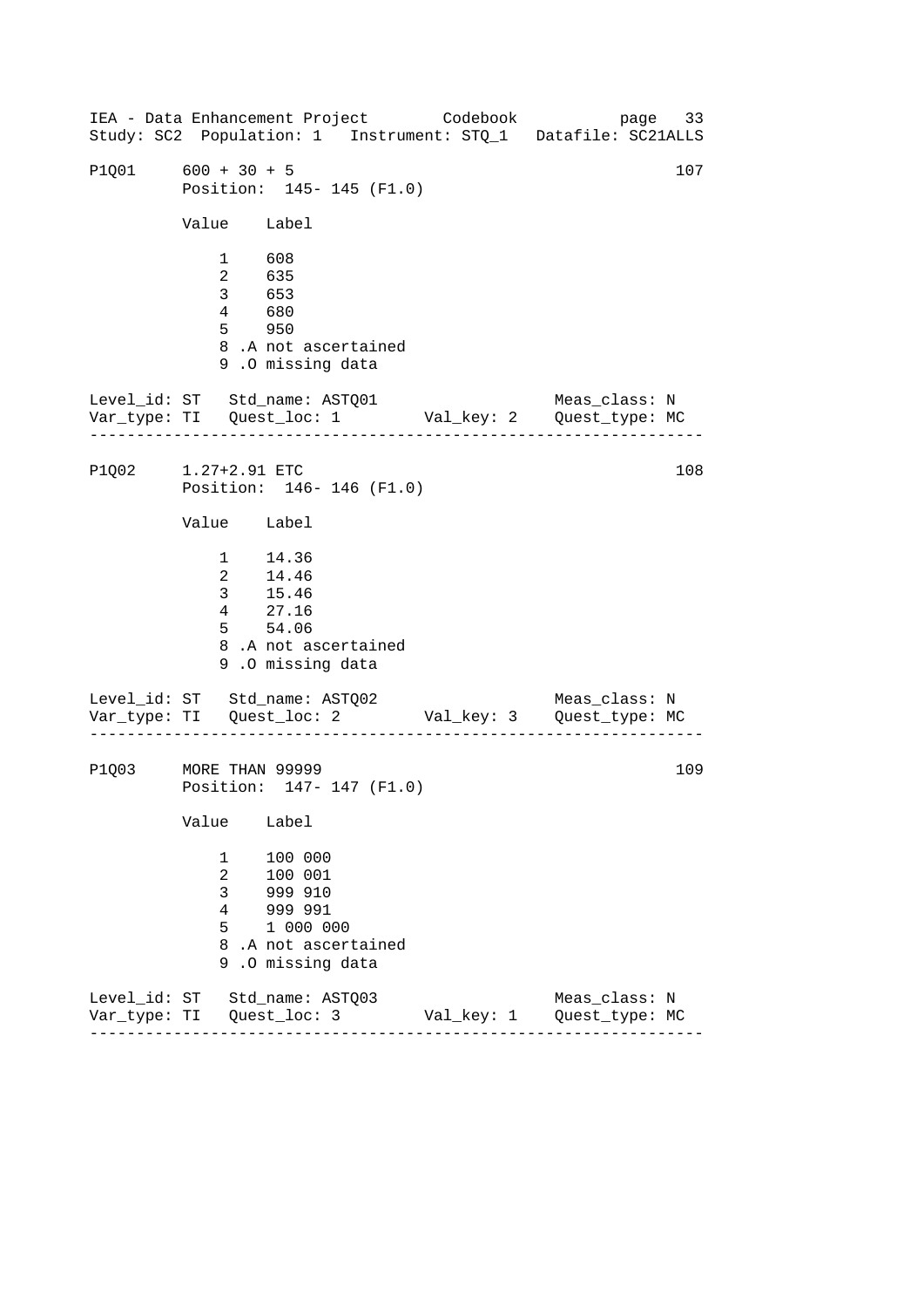IEA - Data Enhancement Project        Codebook
Study: SC2  Population: 1   Instrument: STQ_1   Datafile: SC21ALLS

```
P1Q01     600 + 30 + 5                                          107
          Position:  145- 145 (F1.0)

          Value    Label

              1    608
              2    635
              3    653
              4    680
              5    950
              8 .A not ascertained
              9 .O missing data

Level_id: ST   Std_name: ASTQ01                     Meas_class: N
Var_type: TI   Quest_loc: 1        Val_key: 2    Quest_type: MC
-----------------------------------------------------------------

P1Q02     1.27+2.91 ETC                                         108
          Position:  146- 146 (F1.0)

          Value    Label

              1    14.36
              2    14.46
              3    15.46
              4    27.16
              5    54.06
              8 .A not ascertained
              9 .O missing data

Level_id: ST   Std_name: ASTQ02                     Meas_class: N
Var_type: TI   Quest_loc: 2        Val_key: 3    Quest_type: MC
-----------------------------------------------------------------

P1Q03     MORE THAN 99999                                       109
          Position:  147- 147 (F1.0)

          Value    Label

              1    100 000
              2    100 001
              3    999 910
              4    999 991
              5    1 000 000
              8 .A not ascertained
              9 .O missing data

Level_id: ST   Std_name: ASTQ03                     Meas_class: N
Var_type: TI   Quest_loc: 3        Val_key: 1    Quest_type: MC
-----------------------------------------------------------------
```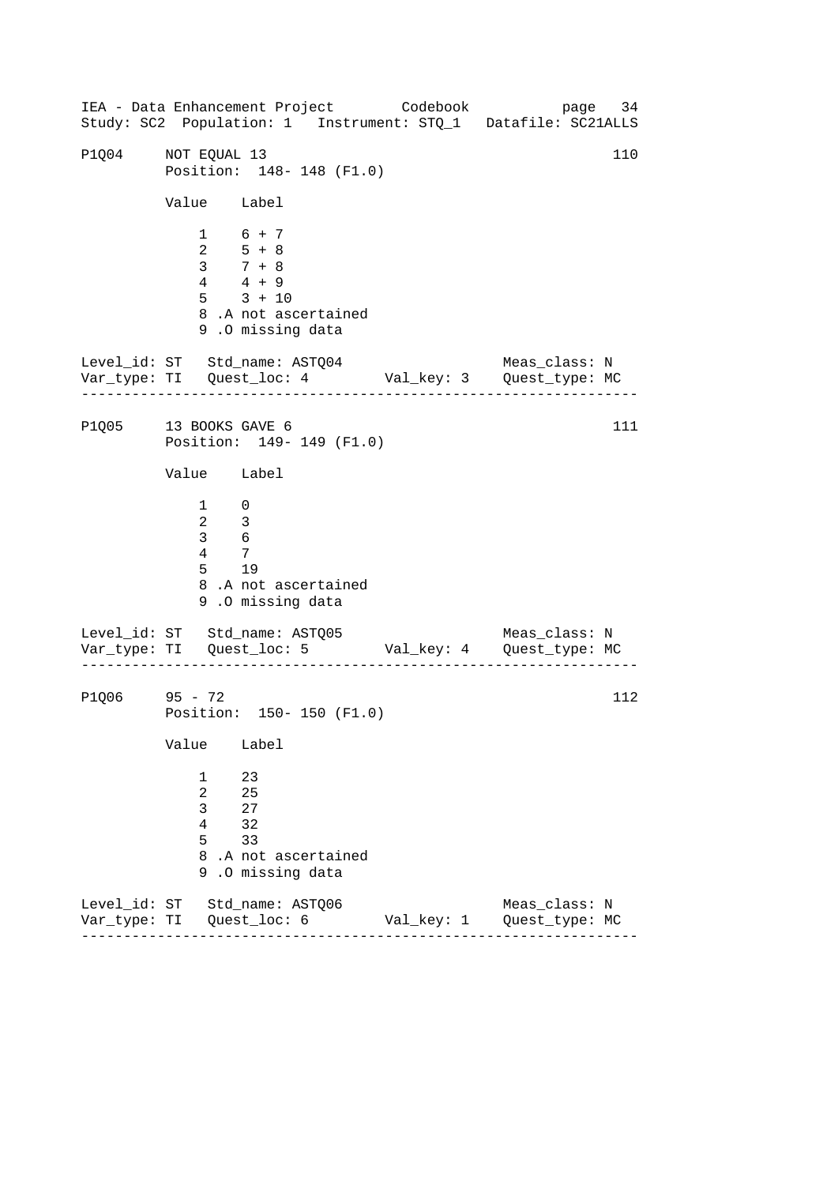P1Q04 NOT EQUAL 13 110
Position: 148- 148 (F1.0)

| Value | Label |
|---|---|
| 1 | 6 + 7 |
| 2 | 5 + 8 |
| 3 | 7 + 8 |
| 4 | 4 + 9 |
| 5 | 3 + 10 |
| 8 | .A not ascertained |
| 9 | .O missing data |

Level_id: ST Std_name: ASTQ04 Meas_class: N
Var_type: TI Quest_loc: 4 Val_key: 3 Quest_type: MC

---

P1Q05 13 BOOKS GAVE 6 111
Position: 149- 149 (F1.0)

| Value | Label |
|---|---|
| 1 | 0 |
| 2 | 3 |
| 3 | 6 |
| 4 | 7 |
| 5 | 19 |
| 8 | .A not ascertained |
| 9 | .O missing data |

Level_id: ST Std_name: ASTQ05 Meas_class: N
Var_type: TI Quest_loc: 5 Val_key: 4 Quest_type: MC

---

P1Q06 95 - 72 112
Position: 150- 150 (F1.0)

| Value | Label |
|---|---|
| 1 | 23 |
| 2 | 25 |
| 3 | 27 |
| 4 | 32 |
| 5 | 33 |
| 8 | .A not ascertained |
| 9 | .O missing data |

Level_id: ST Std_name: ASTQ06 Meas_class: N
Var_type: TI Quest_loc: 6 Val_key: 1 Quest_type: MC

---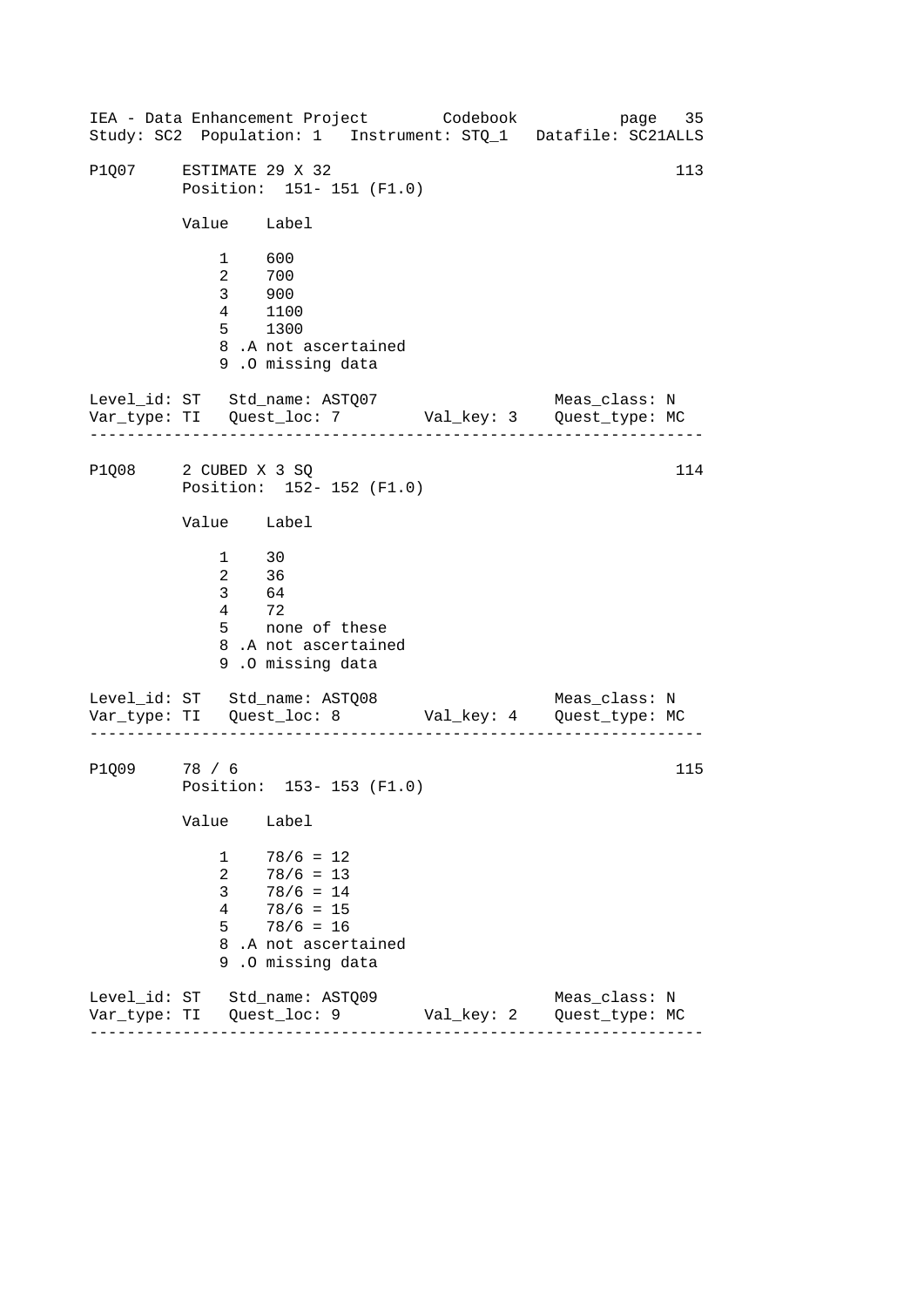```
P1Q07     ESTIMATE 29 X 32                                          113
          Position:  151- 151 (F1.0)

          Value    Label

              1    600
              2    700
              3    900
              4    1100
              5    1300
              8 .A not ascertained
              9 .O missing data

Level_id: ST   Std_name: ASTQ07                       Meas_class: N
Var_type: TI   Quest_loc: 7         Val_key: 3    Quest_type: MC
-------------------------------------------------------------------

P1Q08     2 CUBED X 3 SQ                                            114
          Position:  152- 152 (F1.0)

          Value    Label

              1    30
              2    36
              3    64
              4    72
              5    none of these
              8 .A not ascertained
              9 .O missing data

Level_id: ST   Std_name: ASTQ08                       Meas_class: N
Var_type: TI   Quest_loc: 8         Val_key: 4    Quest_type: MC
-------------------------------------------------------------------

P1Q09     78 / 6                                                    115
          Position:  153- 153 (F1.0)

          Value    Label

              1    78/6 = 12
              2    78/6 = 13
              3    78/6 = 14
              4    78/6 = 15
              5    78/6 = 16
              8 .A not ascertained
              9 .O missing data

Level_id: ST   Std_name: ASTQ09                       Meas_class: N
Var_type: TI   Quest_loc: 9         Val_key: 2    Quest_type: MC
-------------------------------------------------------------------
```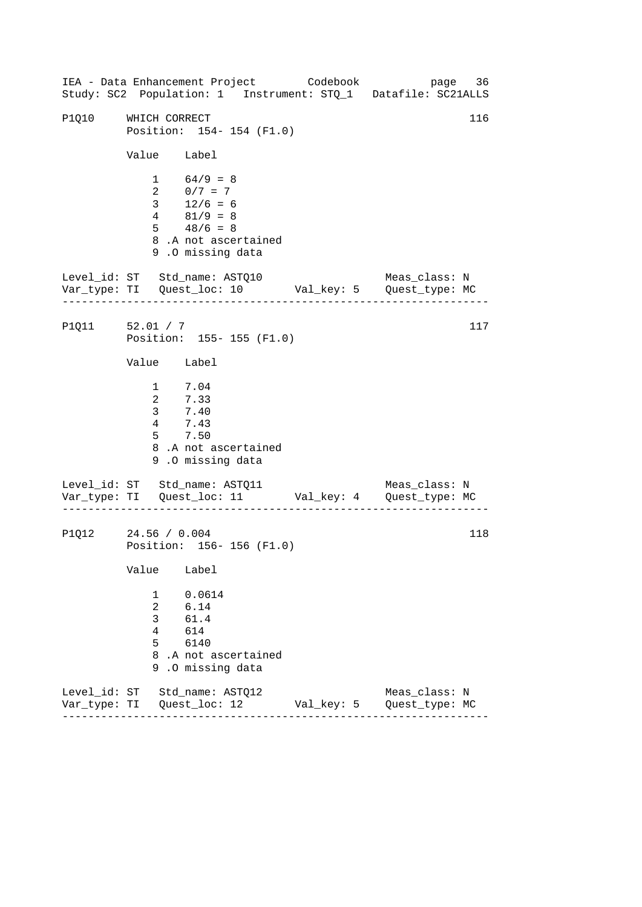P1Q10 WHICH CORRECT 116
Position: 154- 154 (F1.0)

| Value | Label |
|---|---|
| 1 | 64/9 = 8 |
| 2 | 0/7 = 7 |
| 3 | 12/6 = 6 |
| 4 | 81/9 = 8 |
| 5 | 48/6 = 8 |
| 8 | .A not ascertained |
| 9 | .O missing data |

Level_id: ST Std_name: ASTQ10 Meas_class: N
Var_type: TI Quest_loc: 10 Val_key: 5 Quest_type: MC

---

P1Q11 52.01 / 7 117
Position: 155- 155 (F1.0)

| Value | Label |
|---|---|
| 1 | 7.04 |
| 2 | 7.33 |
| 3 | 7.40 |
| 4 | 7.43 |
| 5 | 7.50 |
| 8 | .A not ascertained |
| 9 | .O missing data |

Level_id: ST Std_name: ASTQ11 Meas_class: N
Var_type: TI Quest_loc: 11 Val_key: 4 Quest_type: MC

---

P1Q12 24.56 / 0.004 118
Position: 156- 156 (F1.0)

| Value | Label |
|---|---|
| 1 | 0.0614 |
| 2 | 6.14 |
| 3 | 61.4 |
| 4 | 614 |
| 5 | 6140 |
| 8 | .A not ascertained |
| 9 | .O missing data |

Level_id: ST Std_name: ASTQ12 Meas_class: N
Var_type: TI Quest_loc: 12 Val_key: 5 Quest_type: MC

---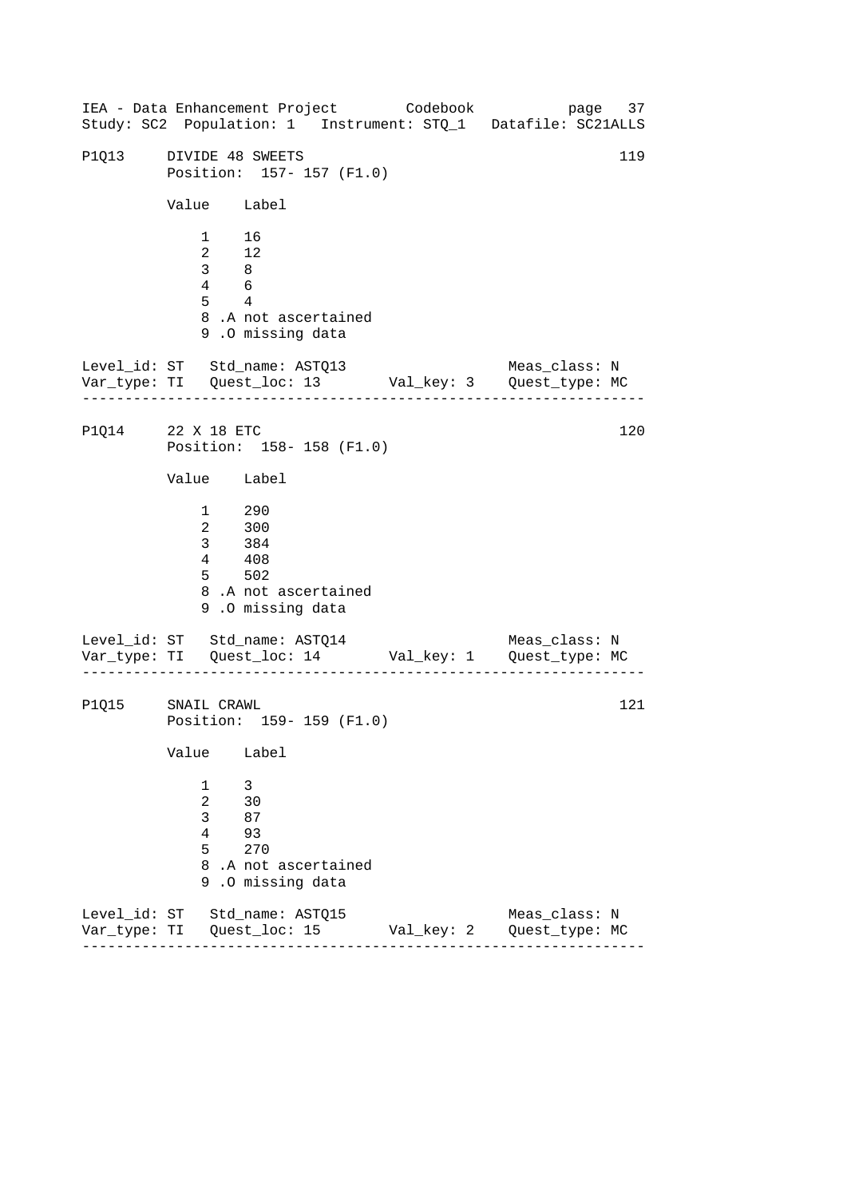IEA - Data Enhancement Project Codebook page 37
Study: SC2 Population: 1 Instrument: STQ_1 Datafile: SC21ALLS

```
P1Q13     DIVIDE 48 SWEETS                                         119
          Position:  157- 157 (F1.0)

          Value    Label

              1    16
              2    12
              3    8
              4    6
              5    4
              8 .A not ascertained
              9 .O missing data

Level_id: ST   Std_name: ASTQ13                    Meas_class: N
Var_type: TI   Quest_loc: 13       Val_key: 3     Quest_type: MC
------------------------------------------------------------------

P1Q14     22 X 18 ETC                                              120
          Position:  158- 158 (F1.0)

          Value    Label

              1    290
              2    300
              3    384
              4    408
              5    502
              8 .A not ascertained
              9 .O missing data

Level_id: ST   Std_name: ASTQ14                    Meas_class: N
Var_type: TI   Quest_loc: 14       Val_key: 1     Quest_type: MC
------------------------------------------------------------------

P1Q15     SNAIL CRAWL                                              121
          Position:  159- 159 (F1.0)

          Value    Label

              1    3
              2    30
              3    87
              4    93
              5    270
              8 .A not ascertained
              9 .O missing data

Level_id: ST   Std_name: ASTQ15                    Meas_class: N
Var_type: TI   Quest_loc: 15       Val_key: 2     Quest_type: MC
------------------------------------------------------------------
```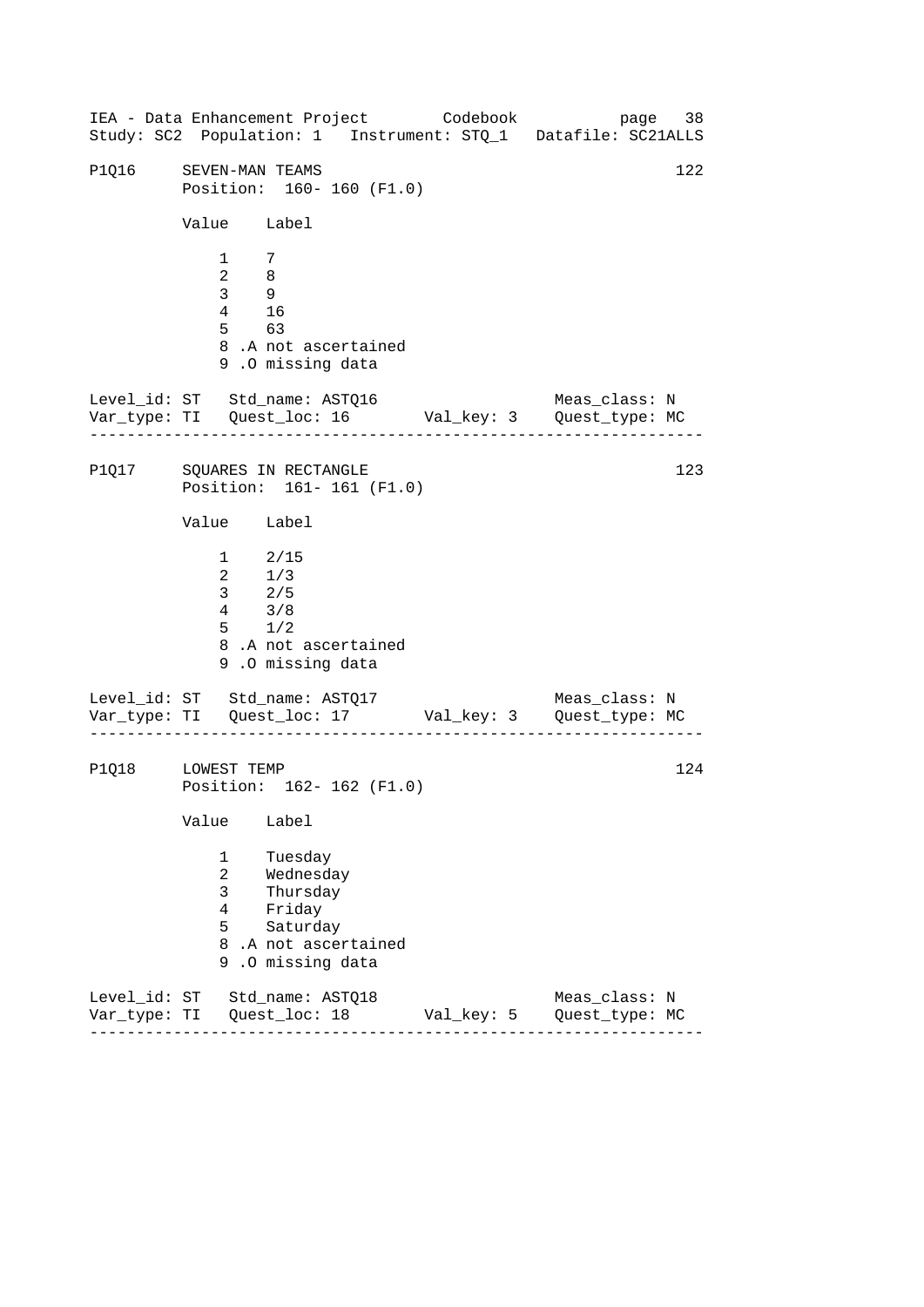## P1Q16 SEVEN-MAN TEAMS — 122

Position: 160- 160 (F1.0)

| Value | Label |
|---|---|
| 1 | 7 |
| 2 | 8 |
| 3 | 9 |
| 4 | 16 |
| 5 | 63 |
| 8 | .A not ascertained |
| 9 | .O missing data |

Level_id: ST   Std_name: ASTQ16   Meas_class: N
Var_type: TI   Quest_loc: 16   Val_key: 3   Quest_type: MC

---

## P1Q17 SQUARES IN RECTANGLE — 123

Position: 161- 161 (F1.0)

| Value | Label |
|---|---|
| 1 | 2/15 |
| 2 | 1/3 |
| 3 | 2/5 |
| 4 | 3/8 |
| 5 | 1/2 |
| 8 | .A not ascertained |
| 9 | .O missing data |

Level_id: ST   Std_name: ASTQ17   Meas_class: N
Var_type: TI   Quest_loc: 17   Val_key: 3   Quest_type: MC

---

## P1Q18 LOWEST TEMP — 124

Position: 162- 162 (F1.0)

| Value | Label |
|---|---|
| 1 | Tuesday |
| 2 | Wednesday |
| 3 | Thursday |
| 4 | Friday |
| 5 | Saturday |
| 8 | .A not ascertained |
| 9 | .O missing data |

Level_id: ST   Std_name: ASTQ18   Meas_class: N
Var_type: TI   Quest_loc: 18   Val_key: 5   Quest_type: MC

---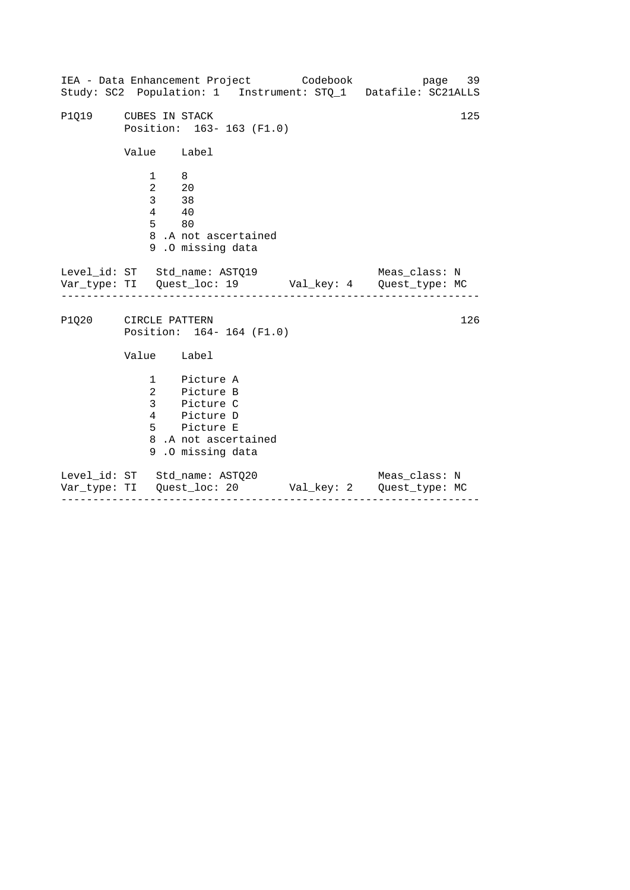P1Q19     CUBES IN STACK                                           125
          Position:  163- 163 (F1.0)

          Value    Label

              1    8
              2    20
              3    38
              4    40
              5    80
              8 .A not ascertained
              9 .O missing data

Level_id: ST   Std_name: ASTQ19                     Meas_class: N
Var_type: TI   Quest_loc: 19        Val_key: 4     Quest_type: MC

---

P1Q20     CIRCLE PATTERN                                           126
          Position:  164- 164 (F1.0)

          Value    Label

              1    Picture A
              2    Picture B
              3    Picture C
              4    Picture D
              5    Picture E
              8 .A not ascertained
              9 .O missing data

Level_id: ST   Std_name: ASTQ20                     Meas_class: N
Var_type: TI   Quest_loc: 20        Val_key: 2     Quest_type: MC

---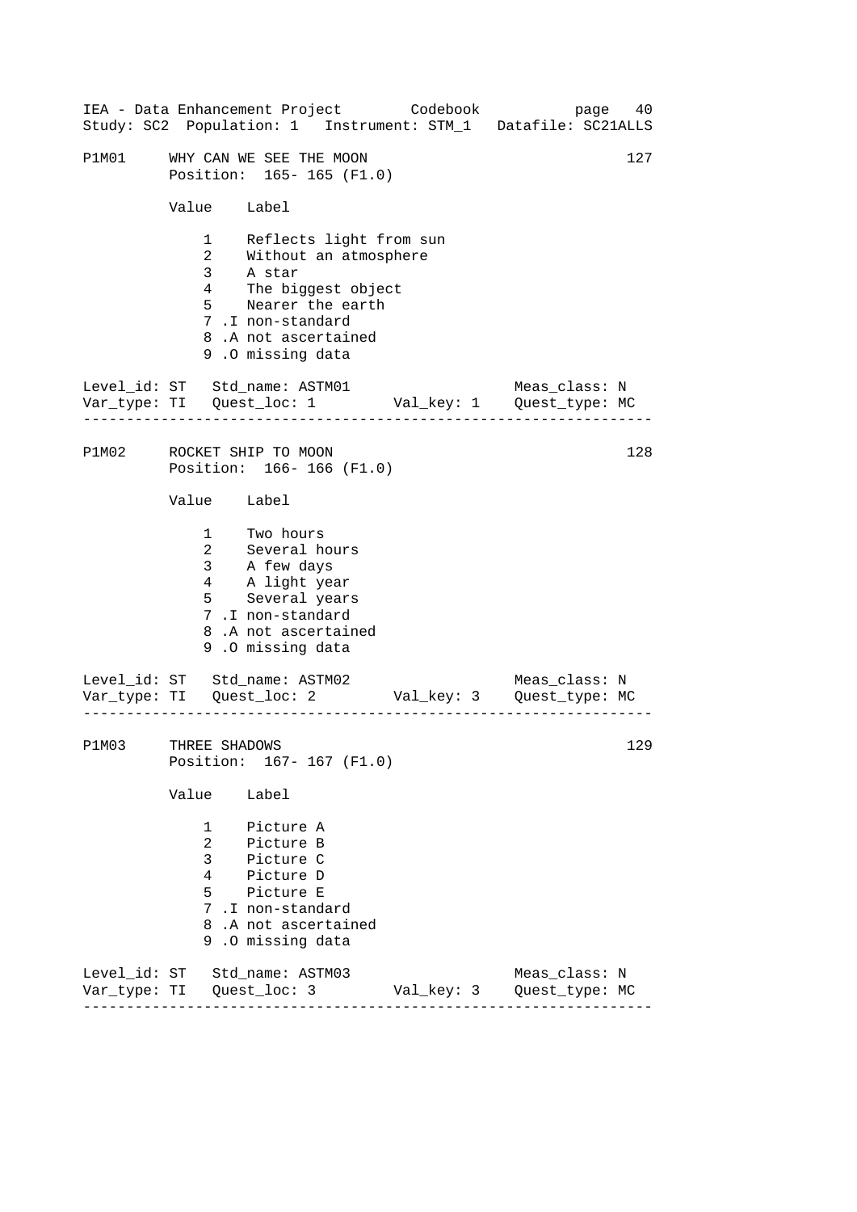P1M01 WHY CAN WE SEE THE MOON 127
Position: 165- 165 (F1.0)

| Value | Label |
|---|---|
| 1 | Reflects light from sun |
| 2 | Without an atmosphere |
| 3 | A star |
| 4 | The biggest object |
| 5 | Nearer the earth |
| 7 | .I non-standard |
| 8 | .A not ascertained |
| 9 | .O missing data |

Level_id: ST Std_name: ASTM01 Meas_class: N
Var_type: TI Quest_loc: 1 Val_key: 1 Quest_type: MC

---

P1M02 ROCKET SHIP TO MOON 128
Position: 166- 166 (F1.0)

| Value | Label |
|---|---|
| 1 | Two hours |
| 2 | Several hours |
| 3 | A few days |
| 4 | A light year |
| 5 | Several years |
| 7 | .I non-standard |
| 8 | .A not ascertained |
| 9 | .O missing data |

Level_id: ST Std_name: ASTM02 Meas_class: N
Var_type: TI Quest_loc: 2 Val_key: 3 Quest_type: MC

---

P1M03 THREE SHADOWS 129
Position: 167- 167 (F1.0)

| Value | Label |
|---|---|
| 1 | Picture A |
| 2 | Picture B |
| 3 | Picture C |
| 4 | Picture D |
| 5 | Picture E |
| 7 | .I non-standard |
| 8 | .A not ascertained |
| 9 | .O missing data |

Level_id: ST Std_name: ASTM03 Meas_class: N
Var_type: TI Quest_loc: 3 Val_key: 3 Quest_type: MC

---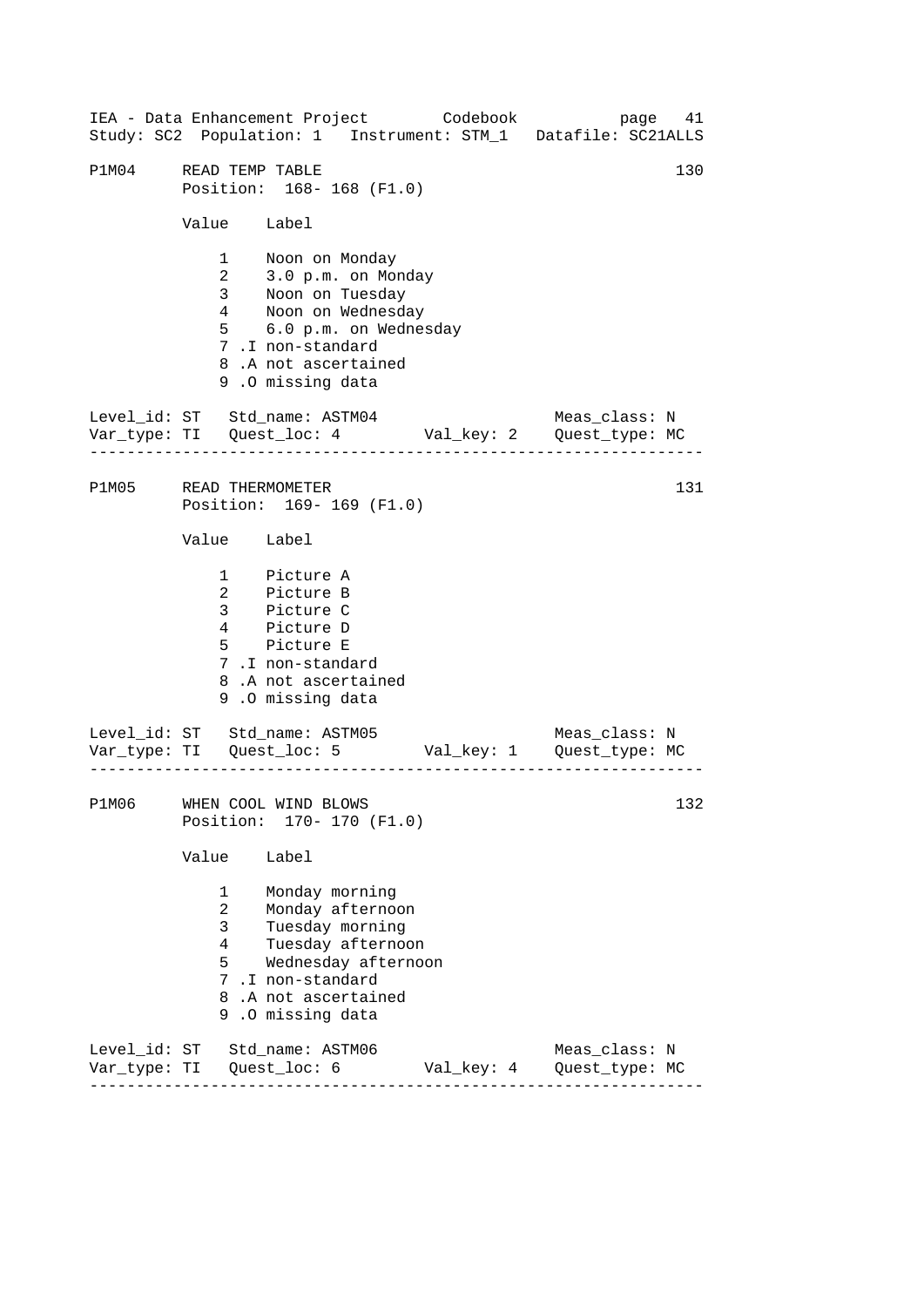P1M04 READ TEMP TABLE 130
Position: 168- 168 (F1.0)

| Value | Label |
|---|---|
| 1 | Noon on Monday |
| 2 | 3.0 p.m. on Monday |
| 3 | Noon on Tuesday |
| 4 | Noon on Wednesday |
| 5 | 6.0 p.m. on Wednesday |
| 7 | .I non-standard |
| 8 | .A not ascertained |
| 9 | .O missing data |

Level_id: ST Std_name: ASTM04 Meas_class: N
Var_type: TI Quest_loc: 4 Val_key: 2 Quest_type: MC

---

P1M05 READ THERMOMETER 131
Position: 169- 169 (F1.0)

| Value | Label |
|---|---|
| 1 | Picture A |
| 2 | Picture B |
| 3 | Picture C |
| 4 | Picture D |
| 5 | Picture E |
| 7 | .I non-standard |
| 8 | .A not ascertained |
| 9 | .O missing data |

Level_id: ST Std_name: ASTM05 Meas_class: N
Var_type: TI Quest_loc: 5 Val_key: 1 Quest_type: MC

---

P1M06 WHEN COOL WIND BLOWS 132
Position: 170- 170 (F1.0)

| Value | Label |
|---|---|
| 1 | Monday morning |
| 2 | Monday afternoon |
| 3 | Tuesday morning |
| 4 | Tuesday afternoon |
| 5 | Wednesday afternoon |
| 7 | .I non-standard |
| 8 | .A not ascertained |
| 9 | .O missing data |

Level_id: ST Std_name: ASTM06 Meas_class: N
Var_type: TI Quest_loc: 6 Val_key: 4 Quest_type: MC

---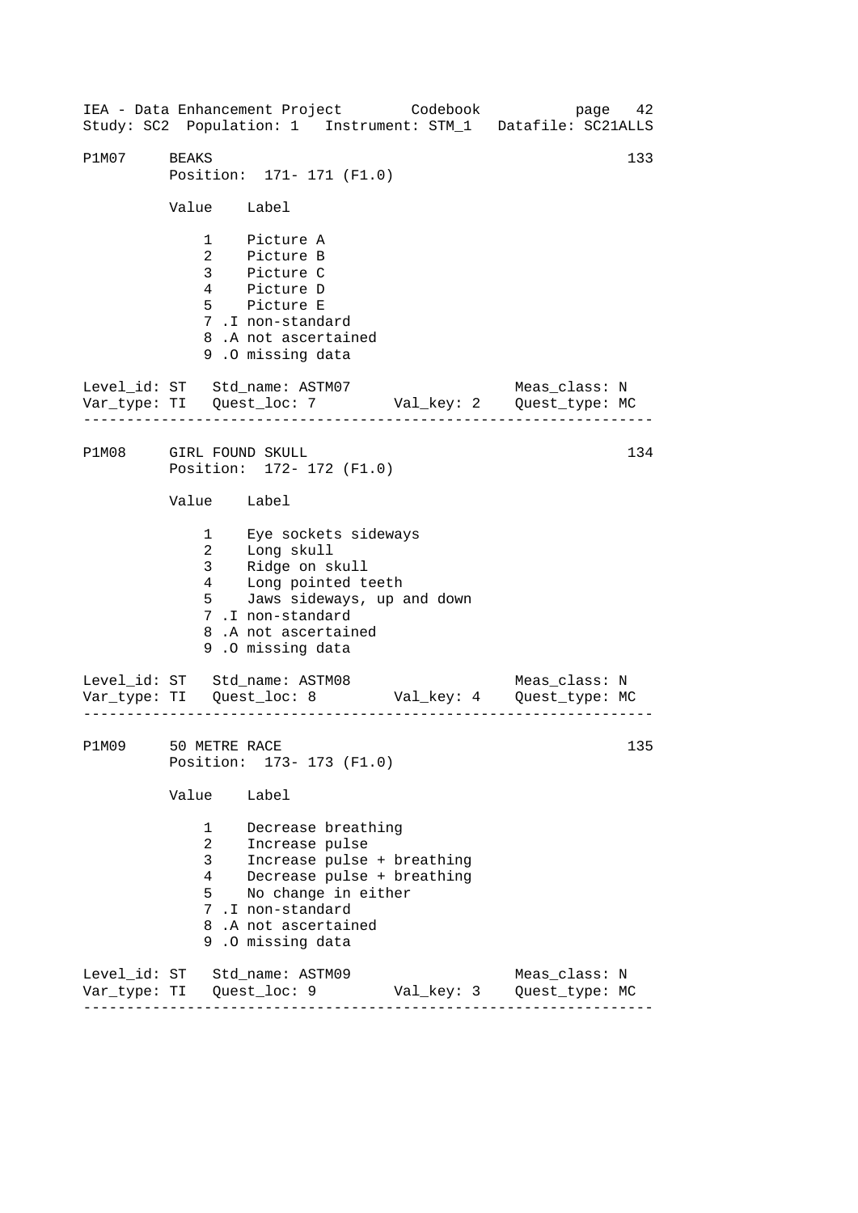```
P1M07    BEAKS                                                   133
         Position:  171- 171 (F1.0)

         Value    Label

             1    Picture A
             2    Picture B
             3    Picture C
             4    Picture D
             5    Picture E
             7 .I non-standard
             8 .A not ascertained
             9 .O missing data

Level_id: ST   Std_name: ASTM07                       Meas_class: N
Var_type: TI   Quest_loc: 7        Val_key: 2    Quest_type: MC
------------------------------------------------------------------

P1M08    GIRL FOUND SKULL                                        134
         Position:  172- 172 (F1.0)

         Value    Label

             1    Eye sockets sideways
             2    Long skull
             3    Ridge on skull
             4    Long pointed teeth
             5    Jaws sideways, up and down
             7 .I non-standard
             8 .A not ascertained
             9 .O missing data

Level_id: ST   Std_name: ASTM08                       Meas_class: N
Var_type: TI   Quest_loc: 8        Val_key: 4    Quest_type: MC
------------------------------------------------------------------

P1M09    50 METRE RACE                                           135
         Position:  173- 173 (F1.0)

         Value    Label

             1    Decrease breathing
             2    Increase pulse
             3    Increase pulse + breathing
             4    Decrease pulse + breathing
             5    No change in either
             7 .I non-standard
             8 .A not ascertained
             9 .O missing data

Level_id: ST   Std_name: ASTM09                       Meas_class: N
Var_type: TI   Quest_loc: 9        Val_key: 3    Quest_type: MC
------------------------------------------------------------------
```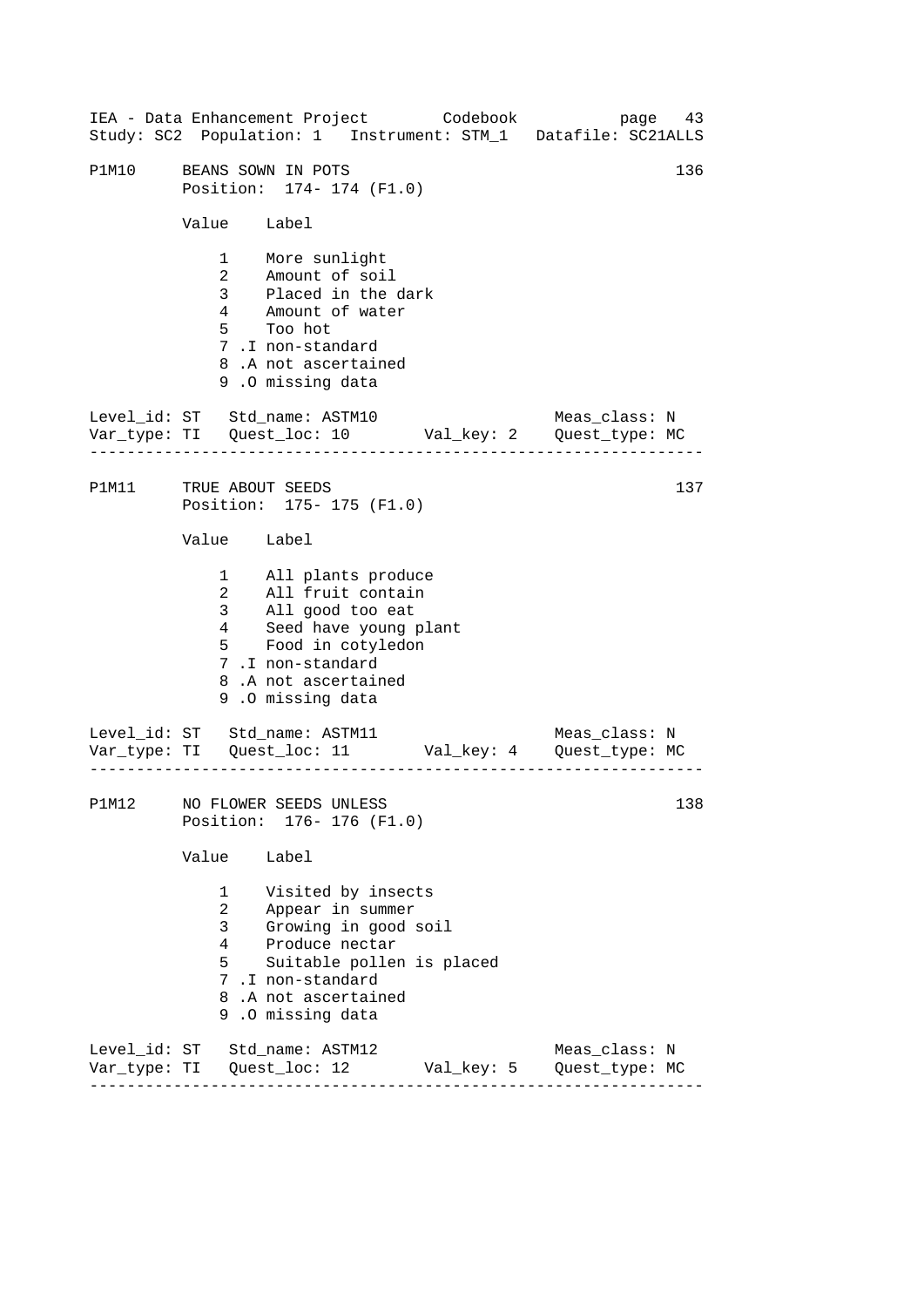P1M10 BEANS SOWN IN POTS 136
Position: 174- 174 (F1.0)

| Value | Label |
|---|---|
| 1 | More sunlight |
| 2 | Amount of soil |
| 3 | Placed in the dark |
| 4 | Amount of water |
| 5 | Too hot |
| 7 .I | non-standard |
| 8 .A | not ascertained |
| 9 .O | missing data |

Level_id: ST Std_name: ASTM10 Meas_class: N
Var_type: TI Quest_loc: 10 Val_key: 2 Quest_type: MC

---

P1M11 TRUE ABOUT SEEDS 137
Position: 175- 175 (F1.0)

| Value | Label |
|---|---|
| 1 | All plants produce |
| 2 | All fruit contain |
| 3 | All good too eat |
| 4 | Seed have young plant |
| 5 | Food in cotyledon |
| 7 .I | non-standard |
| 8 .A | not ascertained |
| 9 .O | missing data |

Level_id: ST Std_name: ASTM11 Meas_class: N
Var_type: TI Quest_loc: 11 Val_key: 4 Quest_type: MC

---

P1M12 NO FLOWER SEEDS UNLESS 138
Position: 176- 176 (F1.0)

| Value | Label |
|---|---|
| 1 | Visited by insects |
| 2 | Appear in summer |
| 3 | Growing in good soil |
| 4 | Produce nectar |
| 5 | Suitable pollen is placed |
| 7 .I | non-standard |
| 8 .A | not ascertained |
| 9 .O | missing data |

Level_id: ST Std_name: ASTM12 Meas_class: N
Var_type: TI Quest_loc: 12 Val_key: 5 Quest_type: MC

---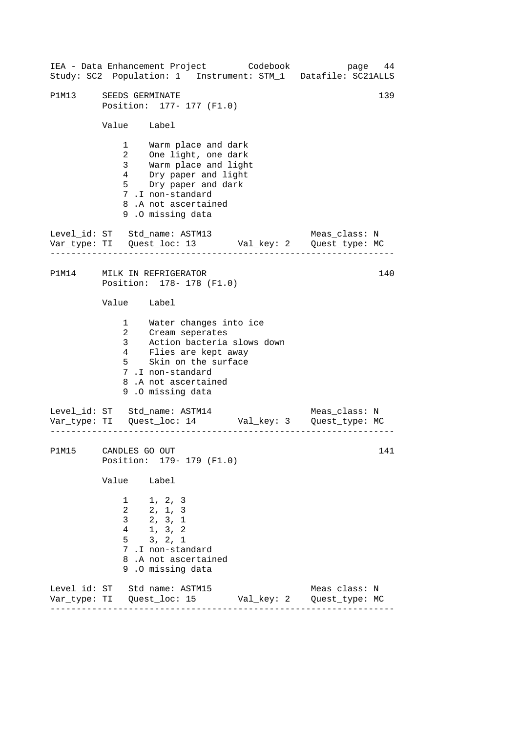P1M13 SEEDS GERMINATE 139
Position: 177- 177 (F1.0)

| Value | Label |
|---|---|
| 1 | Warm place and dark |
| 2 | One light, one dark |
| 3 | Warm place and light |
| 4 | Dry paper and light |
| 5 | Dry paper and dark |
| 7 .I | non-standard |
| 8 .A | not ascertained |
| 9 .O | missing data |

Level_id: ST Std_name: ASTM13 Meas_class: N
Var_type: TI Quest_loc: 13 Val_key: 2 Quest_type: MC

---

P1M14 MILK IN REFRIGERATOR 140
Position: 178- 178 (F1.0)

| Value | Label |
|---|---|
| 1 | Water changes into ice |
| 2 | Cream seperates |
| 3 | Action bacteria slows down |
| 4 | Flies are kept away |
| 5 | Skin on the surface |
| 7 .I | non-standard |
| 8 .A | not ascertained |
| 9 .O | missing data |

Level_id: ST Std_name: ASTM14 Meas_class: N
Var_type: TI Quest_loc: 14 Val_key: 3 Quest_type: MC

---

P1M15 CANDLES GO OUT 141
Position: 179- 179 (F1.0)

| Value | Label |
|---|---|
| 1 | 1, 2, 3 |
| 2 | 2, 1, 3 |
| 3 | 2, 3, 1 |
| 4 | 1, 3, 2 |
| 5 | 3, 2, 1 |
| 7 .I | non-standard |
| 8 .A | not ascertained |
| 9 .O | missing data |

Level_id: ST Std_name: ASTM15 Meas_class: N
Var_type: TI Quest_loc: 15 Val_key: 2 Quest_type: MC

---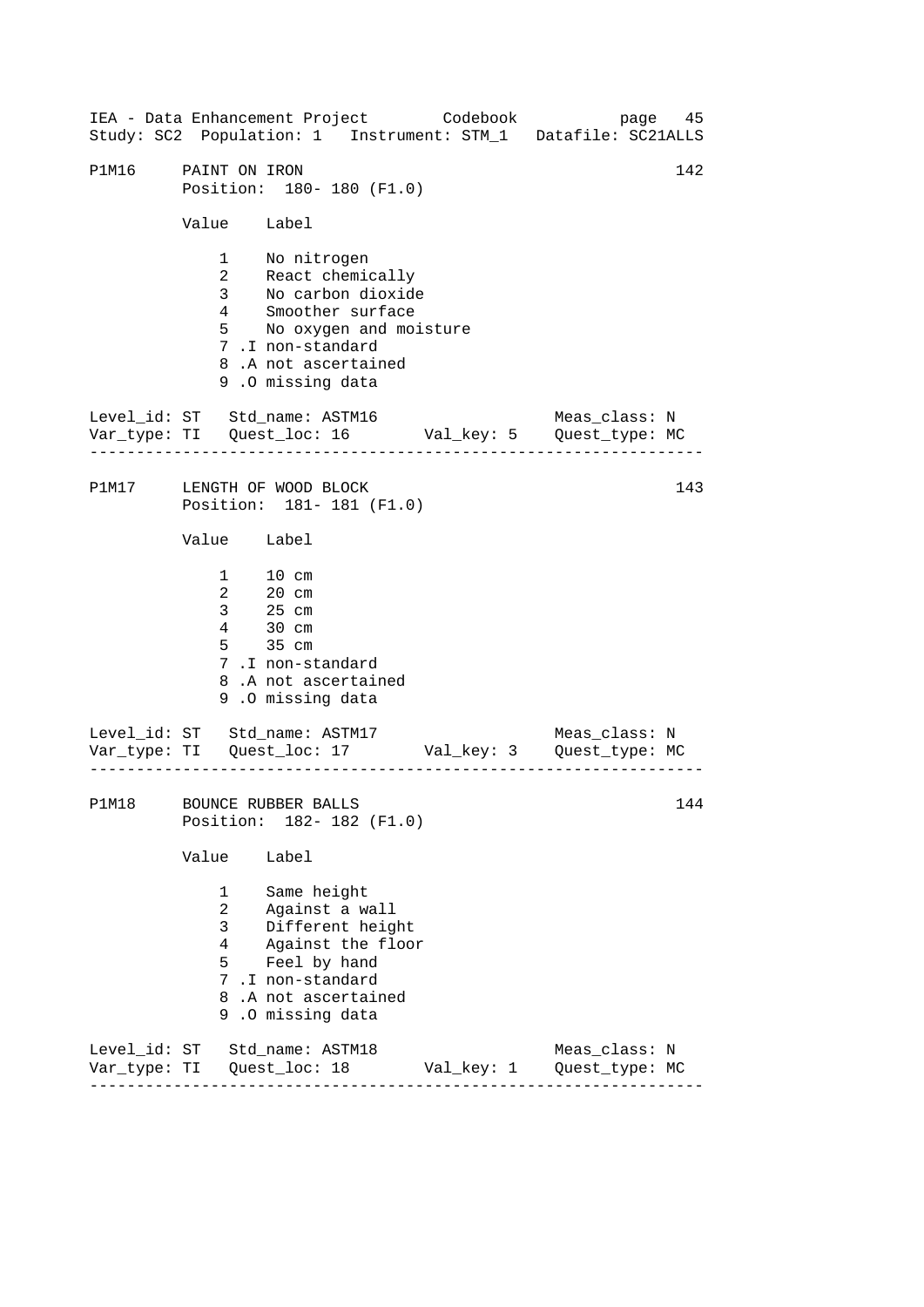## P1M16 PAINT ON IRON

142

Position: 180- 180 (F1.0)

| Value | Label |
|---|---|
| 1 | No nitrogen |
| 2 | React chemically |
| 3 | No carbon dioxide |
| 4 | Smoother surface |
| 5 | No oxygen and moisture |
| 7 .I | non-standard |
| 8 .A | not ascertained |
| 9 .O | missing data |

Level_id: ST   Std_name: ASTM16   Meas_class: N
Var_type: TI   Quest_loc: 16   Val_key: 5   Quest_type: MC

---

## P1M17 LENGTH OF WOOD BLOCK

143

Position: 181- 181 (F1.0)

| Value | Label |
|---|---|
| 1 | 10 cm |
| 2 | 20 cm |
| 3 | 25 cm |
| 4 | 30 cm |
| 5 | 35 cm |
| 7 .I | non-standard |
| 8 .A | not ascertained |
| 9 .O | missing data |

Level_id: ST   Std_name: ASTM17   Meas_class: N
Var_type: TI   Quest_loc: 17   Val_key: 3   Quest_type: MC

---

## P1M18 BOUNCE RUBBER BALLS

144

Position: 182- 182 (F1.0)

| Value | Label |
|---|---|
| 1 | Same height |
| 2 | Against a wall |
| 3 | Different height |
| 4 | Against the floor |
| 5 | Feel by hand |
| 7 .I | non-standard |
| 8 .A | not ascertained |
| 9 .O | missing data |

Level_id: ST   Std_name: ASTM18   Meas_class: N
Var_type: TI   Quest_loc: 18   Val_key: 1   Quest_type: MC

---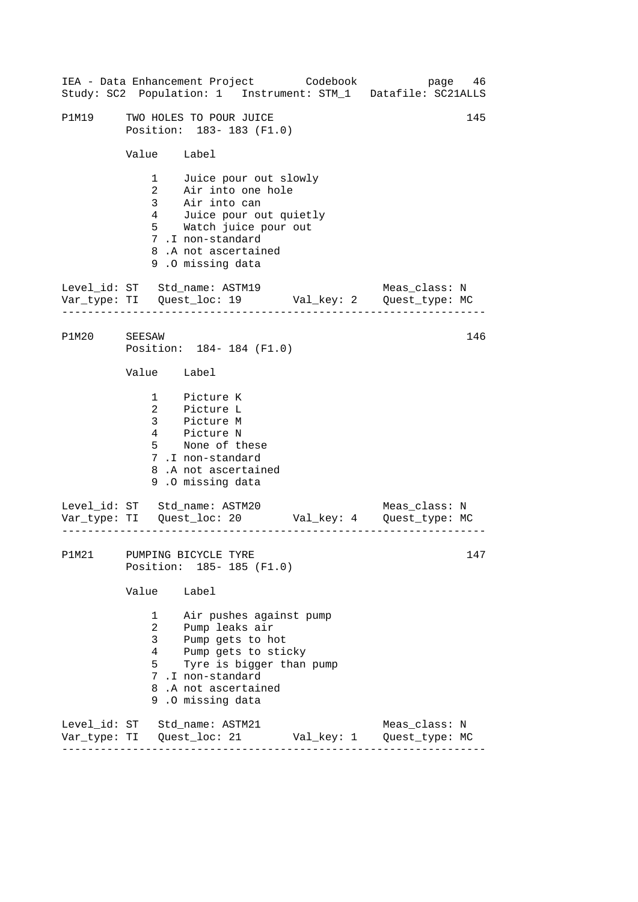P1M19 TWO HOLES TO POUR JUICE 145
Position: 183- 183 (F1.0)

| Value | Label |
|---|---|
| 1 | Juice pour out slowly |
| 2 | Air into one hole |
| 3 | Air into can |
| 4 | Juice pour out quietly |
| 5 | Watch juice pour out |
| 7 .I | non-standard |
| 8 .A | not ascertained |
| 9 .O | missing data |

Level_id: ST Std_name: ASTM19 Meas_class: N
Var_type: TI Quest_loc: 19 Val_key: 2 Quest_type: MC

---

P1M20 SEESAW 146
Position: 184- 184 (F1.0)

| Value | Label |
|---|---|
| 1 | Picture K |
| 2 | Picture L |
| 3 | Picture M |
| 4 | Picture N |
| 5 | None of these |
| 7 .I | non-standard |
| 8 .A | not ascertained |
| 9 .O | missing data |

Level_id: ST Std_name: ASTM20 Meas_class: N
Var_type: TI Quest_loc: 20 Val_key: 4 Quest_type: MC

---

P1M21 PUMPING BICYCLE TYRE 147
Position: 185- 185 (F1.0)

| Value | Label |
|---|---|
| 1 | Air pushes against pump |
| 2 | Pump leaks air |
| 3 | Pump gets to hot |
| 4 | Pump gets to sticky |
| 5 | Tyre is bigger than pump |
| 7 .I | non-standard |
| 8 .A | not ascertained |
| 9 .O | missing data |

Level_id: ST Std_name: ASTM21 Meas_class: N
Var_type: TI Quest_loc: 21 Val_key: 1 Quest_type: MC

---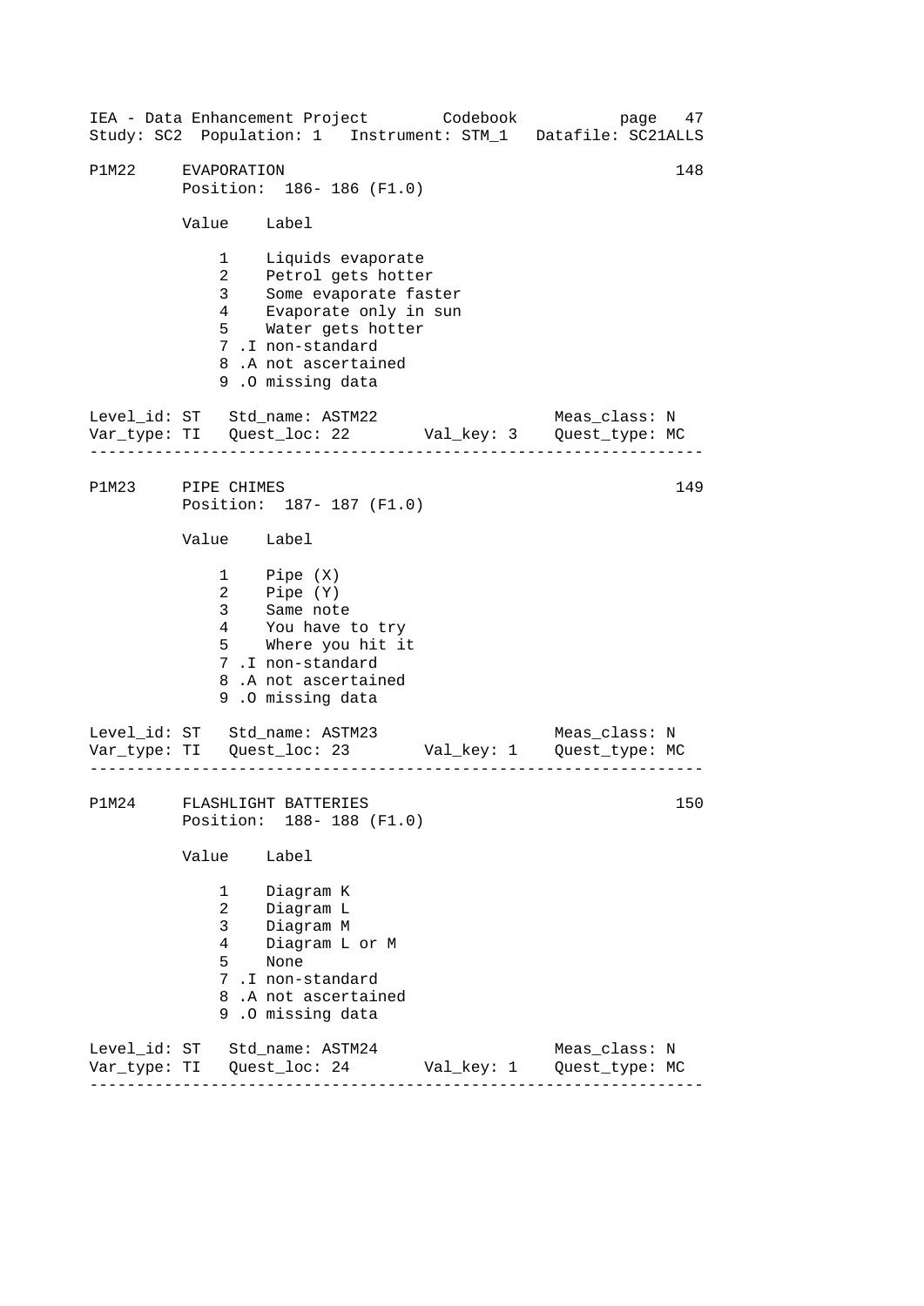## P1M22 EVAPORATION — 148

Position: 186- 186 (F1.0)

| Value | Label |
|---|---|
| 1 | Liquids evaporate |
| 2 | Petrol gets hotter |
| 3 | Some evaporate faster |
| 4 | Evaporate only in sun |
| 5 | Water gets hotter |
| 7 .I | non-standard |
| 8 .A | not ascertained |
| 9 .O | missing data |

Level_id: ST   Std_name: ASTM22   Meas_class: N
Var_type: TI   Quest_loc: 22   Val_key: 3   Quest_type: MC

---

## P1M23 PIPE CHIMES — 149

Position: 187- 187 (F1.0)

| Value | Label |
|---|---|
| 1 | Pipe (X) |
| 2 | Pipe (Y) |
| 3 | Same note |
| 4 | You have to try |
| 5 | Where you hit it |
| 7 .I | non-standard |
| 8 .A | not ascertained |
| 9 .O | missing data |

Level_id: ST   Std_name: ASTM23   Meas_class: N
Var_type: TI   Quest_loc: 23   Val_key: 1   Quest_type: MC

---

## P1M24 FLASHLIGHT BATTERIES — 150

Position: 188- 188 (F1.0)

| Value | Label |
|---|---|
| 1 | Diagram K |
| 2 | Diagram L |
| 3 | Diagram M |
| 4 | Diagram L or M |
| 5 | None |
| 7 .I | non-standard |
| 8 .A | not ascertained |
| 9 .O | missing data |

Level_id: ST   Std_name: ASTM24   Meas_class: N
Var_type: TI   Quest_loc: 24   Val_key: 1   Quest_type: MC

---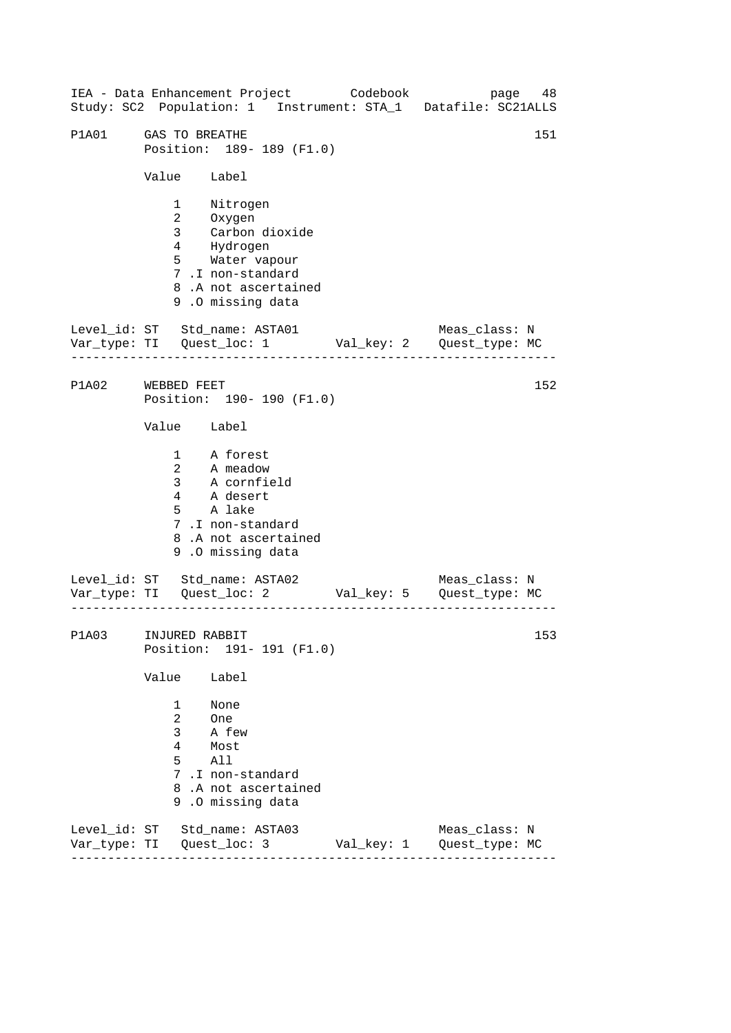P1A01 GAS TO BREATHE 151
Position: 189- 189 (F1.0)

| Value | Label |
|---|---|
| 1 | Nitrogen |
| 2 | Oxygen |
| 3 | Carbon dioxide |
| 4 | Hydrogen |
| 5 | Water vapour |
| 7 .I | non-standard |
| 8 .A | not ascertained |
| 9 .O | missing data |

Level_id: ST   Std_name: ASTA01   Meas_class: N
Var_type: TI   Quest_loc: 1   Val_key: 2   Quest_type: MC

---

P1A02 WEBBED FEET 152
Position: 190- 190 (F1.0)

| Value | Label |
|---|---|
| 1 | A forest |
| 2 | A meadow |
| 3 | A cornfield |
| 4 | A desert |
| 5 | A lake |
| 7 .I | non-standard |
| 8 .A | not ascertained |
| 9 .O | missing data |

Level_id: ST   Std_name: ASTA02   Meas_class: N
Var_type: TI   Quest_loc: 2   Val_key: 5   Quest_type: MC

---

P1A03 INJURED RABBIT 153
Position: 191- 191 (F1.0)

| Value | Label |
|---|---|
| 1 | None |
| 2 | One |
| 3 | A few |
| 4 | Most |
| 5 | All |
| 7 .I | non-standard |
| 8 .A | not ascertained |
| 9 .O | missing data |

Level_id: ST   Std_name: ASTA03   Meas_class: N
Var_type: TI   Quest_loc: 3   Val_key: 1   Quest_type: MC

---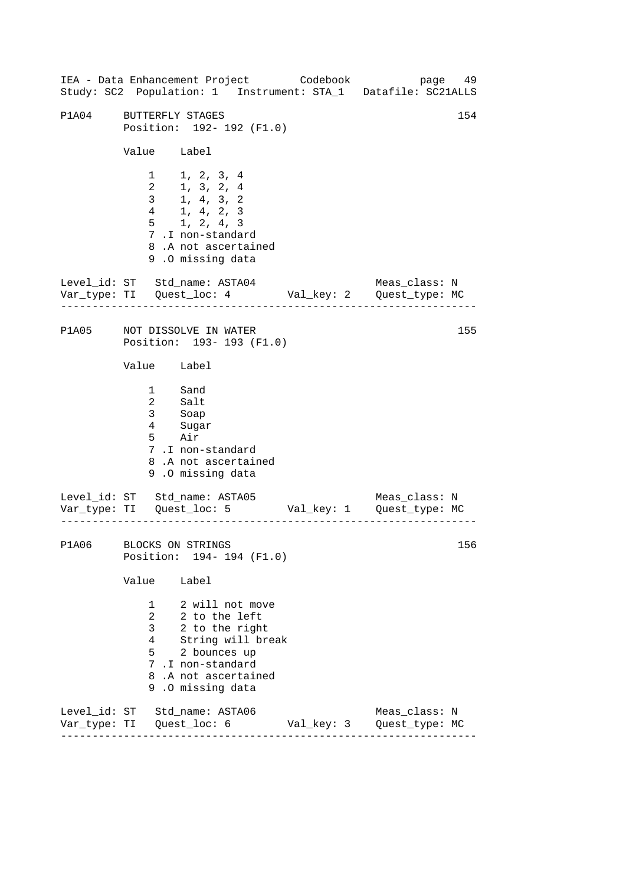P1A04 BUTTERFLY STAGES 154
Position: 192- 192 (F1.0)

| Value | Label |
|---|---|
| 1 | 1, 2, 3, 4 |
| 2 | 1, 3, 2, 4 |
| 3 | 1, 4, 3, 2 |
| 4 | 1, 4, 2, 3 |
| 5 | 1, 2, 4, 3 |
| 7 | .I non-standard |
| 8 | .A not ascertained |
| 9 | .O missing data |

Level_id: ST Std_name: ASTA04 Meas_class: N
Var_type: TI Quest_loc: 4 Val_key: 2 Quest_type: MC

---

P1A05 NOT DISSOLVE IN WATER 155
Position: 193- 193 (F1.0)

| Value | Label |
|---|---|
| 1 | Sand |
| 2 | Salt |
| 3 | Soap |
| 4 | Sugar |
| 5 | Air |
| 7 | .I non-standard |
| 8 | .A not ascertained |
| 9 | .O missing data |

Level_id: ST Std_name: ASTA05 Meas_class: N
Var_type: TI Quest_loc: 5 Val_key: 1 Quest_type: MC

---

P1A06 BLOCKS ON STRINGS 156
Position: 194- 194 (F1.0)

| Value | Label |
|---|---|
| 1 | 2 will not move |
| 2 | 2 to the left |
| 3 | 2 to the right |
| 4 | String will break |
| 5 | 2 bounces up |
| 7 | .I non-standard |
| 8 | .A not ascertained |
| 9 | .O missing data |

Level_id: ST Std_name: ASTA06 Meas_class: N
Var_type: TI Quest_loc: 6 Val_key: 3 Quest_type: MC

---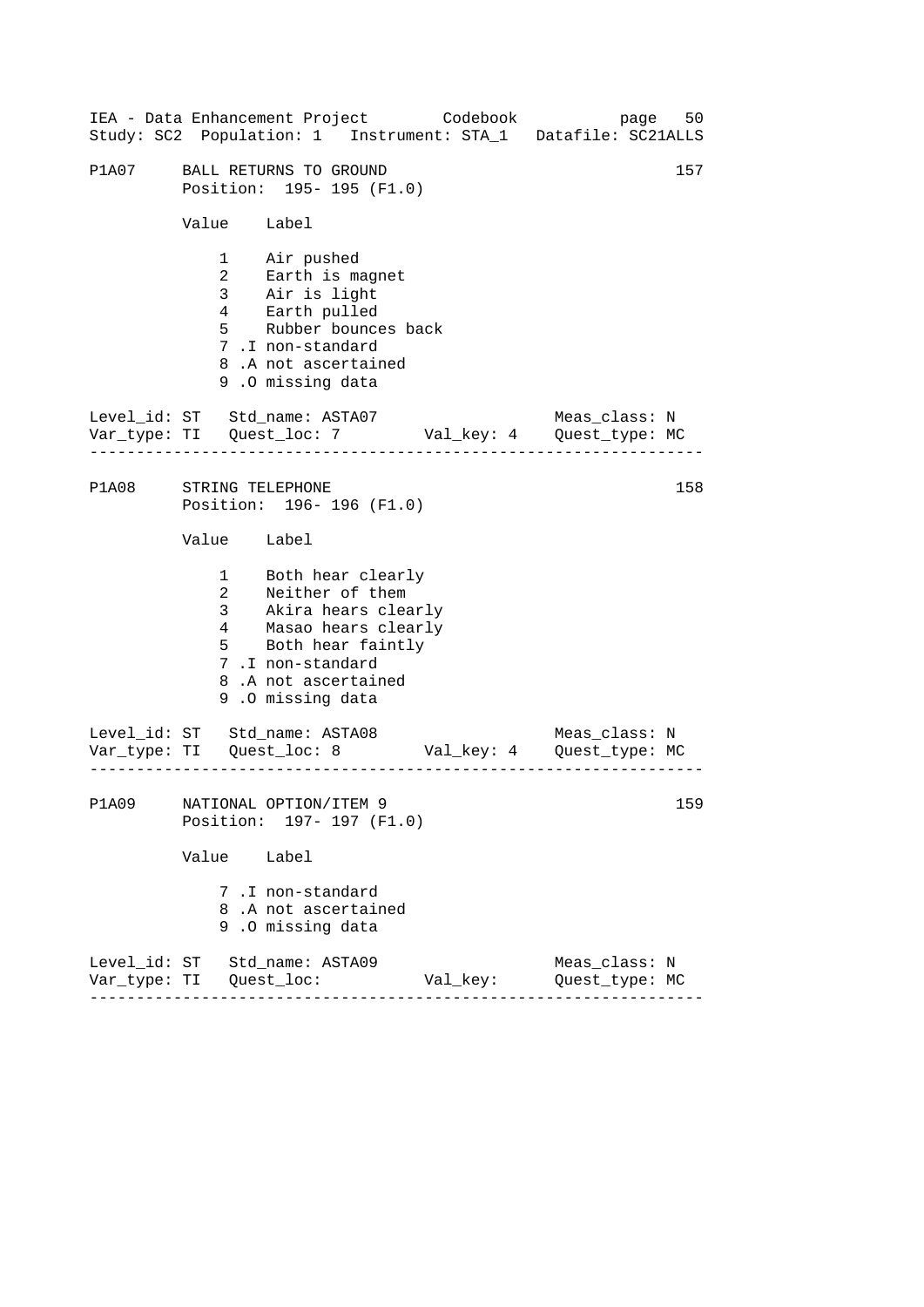```
P1A07     BALL RETURNS TO GROUND                                   157
          Position:  195- 195 (F1.0)

          Value    Label

              1    Air pushed
              2    Earth is magnet
              3    Air is light
              4    Earth pulled
              5    Rubber bounces back
              7 .I non-standard
              8 .A not ascertained
              9 .O missing data

Level_id: ST   Std_name: ASTA07                    Meas_class: N
Var_type: TI   Quest_loc: 7        Val_key: 4    Quest_type: MC
-------------------------------------------------------------------

P1A08     STRING TELEPHONE                                         158
          Position:  196- 196 (F1.0)

          Value    Label

              1    Both hear clearly
              2    Neither of them
              3    Akira hears clearly
              4    Masao hears clearly
              5    Both hear faintly
              7 .I non-standard
              8 .A not ascertained
              9 .O missing data

Level_id: ST   Std_name: ASTA08                    Meas_class: N
Var_type: TI   Quest_loc: 8        Val_key: 4    Quest_type: MC
-------------------------------------------------------------------

P1A09     NATIONAL OPTION/ITEM 9                                   159
          Position:  197- 197 (F1.0)

          Value    Label

              7 .I non-standard
              8 .A not ascertained
              9 .O missing data

Level_id: ST   Std_name: ASTA09                    Meas_class: N
Var_type: TI   Quest_loc:          Val_key:      Quest_type: MC
-------------------------------------------------------------------
```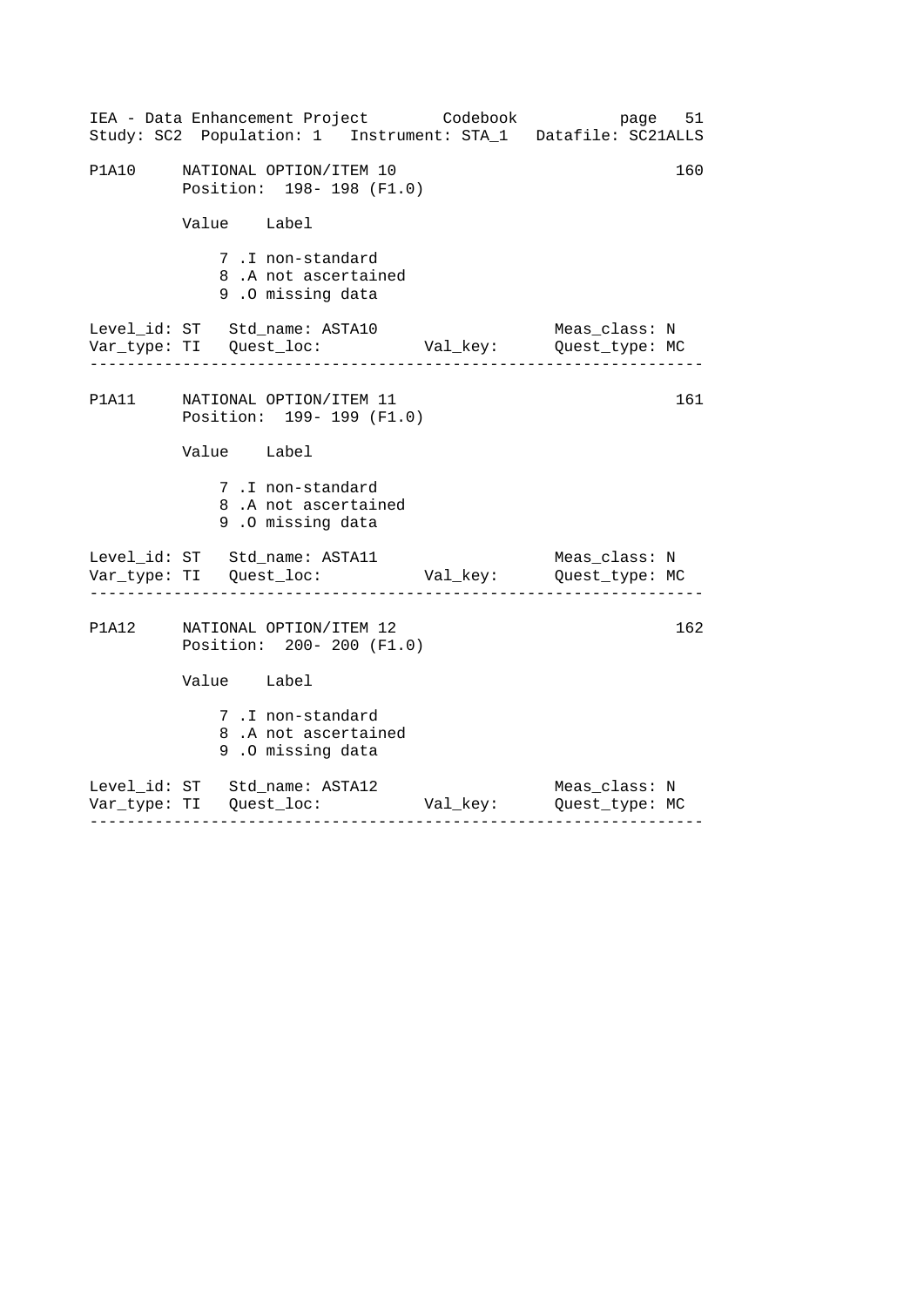```
P1A10     NATIONAL OPTION/ITEM 10                                    160
          Position:  198- 198 (F1.0)

          Value    Label

              7 .I non-standard
              8 .A not ascertained
              9 .O missing data

Level_id: ST   Std_name: ASTA10                     Meas_class: N
Var_type: TI   Quest_loc:           Val_key:        Quest_type: MC
--------------------------------------------------------------------

P1A11     NATIONAL OPTION/ITEM 11                                    161
          Position:  199- 199 (F1.0)

          Value    Label

              7 .I non-standard
              8 .A not ascertained
              9 .O missing data

Level_id: ST   Std_name: ASTA11                     Meas_class: N
Var_type: TI   Quest_loc:           Val_key:        Quest_type: MC
--------------------------------------------------------------------

P1A12     NATIONAL OPTION/ITEM 12                                    162
          Position:  200- 200 (F1.0)

          Value    Label

              7 .I non-standard
              8 .A not ascertained
              9 .O missing data

Level_id: ST   Std_name: ASTA12                     Meas_class: N
Var_type: TI   Quest_loc:           Val_key:        Quest_type: MC
--------------------------------------------------------------------
```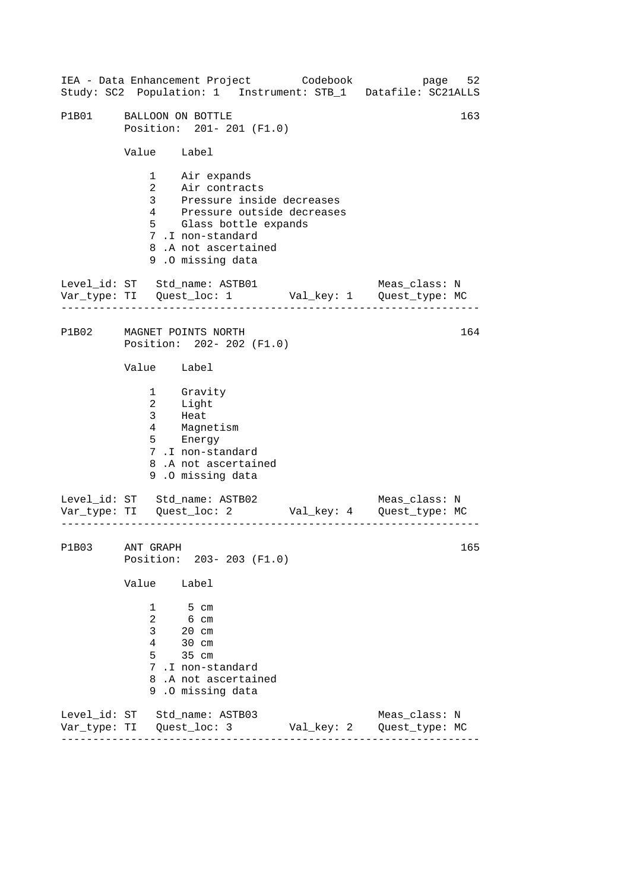```
P1B01     BALLOON ON BOTTLE                                      163
          Position:  201- 201 (F1.0)

          Value    Label

              1    Air expands
              2    Air contracts
              3    Pressure inside decreases
              4    Pressure outside decreases
              5    Glass bottle expands
              7 .I non-standard
              8 .A not ascertained
              9 .O missing data

Level_id: ST   Std_name: ASTB01                   Meas_class: N
Var_type: TI   Quest_loc: 1        Val_key: 1    Quest_type: MC
------------------------------------------------------------------

P1B02     MAGNET POINTS NORTH                                    164
          Position:  202- 202 (F1.0)

          Value    Label

              1    Gravity
              2    Light
              3    Heat
              4    Magnetism
              5    Energy
              7 .I non-standard
              8 .A not ascertained
              9 .O missing data

Level_id: ST   Std_name: ASTB02                   Meas_class: N
Var_type: TI   Quest_loc: 2        Val_key: 4    Quest_type: MC
------------------------------------------------------------------

P1B03     ANT GRAPH                                              165
          Position:  203- 203 (F1.0)

          Value    Label

              1     5 cm
              2     6 cm
              3    20 cm
              4    30 cm
              5    35 cm
              7 .I non-standard
              8 .A not ascertained
              9 .O missing data

Level_id: ST   Std_name: ASTB03                   Meas_class: N
Var_type: TI   Quest_loc: 3        Val_key: 2    Quest_type: MC
------------------------------------------------------------------
```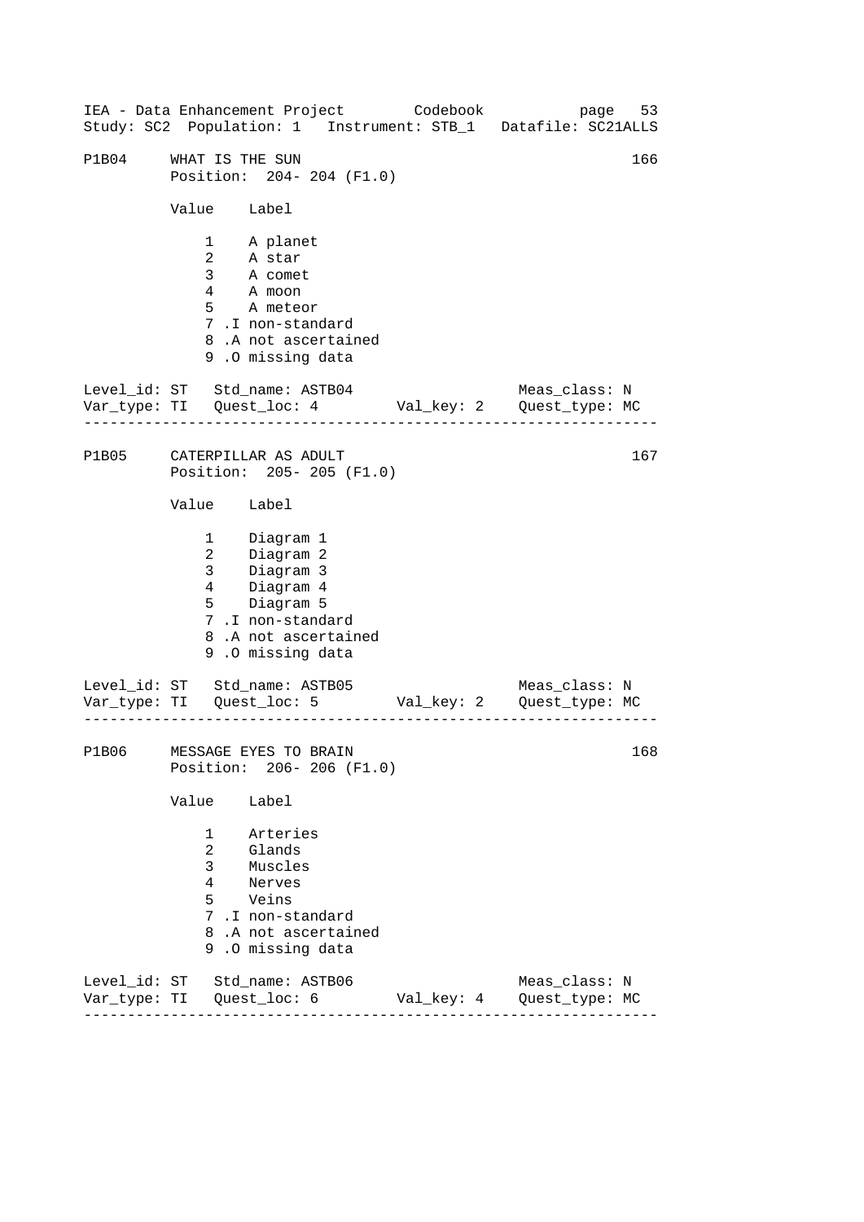## P1B04 WHAT IS THE SUN — 166

Position: 204- 204 (F1.0)

| Value | Label |
|---|---|
| 1 | A planet |
| 2 | A star |
| 3 | A comet |
| 4 | A moon |
| 5 | A meteor |
| 7 .I | non-standard |
| 8 .A | not ascertained |
| 9 .O | missing data |

Level_id: ST   Std_name: ASTB04   Meas_class: N
Var_type: TI   Quest_loc: 4   Val_key: 2   Quest_type: MC

---

## P1B05 CATERPILLAR AS ADULT — 167

Position: 205- 205 (F1.0)

| Value | Label |
|---|---|
| 1 | Diagram 1 |
| 2 | Diagram 2 |
| 3 | Diagram 3 |
| 4 | Diagram 4 |
| 5 | Diagram 5 |
| 7 .I | non-standard |
| 8 .A | not ascertained |
| 9 .O | missing data |

Level_id: ST   Std_name: ASTB05   Meas_class: N
Var_type: TI   Quest_loc: 5   Val_key: 2   Quest_type: MC

---

## P1B06 MESSAGE EYES TO BRAIN — 168

Position: 206- 206 (F1.0)

| Value | Label |
|---|---|
| 1 | Arteries |
| 2 | Glands |
| 3 | Muscles |
| 4 | Nerves |
| 5 | Veins |
| 7 .I | non-standard |
| 8 .A | not ascertained |
| 9 .O | missing data |

Level_id: ST   Std_name: ASTB06   Meas_class: N
Var_type: TI   Quest_loc: 6   Val_key: 4   Quest_type: MC

---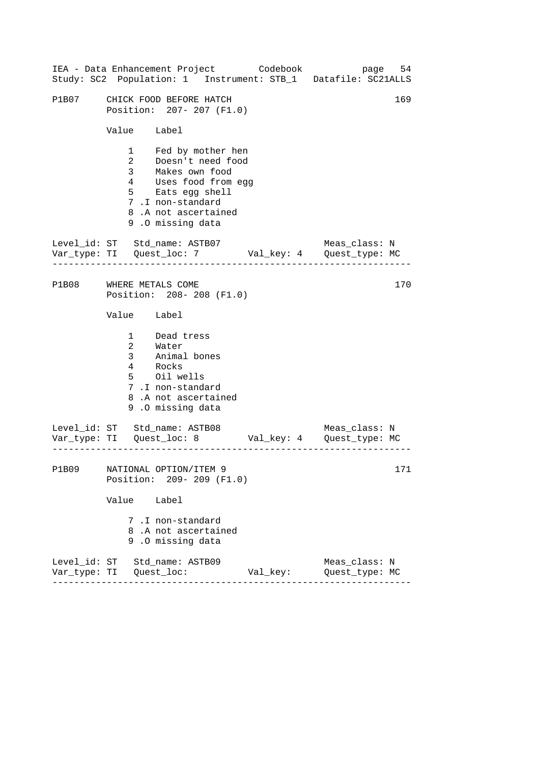P1B07 CHICK FOOD BEFORE HATCH 169
Position: 207- 207 (F1.0)

| Value | Label |
|---|---|
| 1 | Fed by mother hen |
| 2 | Doesn't need food |
| 3 | Makes own food |
| 4 | Uses food from egg |
| 5 | Eats egg shell |
| 7 .I | non-standard |
| 8 .A | not ascertained |
| 9 .O | missing data |

Level_id: ST Std_name: ASTB07 Meas_class: N
Var_type: TI Quest_loc: 7 Val_key: 4 Quest_type: MC

---

P1B08 WHERE METALS COME 170
Position: 208- 208 (F1.0)

| Value | Label |
|---|---|
| 1 | Dead tress |
| 2 | Water |
| 3 | Animal bones |
| 4 | Rocks |
| 5 | Oil wells |
| 7 .I | non-standard |
| 8 .A | not ascertained |
| 9 .O | missing data |

Level_id: ST Std_name: ASTB08 Meas_class: N
Var_type: TI Quest_loc: 8 Val_key: 4 Quest_type: MC

---

P1B09 NATIONAL OPTION/ITEM 9 171
Position: 209- 209 (F1.0)

| Value | Label |
|---|---|
| 7 .I | non-standard |
| 8 .A | not ascertained |
| 9 .O | missing data |

Level_id: ST Std_name: ASTB09 Meas_class: N
Var_type: TI Quest_loc: Val_key: Quest_type: MC

---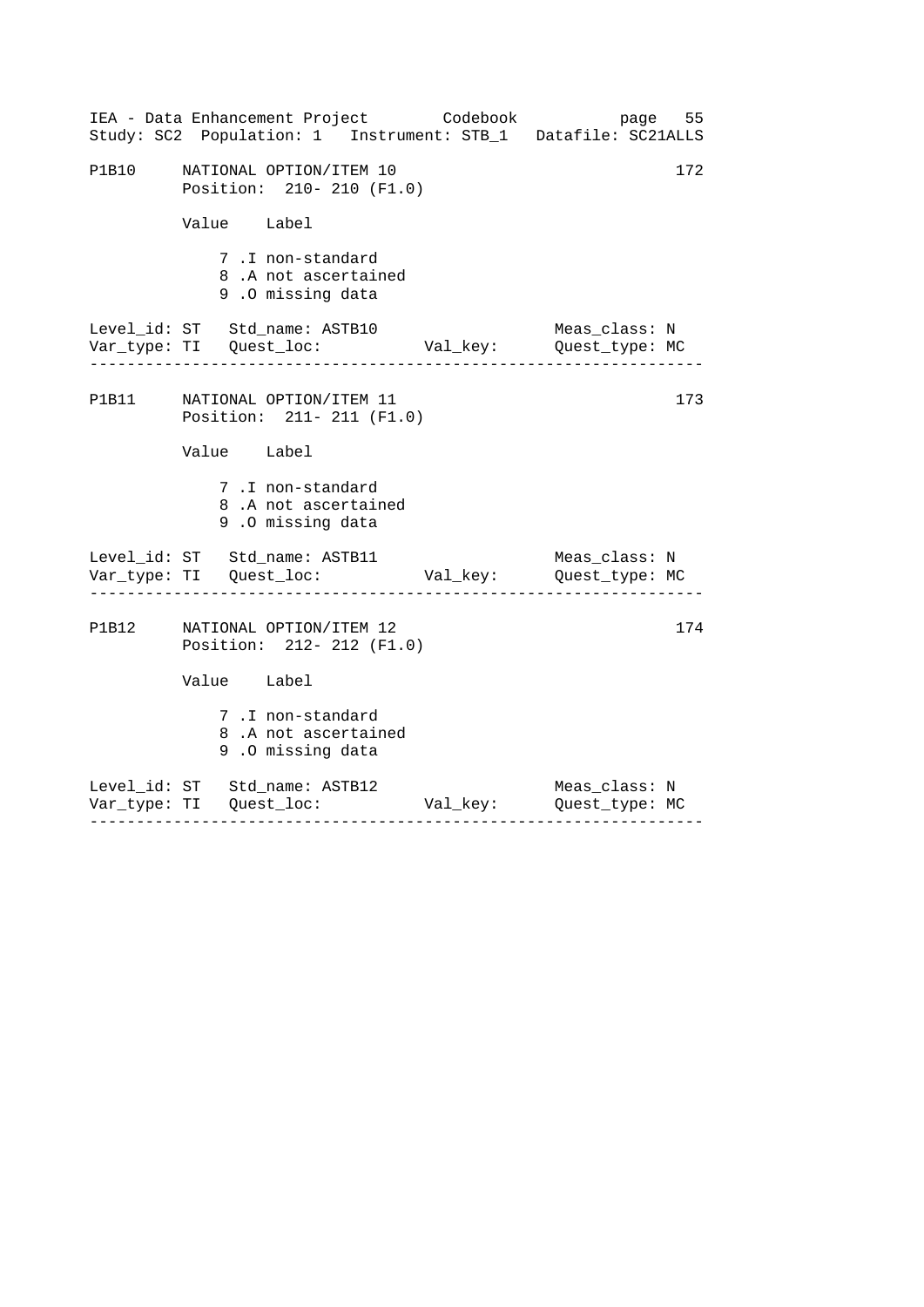```
P1B10     NATIONAL OPTION/ITEM 10                                   172
          Position:  210- 210 (F1.0)

          Value    Label

              7 .I non-standard
              8 .A not ascertained
              9 .O missing data

Level_id: ST   Std_name: ASTB10                        Meas_class: N
Var_type: TI   Quest_loc:            Val_key:          Quest_type: MC
-----------------------------------------------------------------------

P1B11     NATIONAL OPTION/ITEM 11                                   173
          Position:  211- 211 (F1.0)

          Value    Label

              7 .I non-standard
              8 .A not ascertained
              9 .O missing data

Level_id: ST   Std_name: ASTB11                        Meas_class: N
Var_type: TI   Quest_loc:            Val_key:          Quest_type: MC
-----------------------------------------------------------------------

P1B12     NATIONAL OPTION/ITEM 12                                   174
          Position:  212- 212 (F1.0)

          Value    Label

              7 .I non-standard
              8 .A not ascertained
              9 .O missing data

Level_id: ST   Std_name: ASTB12                        Meas_class: N
Var_type: TI   Quest_loc:            Val_key:          Quest_type: MC
-----------------------------------------------------------------------
```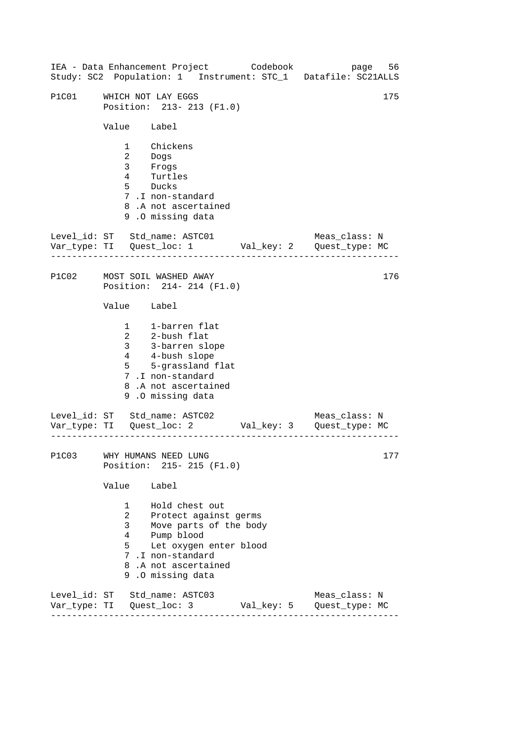IEA - Data Enhancement Project Codebook page 56
Study: SC2 Population: 1 Instrument: STC_1 Datafile: SC21ALLS

```
P1C01     WHICH NOT LAY EGGS                                          175
          Position:  213- 213 (F1.0)

          Value    Label

              1    Chickens
              2    Dogs
              3    Frogs
              4    Turtles
              5    Ducks
              7 .I non-standard
              8 .A not ascertained
              9 .O missing data

Level_id: ST   Std_name: ASTC01                   Meas_class: N
Var_type: TI   Quest_loc: 1        Val_key: 2    Quest_type: MC
-------------------------------------------------------------------

P1C02     MOST SOIL WASHED AWAY                                       176
          Position:  214- 214 (F1.0)

          Value    Label

              1    1-barren flat
              2    2-bush flat
              3    3-barren slope
              4    4-bush slope
              5    5-grassland flat
              7 .I non-standard
              8 .A not ascertained
              9 .O missing data

Level_id: ST   Std_name: ASTC02                   Meas_class: N
Var_type: TI   Quest_loc: 2        Val_key: 3    Quest_type: MC
-------------------------------------------------------------------

P1C03     WHY HUMANS NEED LUNG                                        177
          Position:  215- 215 (F1.0)

          Value    Label

              1    Hold chest out
              2    Protect against germs
              3    Move parts of the body
              4    Pump blood
              5    Let oxygen enter blood
              7 .I non-standard
              8 .A not ascertained
              9 .O missing data

Level_id: ST   Std_name: ASTC03                   Meas_class: N
Var_type: TI   Quest_loc: 3        Val_key: 5    Quest_type: MC
-------------------------------------------------------------------
```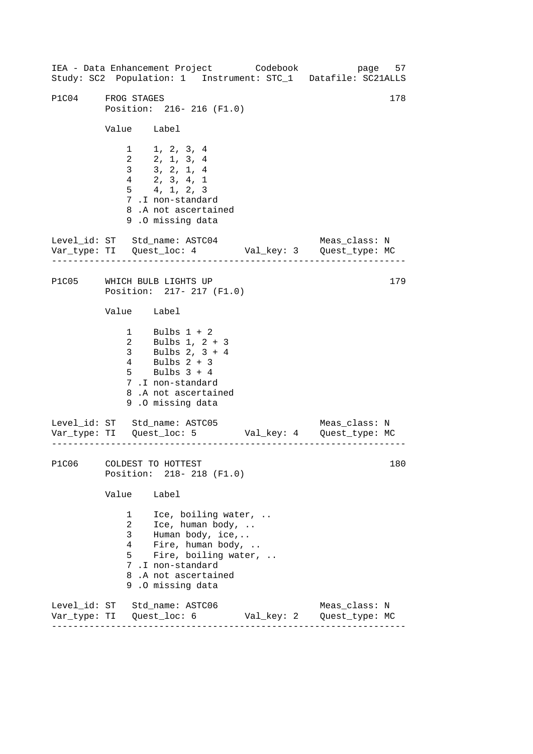## P1C04 FROG STAGES — 178

Position: 216- 216 (F1.0)

| Value | Label |
|---|---|
| 1 | 1, 2, 3, 4 |
| 2 | 2, 1, 3, 4 |
| 3 | 3, 2, 1, 4 |
| 4 | 2, 3, 4, 1 |
| 5 | 4, 1, 2, 3 |
| 7 | .I non-standard |
| 8 | .A not ascertained |
| 9 | .O missing data |

Level_id: ST   Std_name: ASTC04   Meas_class: N
Var_type: TI   Quest_loc: 4   Val_key: 3   Quest_type: MC

---

## P1C05 WHICH BULB LIGHTS UP — 179

Position: 217- 217 (F1.0)

| Value | Label |
|---|---|
| 1 | Bulbs 1 + 2 |
| 2 | Bulbs 1, 2 + 3 |
| 3 | Bulbs 2, 3 + 4 |
| 4 | Bulbs 2 + 3 |
| 5 | Bulbs 3 + 4 |
| 7 | .I non-standard |
| 8 | .A not ascertained |
| 9 | .O missing data |

Level_id: ST   Std_name: ASTC05   Meas_class: N
Var_type: TI   Quest_loc: 5   Val_key: 4   Quest_type: MC

---

## P1C06 COLDEST TO HOTTEST — 180

Position: 218- 218 (F1.0)

| Value | Label |
|---|---|
| 1 | Ice, boiling water, .. |
| 2 | Ice, human body, .. |
| 3 | Human body, ice,.. |
| 4 | Fire, human body, .. |
| 5 | Fire, boiling water, .. |
| 7 | .I non-standard |
| 8 | .A not ascertained |
| 9 | .O missing data |

Level_id: ST   Std_name: ASTC06   Meas_class: N
Var_type: TI   Quest_loc: 6   Val_key: 2   Quest_type: MC

---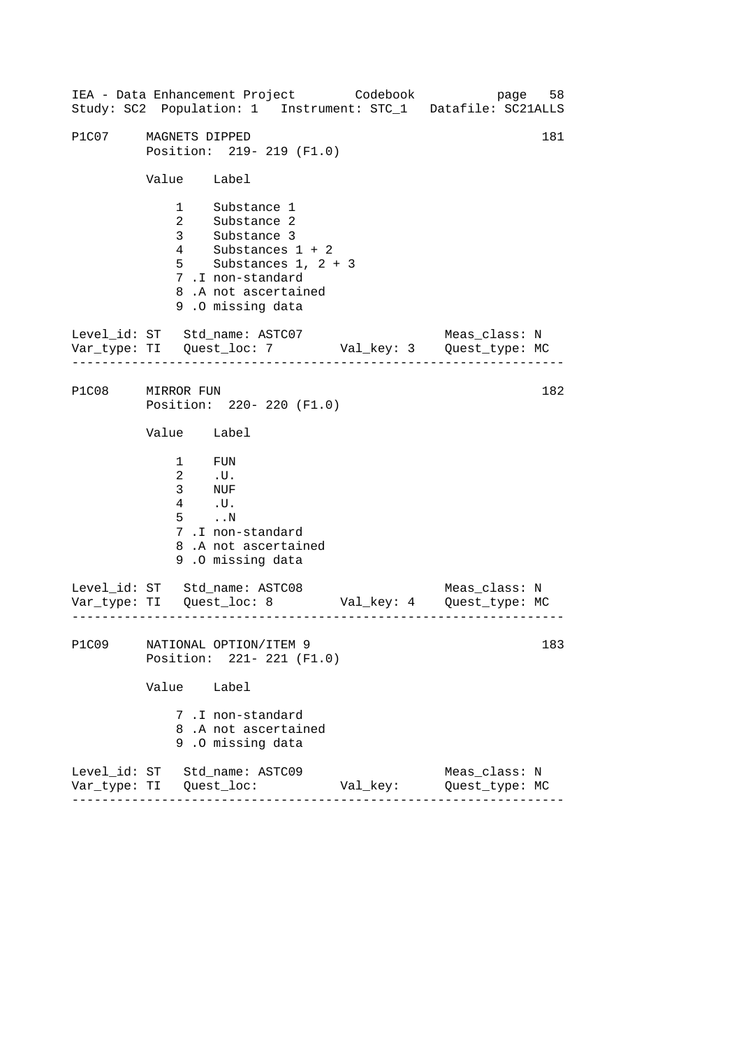```
P1C07     MAGNETS DIPPED                                          181
          Position:  219- 219 (F1.0)

          Value    Label

              1    Substance 1
              2    Substance 2
              3    Substance 3
              4    Substances 1 + 2
              5    Substances 1, 2 + 3
              7 .I non-standard
              8 .A not ascertained
              9 .O missing data

Level_id: ST   Std_name: ASTC07                     Meas_class: N
Var_type: TI   Quest_loc: 7        Val_key: 3    Quest_type: MC
-----------------------------------------------------------------

P1C08     MIRROR FUN                                              182
          Position:  220- 220 (F1.0)

          Value    Label

              1    FUN
              2    .U.
              3    NUF
              4    .U.
              5    ..N
              7 .I non-standard
              8 .A not ascertained
              9 .O missing data

Level_id: ST   Std_name: ASTC08                     Meas_class: N
Var_type: TI   Quest_loc: 8        Val_key: 4    Quest_type: MC
-----------------------------------------------------------------

P1C09     NATIONAL OPTION/ITEM 9                                  183
          Position:  221- 221 (F1.0)

          Value    Label

              7 .I non-standard
              8 .A not ascertained
              9 .O missing data

Level_id: ST   Std_name: ASTC09                     Meas_class: N
Var_type: TI   Quest_loc:          Val_key:      Quest_type: MC
-----------------------------------------------------------------
```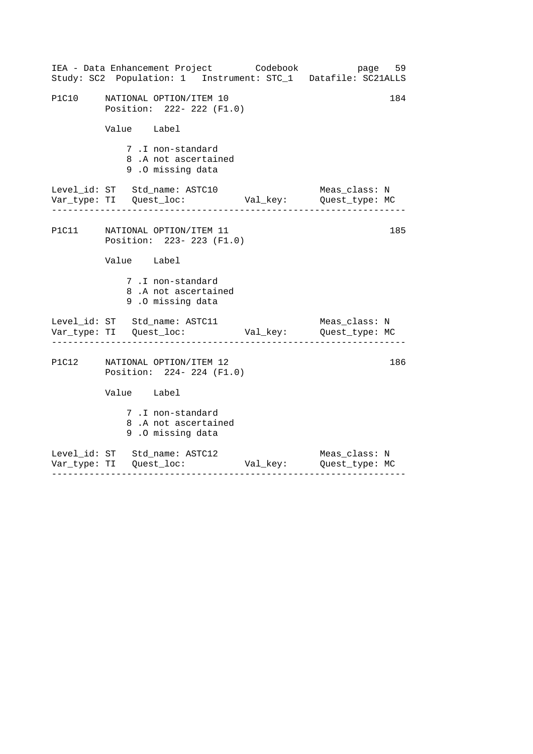P1C10 NATIONAL OPTION/ITEM 10 184
Position: 222- 222 (F1.0)

Value Label

7 .I non-standard
8 .A not ascertained
9 .O missing data

Level_id: ST Std_name: ASTC10 Meas_class: N
Var_type: TI Quest_loc: Val_key: Quest_type: MC

---

P1C11 NATIONAL OPTION/ITEM 11 185
Position: 223- 223 (F1.0)

Value Label

7 .I non-standard
8 .A not ascertained
9 .O missing data

Level_id: ST Std_name: ASTC11 Meas_class: N
Var_type: TI Quest_loc: Val_key: Quest_type: MC

---

P1C12 NATIONAL OPTION/ITEM 12 186
Position: 224- 224 (F1.0)

Value Label

7 .I non-standard
8 .A not ascertained
9 .O missing data

Level_id: ST Std_name: ASTC12 Meas_class: N
Var_type: TI Quest_loc: Val_key: Quest_type: MC

---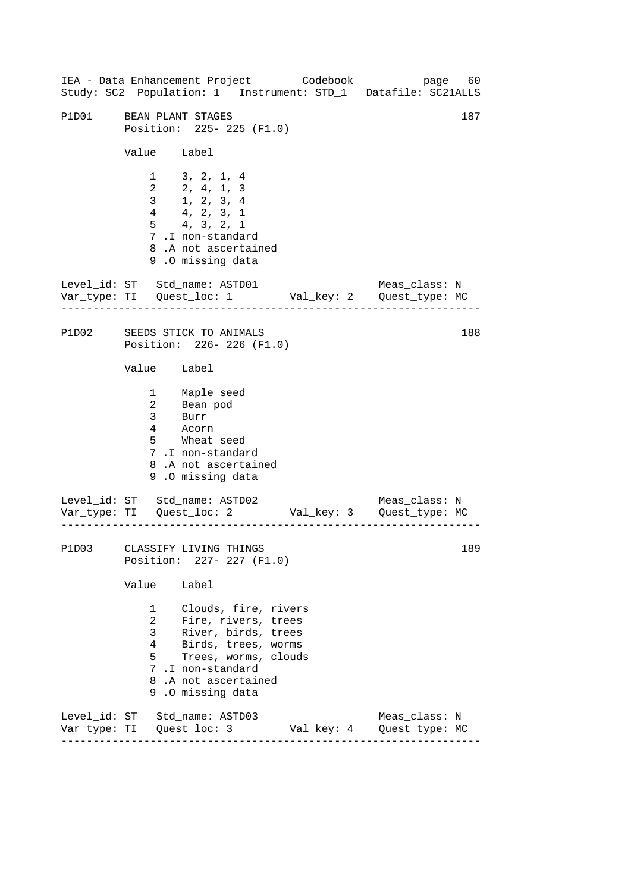P1D01 BEAN PLANT STAGES 187
Position: 225- 225 (F1.0)

| Value | Label |
|---|---|
| 1 | 3, 2, 1, 4 |
| 2 | 2, 4, 1, 3 |
| 3 | 1, 2, 3, 4 |
| 4 | 4, 2, 3, 1 |
| 5 | 4, 3, 2, 1 |
| 7 | .I non-standard |
| 8 | .A not ascertained |
| 9 | .O missing data |

Level_id: ST Std_name: ASTD01 Meas_class: N
Var_type: TI Quest_loc: 1 Val_key: 2 Quest_type: MC

---

P1D02 SEEDS STICK TO ANIMALS 188
Position: 226- 226 (F1.0)

| Value | Label |
|---|---|
| 1 | Maple seed |
| 2 | Bean pod |
| 3 | Burr |
| 4 | Acorn |
| 5 | Wheat seed |
| 7 | .I non-standard |
| 8 | .A not ascertained |
| 9 | .O missing data |

Level_id: ST Std_name: ASTD02 Meas_class: N
Var_type: TI Quest_loc: 2 Val_key: 3 Quest_type: MC

---

P1D03 CLASSIFY LIVING THINGS 189
Position: 227- 227 (F1.0)

| Value | Label |
|---|---|
| 1 | Clouds, fire, rivers |
| 2 | Fire, rivers, trees |
| 3 | River, birds, trees |
| 4 | Birds, trees, worms |
| 5 | Trees, worms, clouds |
| 7 | .I non-standard |
| 8 | .A not ascertained |
| 9 | .O missing data |

Level_id: ST Std_name: ASTD03 Meas_class: N
Var_type: TI Quest_loc: 3 Val_key: 4 Quest_type: MC

---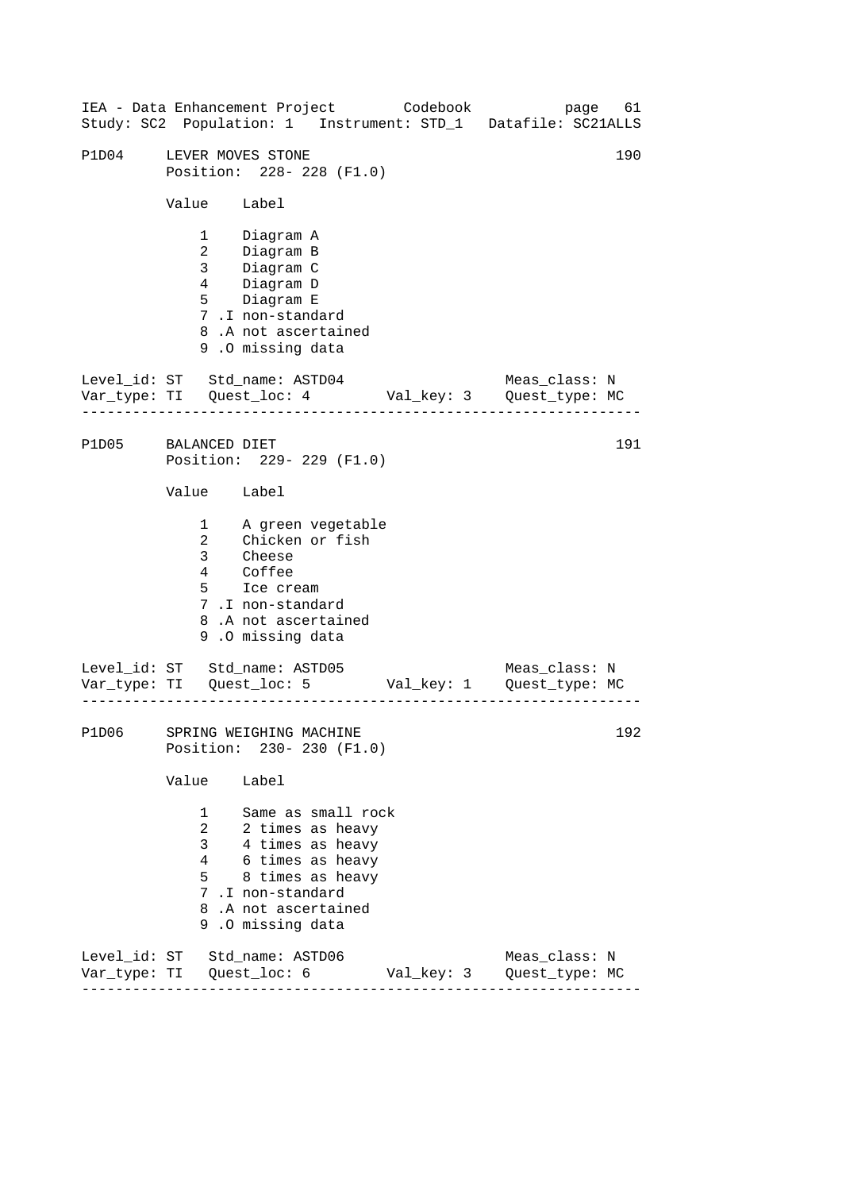P1D04 LEVER MOVES STONE 190
Position: 228- 228 (F1.0)

| Value | Label |
|---|---|
| 1 | Diagram A |
| 2 | Diagram B |
| 3 | Diagram C |
| 4 | Diagram D |
| 5 | Diagram E |
| 7 | .I non-standard |
| 8 | .A not ascertained |
| 9 | .O missing data |

Level_id: ST Std_name: ASTD04 Meas_class: N
Var_type: TI Quest_loc: 4 Val_key: 3 Quest_type: MC

---

P1D05 BALANCED DIET 191
Position: 229- 229 (F1.0)

| Value | Label |
|---|---|
| 1 | A green vegetable |
| 2 | Chicken or fish |
| 3 | Cheese |
| 4 | Coffee |
| 5 | Ice cream |
| 7 | .I non-standard |
| 8 | .A not ascertained |
| 9 | .O missing data |

Level_id: ST Std_name: ASTD05 Meas_class: N
Var_type: TI Quest_loc: 5 Val_key: 1 Quest_type: MC

---

P1D06 SPRING WEIGHING MACHINE 192
Position: 230- 230 (F1.0)

| Value | Label |
|---|---|
| 1 | Same as small rock |
| 2 | 2 times as heavy |
| 3 | 4 times as heavy |
| 4 | 6 times as heavy |
| 5 | 8 times as heavy |
| 7 | .I non-standard |
| 8 | .A not ascertained |
| 9 | .O missing data |

Level_id: ST Std_name: ASTD06 Meas_class: N
Var_type: TI Quest_loc: 6 Val_key: 3 Quest_type: MC

---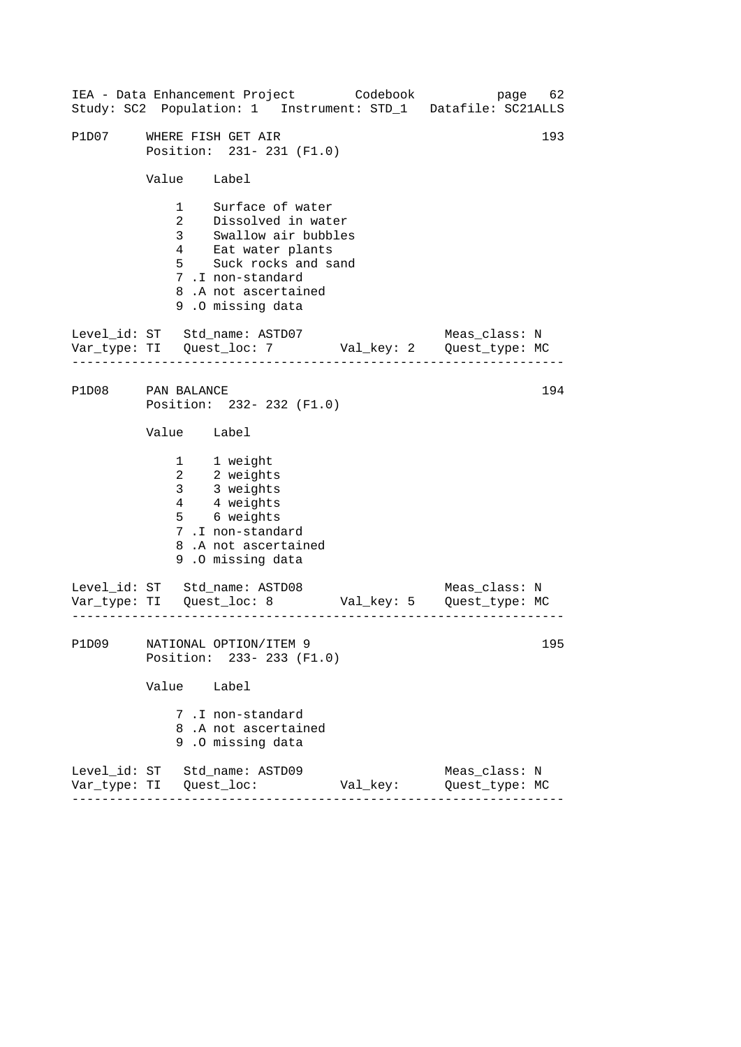IEA - Data Enhancement Project Codebook

Study: SC2 Population: 1 Instrument: STD_1 Datafile: SC21ALLS

```
P1D07     WHERE FISH GET AIR                                        193
          Position:  231- 231 (F1.0)

          Value    Label

              1    Surface of water
              2    Dissolved in water
              3    Swallow air bubbles
              4    Eat water plants
              5    Suck rocks and sand
              7 .I non-standard
              8 .A not ascertained
              9 .O missing data

Level_id: ST   Std_name: ASTD07                    Meas_class: N
Var_type: TI   Quest_loc: 7        Val_key: 2    Quest_type: MC
-----------------------------------------------------------------

P1D08     PAN BALANCE                                               194
          Position:  232- 232 (F1.0)

          Value    Label

              1    1 weight
              2    2 weights
              3    3 weights
              4    4 weights
              5    6 weights
              7 .I non-standard
              8 .A not ascertained
              9 .O missing data

Level_id: ST   Std_name: ASTD08                    Meas_class: N
Var_type: TI   Quest_loc: 8        Val_key: 5    Quest_type: MC
-----------------------------------------------------------------

P1D09     NATIONAL OPTION/ITEM 9                                    195
          Position:  233- 233 (F1.0)

          Value    Label

              7 .I non-standard
              8 .A not ascertained
              9 .O missing data

Level_id: ST   Std_name: ASTD09                    Meas_class: N
Var_type: TI   Quest_loc:          Val_key:      Quest_type: MC
-----------------------------------------------------------------
```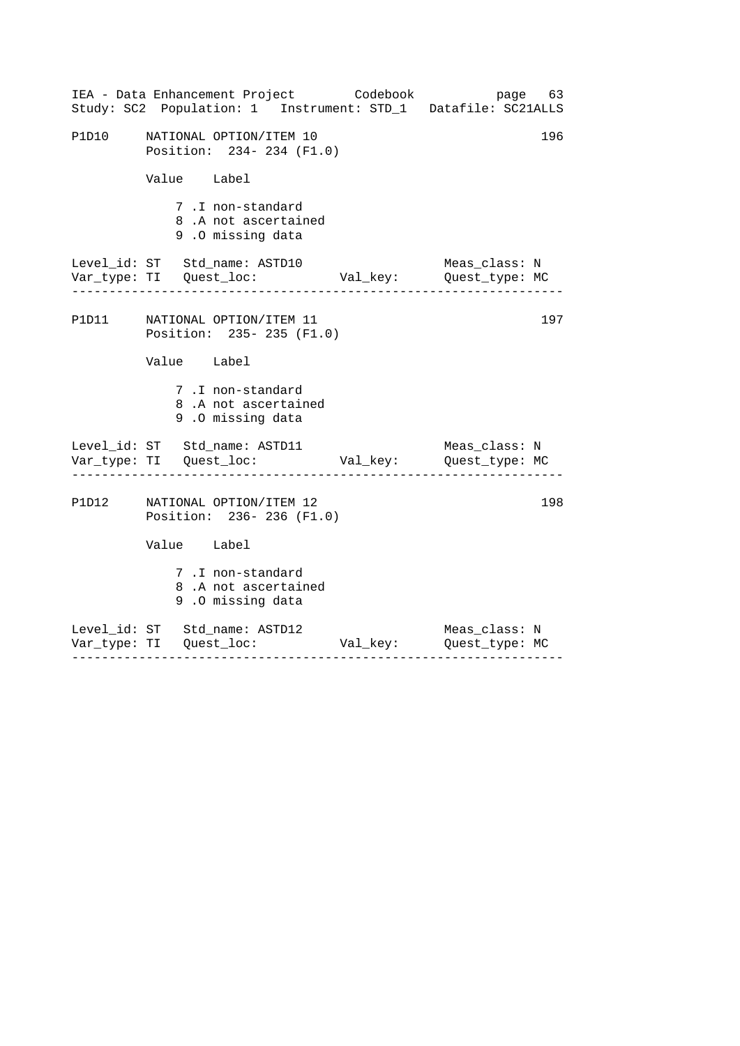```
P1D10     NATIONAL OPTION/ITEM 10                                  196
          Position:  234- 234 (F1.0)

          Value    Label

              7 .I non-standard
              8 .A not ascertained
              9 .O missing data

Level_id: ST   Std_name: ASTD10                      Meas_class: N
Var_type: TI   Quest_loc:           Val_key:         Quest_type: MC
-----------------------------------------------------------------------

P1D11     NATIONAL OPTION/ITEM 11                                  197
          Position:  235- 235 (F1.0)

          Value    Label

              7 .I non-standard
              8 .A not ascertained
              9 .O missing data

Level_id: ST   Std_name: ASTD11                      Meas_class: N
Var_type: TI   Quest_loc:           Val_key:         Quest_type: MC
-----------------------------------------------------------------------

P1D12     NATIONAL OPTION/ITEM 12                                  198
          Position:  236- 236 (F1.0)

          Value    Label

              7 .I non-standard
              8 .A not ascertained
              9 .O missing data

Level_id: ST   Std_name: ASTD12                      Meas_class: N
Var_type: TI   Quest_loc:           Val_key:         Quest_type: MC
-----------------------------------------------------------------------
```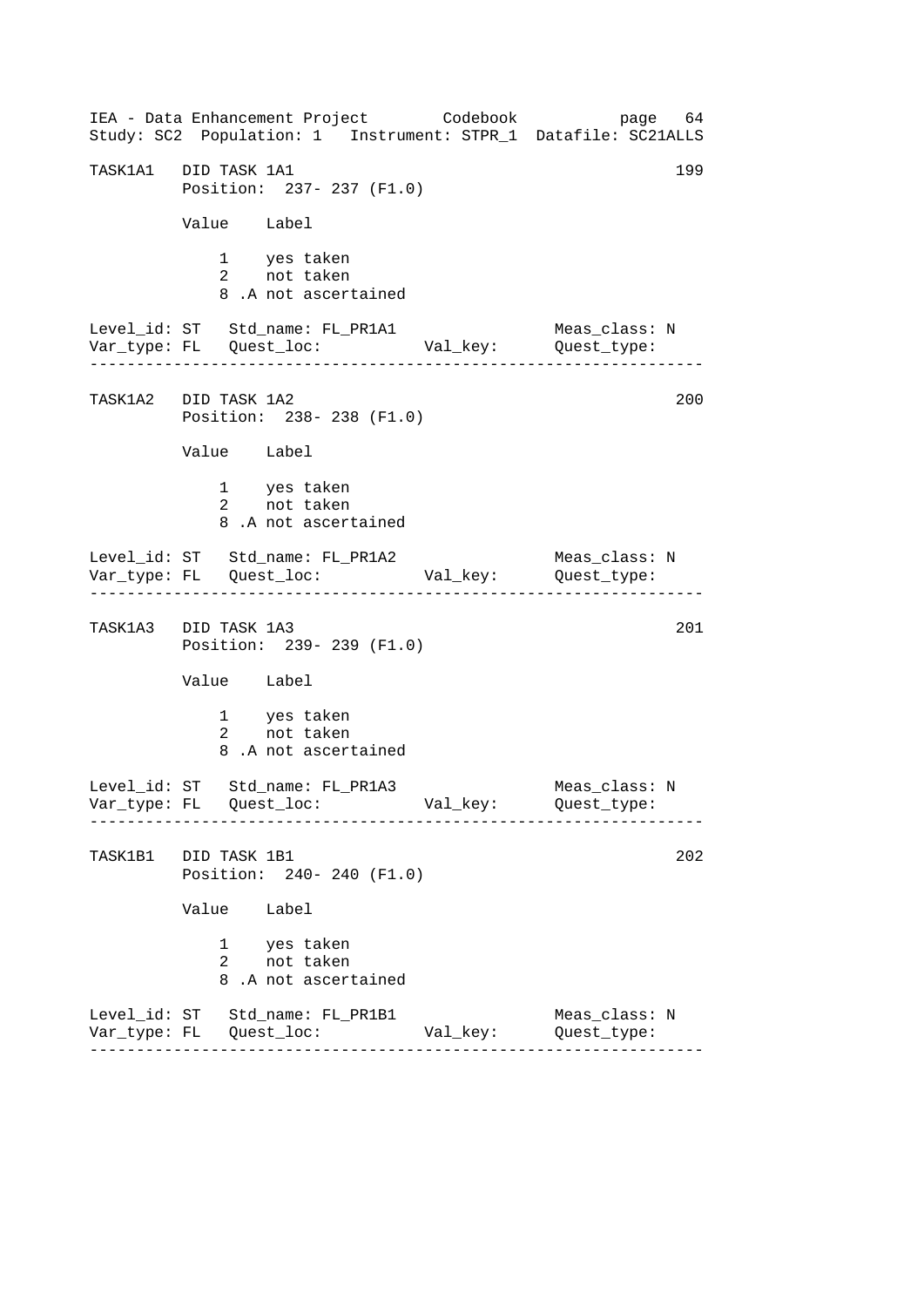```
TASK1A1   DID TASK 1A1                                            199
          Position:  237- 237 (F1.0)

          Value    Label

              1    yes taken
              2    not taken
              8 .A not ascertained

Level_id: ST   Std_name: FL_PR1A1                  Meas_class: N
Var_type: FL   Quest_loc:           Val_key:       Quest_type:
-----------------------------------------------------------------

TASK1A2   DID TASK 1A2                                            200
          Position:  238- 238 (F1.0)

          Value    Label

              1    yes taken
              2    not taken
              8 .A not ascertained

Level_id: ST   Std_name: FL_PR1A2                  Meas_class: N
Var_type: FL   Quest_loc:           Val_key:       Quest_type:
-----------------------------------------------------------------

TASK1A3   DID TASK 1A3                                            201
          Position:  239- 239 (F1.0)

          Value    Label

              1    yes taken
              2    not taken
              8 .A not ascertained

Level_id: ST   Std_name: FL_PR1A3                  Meas_class: N
Var_type: FL   Quest_loc:           Val_key:       Quest_type:
-----------------------------------------------------------------

TASK1B1   DID TASK 1B1                                            202
          Position:  240- 240 (F1.0)

          Value    Label

              1    yes taken
              2    not taken
              8 .A not ascertained

Level_id: ST   Std_name: FL_PR1B1                  Meas_class: N
Var_type: FL   Quest_loc:           Val_key:       Quest_type:
-----------------------------------------------------------------
```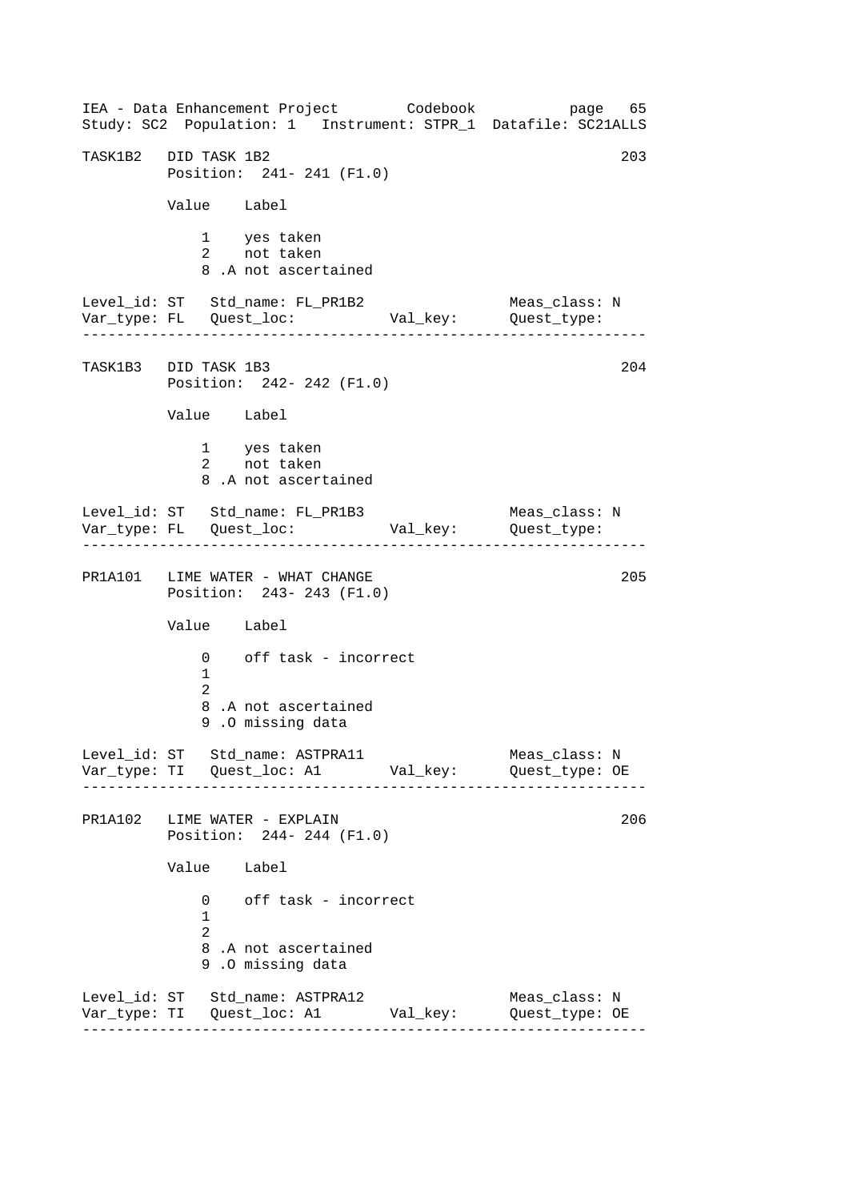```
TASK1B2   DID TASK 1B2                                          203
          Position:  241- 241 (F1.0)

          Value    Label

              1    yes taken
              2    not taken
              8 .A not ascertained

Level_id: ST   Std_name: FL_PR1B2                 Meas_class: N
Var_type: FL   Quest_loc:           Val_key:      Quest_type:
-----------------------------------------------------------------

TASK1B3   DID TASK 1B3                                          204
          Position:  242- 242 (F1.0)

          Value    Label

              1    yes taken
              2    not taken
              8 .A not ascertained

Level_id: ST   Std_name: FL_PR1B3                 Meas_class: N
Var_type: FL   Quest_loc:           Val_key:      Quest_type:
-----------------------------------------------------------------

PR1A101   LIME WATER - WHAT CHANGE                              205
          Position:  243- 243 (F1.0)

          Value    Label

              0    off task - incorrect
              1
              2
              8 .A not ascertained
              9 .O missing data

Level_id: ST   Std_name: ASTPRA11                 Meas_class: N
Var_type: TI   Quest_loc: A1        Val_key:      Quest_type: OE
-----------------------------------------------------------------

PR1A102   LIME WATER - EXPLAIN                                  206
          Position:  244- 244 (F1.0)

          Value    Label

              0    off task - incorrect
              1
              2
              8 .A not ascertained
              9 .O missing data

Level_id: ST   Std_name: ASTPRA12                 Meas_class: N
Var_type: TI   Quest_loc: A1        Val_key:      Quest_type: OE
-----------------------------------------------------------------
```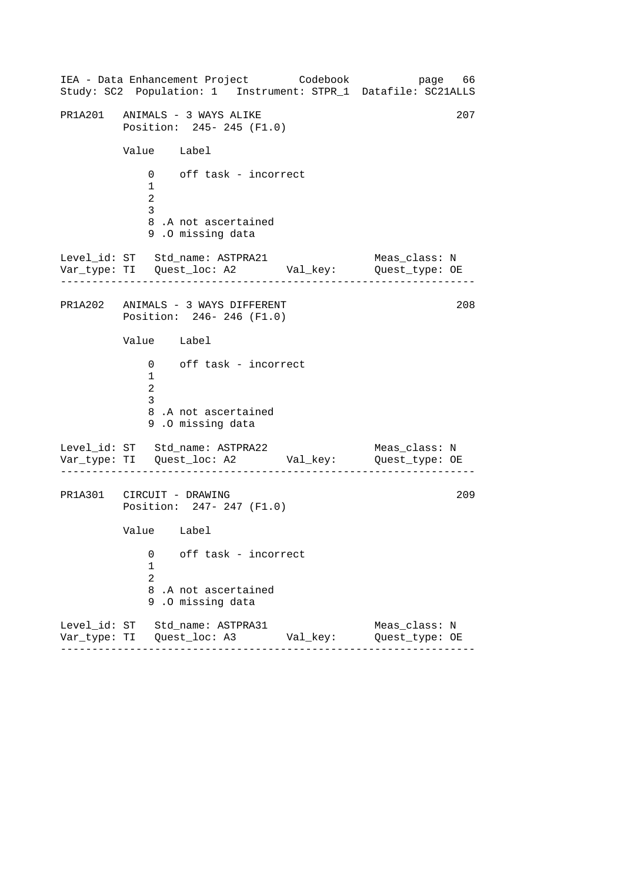PR1A201   ANIMALS - 3 WAYS ALIKE                                207
          Position:  245- 245 (F1.0)

| Value | Label |
|---|---|
| 0 | off task - incorrect |
| 1 | |
| 2 | |
| 3 | |
| 8 .A | not ascertained |
| 9 .O | missing data |

Level_id: ST   Std_name: ASTPRA21                Meas_class: N
Var_type: TI   Quest_loc: A2       Val_key:      Quest_type: OE

---

PR1A202   ANIMALS - 3 WAYS DIFFERENT                            208
          Position:  246- 246 (F1.0)

| Value | Label |
|---|---|
| 0 | off task - incorrect |
| 1 | |
| 2 | |
| 3 | |
| 8 .A | not ascertained |
| 9 .O | missing data |

Level_id: ST   Std_name: ASTPRA22                Meas_class: N
Var_type: TI   Quest_loc: A2       Val_key:      Quest_type: OE

---

PR1A301   CIRCUIT - DRAWING                                     209
          Position:  247- 247 (F1.0)

| Value | Label |
|---|---|
| 0 | off task - incorrect |
| 1 | |
| 2 | |
| 8 .A | not ascertained |
| 9 .O | missing data |

Level_id: ST   Std_name: ASTPRA31                Meas_class: N
Var_type: TI   Quest_loc: A3       Val_key:      Quest_type: OE

---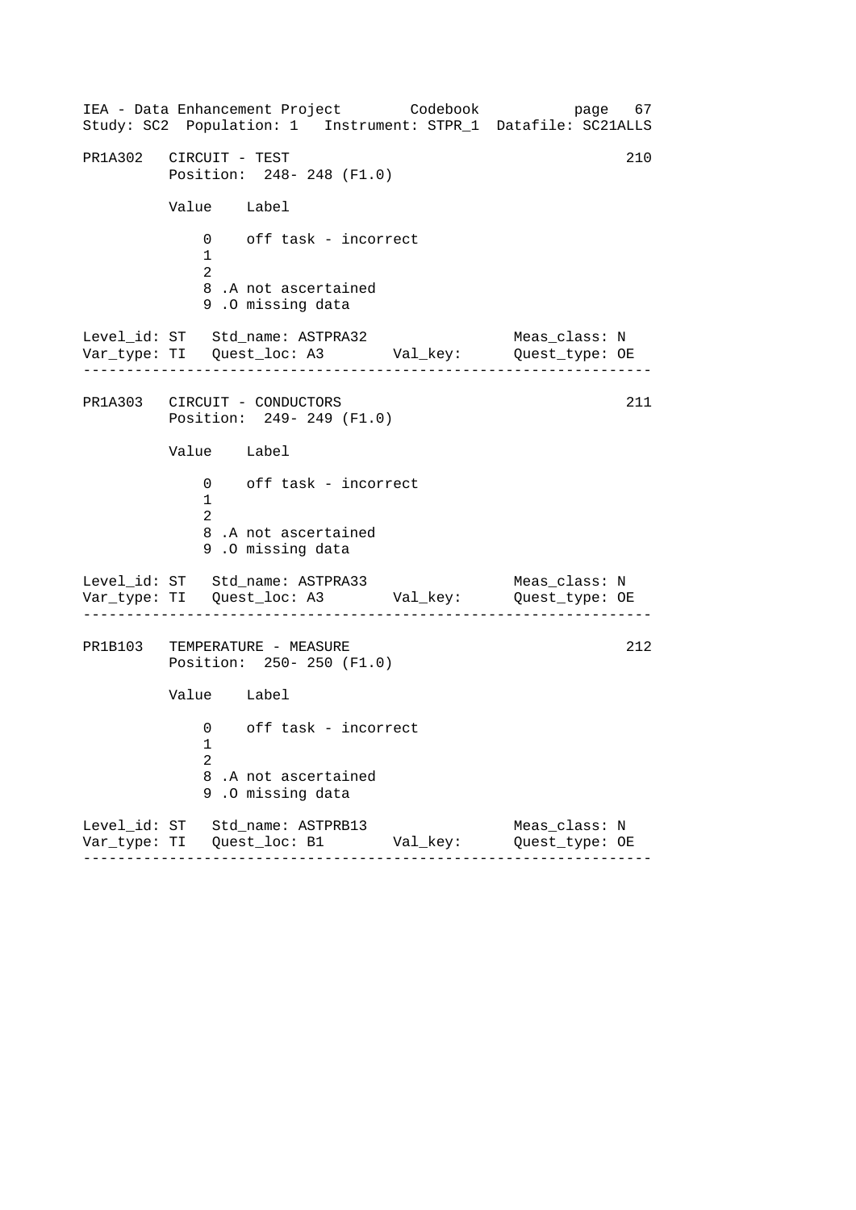```
PR1A302   CIRCUIT - TEST                                          210
          Position:  248- 248 (F1.0)

          Value    Label

              0    off task - incorrect
              1
              2
              8 .A not ascertained
              9 .O missing data

Level_id: ST   Std_name: ASTPRA32                Meas_class: N
Var_type: TI   Quest_loc: A3       Val_key:      Quest_type: OE
-----------------------------------------------------------------

PR1A303   CIRCUIT - CONDUCTORS                                    211
          Position:  249- 249 (F1.0)

          Value    Label

              0    off task - incorrect
              1
              2
              8 .A not ascertained
              9 .O missing data

Level_id: ST   Std_name: ASTPRA33                Meas_class: N
Var_type: TI   Quest_loc: A3       Val_key:      Quest_type: OE
-----------------------------------------------------------------

PR1B103   TEMPERATURE - MEASURE                                   212
          Position:  250- 250 (F1.0)

          Value    Label

              0    off task - incorrect
              1
              2
              8 .A not ascertained
              9 .O missing data

Level_id: ST   Std_name: ASTPRB13                Meas_class: N
Var_type: TI   Quest_loc: B1       Val_key:      Quest_type: OE
-----------------------------------------------------------------
```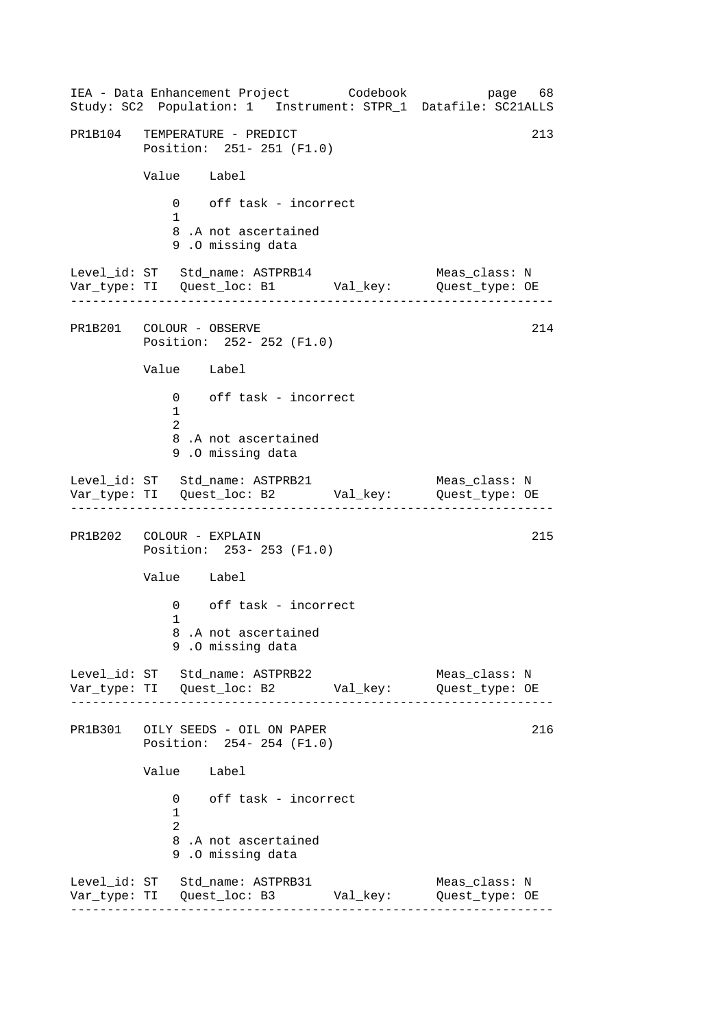```
PR1B104   TEMPERATURE - PREDICT                                   213
          Position:  251- 251 (F1.0)

          Value    Label

              0    off task - incorrect
              1
              8 .A not ascertained
              9 .O missing data

Level_id: ST   Std_name: ASTPRB14               Meas_class: N
Var_type: TI   Quest_loc: B1       Val_key:      Quest_type: OE
-----------------------------------------------------------------

PR1B201   COLOUR - OBSERVE                                        214
          Position:  252- 252 (F1.0)

          Value    Label

              0    off task - incorrect
              1
              2
              8 .A not ascertained
              9 .O missing data

Level_id: ST   Std_name: ASTPRB21               Meas_class: N
Var_type: TI   Quest_loc: B2       Val_key:      Quest_type: OE
-----------------------------------------------------------------

PR1B202   COLOUR - EXPLAIN                                        215
          Position:  253- 253 (F1.0)

          Value    Label

              0    off task - incorrect
              1
              8 .A not ascertained
              9 .O missing data

Level_id: ST   Std_name: ASTPRB22               Meas_class: N
Var_type: TI   Quest_loc: B2       Val_key:      Quest_type: OE
-----------------------------------------------------------------

PR1B301   OILY SEEDS - OIL ON PAPER                               216
          Position:  254- 254 (F1.0)

          Value    Label

              0    off task - incorrect
              1
              2
              8 .A not ascertained
              9 .O missing data

Level_id: ST   Std_name: ASTPRB31               Meas_class: N
Var_type: TI   Quest_loc: B3       Val_key:      Quest_type: OE
-----------------------------------------------------------------
```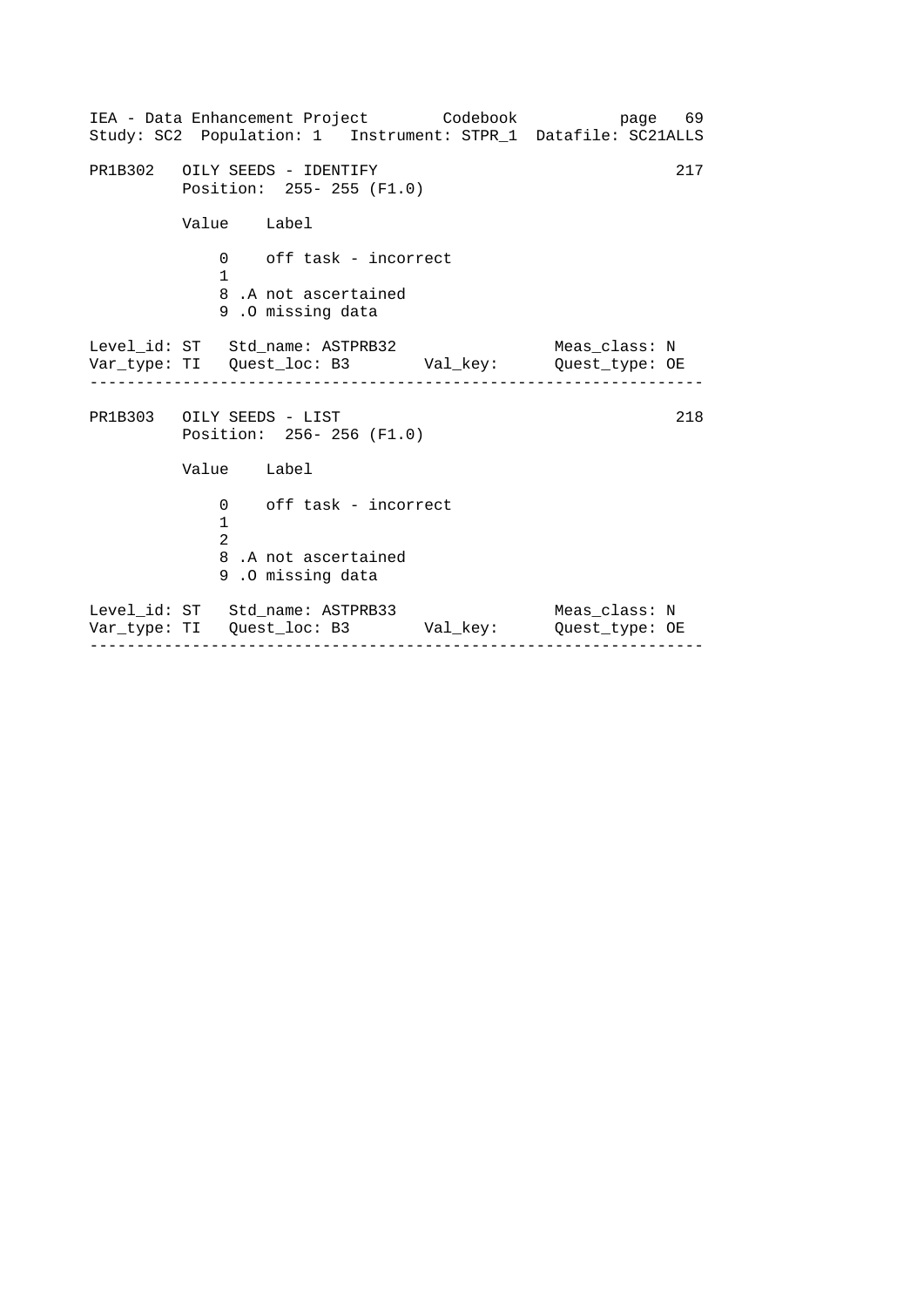PR1B302   OILY SEEDS - IDENTIFY   217
Position: 255- 255 (F1.0)

| Value | Label |
|---|---|
| 0 | off task - incorrect |
| 1 | |
| 8 | .A not ascertained |
| 9 | .O missing data |

Level_id: ST   Std_name: ASTPRB32   Meas_class: N
Var_type: TI   Quest_loc: B3   Val_key:   Quest_type: OE

---

PR1B303   OILY SEEDS - LIST   218
Position: 256- 256 (F1.0)

| Value | Label |
|---|---|
| 0 | off task - incorrect |
| 1 | |
| 2 | |
| 8 | .A not ascertained |
| 9 | .O missing data |

Level_id: ST   Std_name: ASTPRB33   Meas_class: N
Var_type: TI   Quest_loc: B3   Val_key:   Quest_type: OE

---